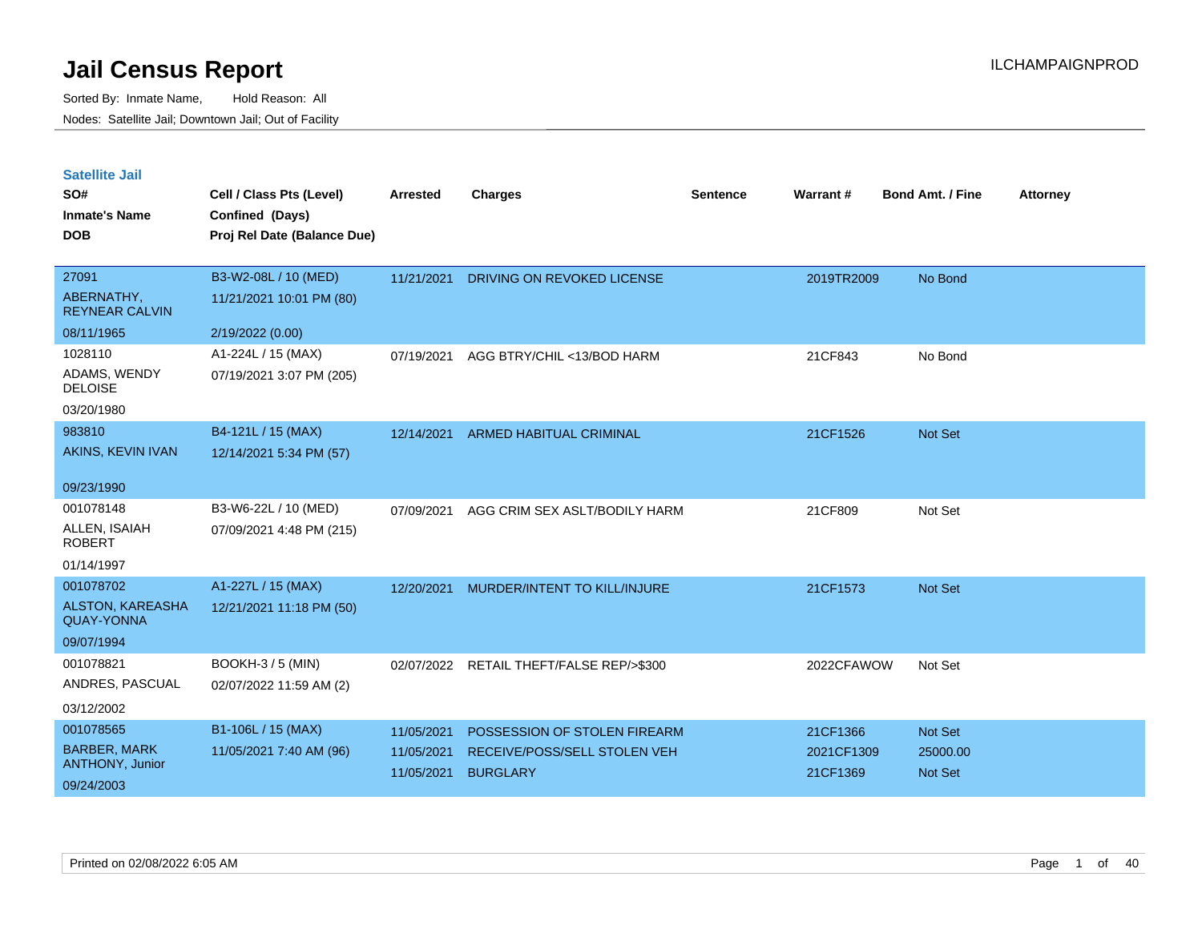# Jail Census Report

ILCHAMPAIGNPROD

Sorted By: Inmate Name, Hold Reason: All

Nodes: Satellite Jail; Downtown Jail; Out of Facility

## Satellite Jail

| SO# / Inmate's Name / DOB | Cell / Class Pts (Level) / Confined (Days) / Proj Rel Date (Balance Due) | Arrested | Charges | Sentence | Warrant # | Bond Amt. / Fine | Attorney |
|---|---|---|---|---|---|---|---|
| 27091<br>ABERNATHY, REYNEAR CALVIN<br>08/11/1965 | B3-W2-08L / 10 (MED)<br>11/21/2021 10:01 PM (80)<br>2/19/2022 (0.00) | 11/21/2021 | DRIVING ON REVOKED LICENSE | | 2019TR2009 | No Bond | |
| 1028110<br>ADAMS, WENDY DELOISE<br>03/20/1980 | A1-224L / 15 (MAX)<br>07/19/2021 3:07 PM (205) | 07/19/2021 | AGG BTRY/CHIL <13/BOD HARM | | 21CF843 | No Bond | |
| 983810<br>AKINS, KEVIN IVAN<br>09/23/1990 | B4-121L / 15 (MAX)<br>12/14/2021 5:34 PM (57) | 12/14/2021 | ARMED HABITUAL CRIMINAL | | 21CF1526 | Not Set | |
| 001078148<br>ALLEN, ISAIAH ROBERT<br>01/14/1997 | B3-W6-22L / 10 (MED)<br>07/09/2021 4:48 PM (215) | 07/09/2021 | AGG CRIM SEX ASLT/BODILY HARM | | 21CF809 | Not Set | |
| 001078702<br>ALSTON, KAREASHA QUAY-YONNA<br>09/07/1994 | A1-227L / 15 (MAX)<br>12/21/2021 11:18 PM (50) | 12/20/2021 | MURDER/INTENT TO KILL/INJURE | | 21CF1573 | Not Set | |
| 001078821<br>ANDRES, PASCUAL<br>03/12/2002 | BOOKH-3 / 5 (MIN)<br>02/07/2022 11:59 AM (2) | 02/07/2022 | RETAIL THEFT/FALSE REP/>$300 | | 2022CFAWOW | Not Set | |
| 001078565<br>BARBER, MARK ANTHONY, Junior<br>09/24/2003 | B1-106L / 15 (MAX)<br>11/05/2021 7:40 AM (96) | 11/05/2021<br>11/05/2021<br>11/05/2021 | POSSESSION OF STOLEN FIREARM<br>RECEIVE/POSS/SELL STOLEN VEH<br>BURGLARY | | 21CF1366<br>2021CF1309<br>21CF1369 | Not Set<br>25000.00<br>Not Set | |

Printed on 02/08/2022 6:05 AM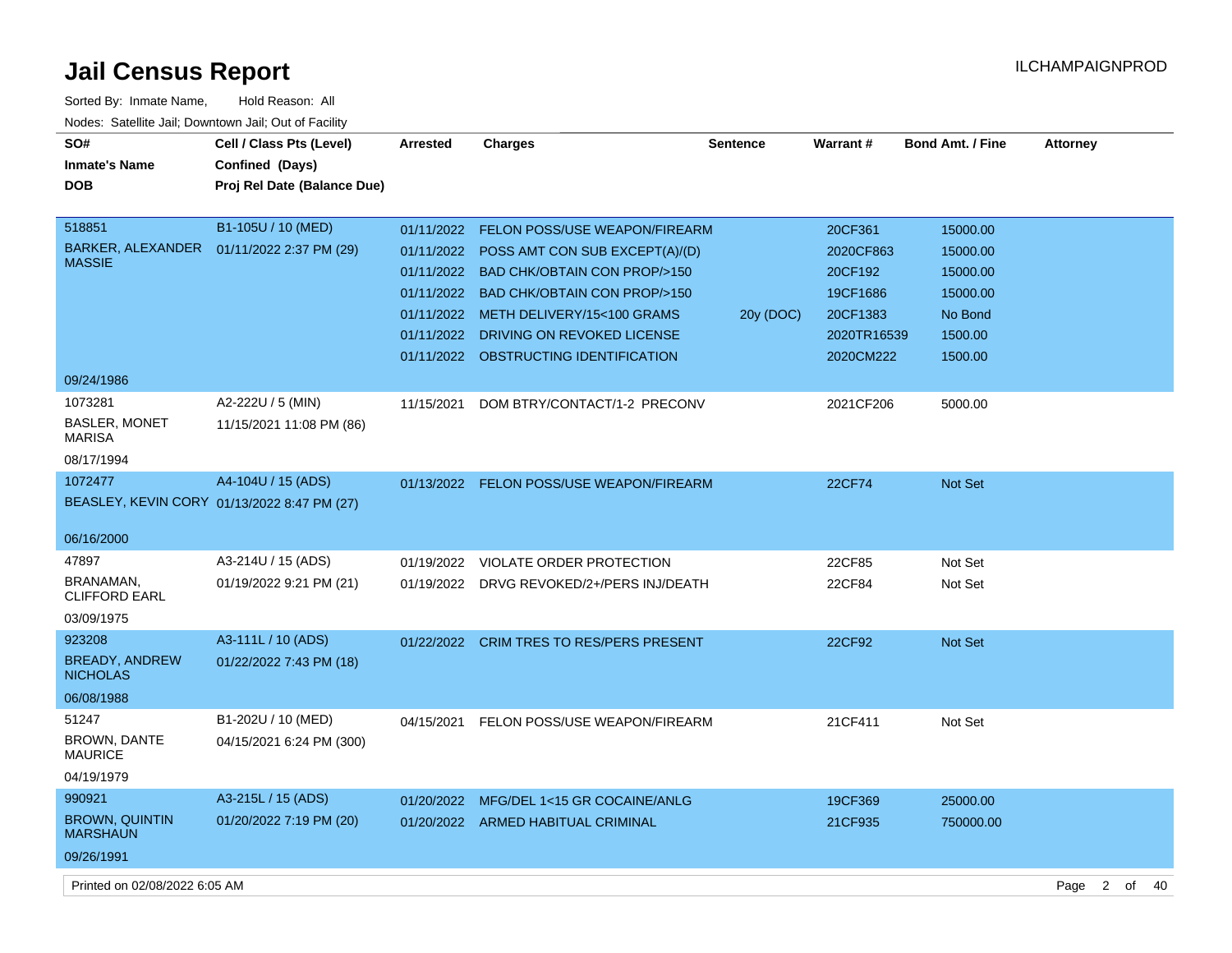# Jail Census Report

ILCHAMPAIGNPROD

Sorted By: Inmate Name, Hold Reason: All

Nodes: Satellite Jail; Downtown Jail; Out of Facility

| SO# / Inmate's Name / DOB | Cell / Class Pts (Level) / Confined (Days) / Proj Rel Date (Balance Due) | Arrested | Charges | Sentence | Warrant # | Bond Amt. / Fine | Attorney |
|---|---|---|---|---|---|---|---|
| 518851 | B1-105U / 10 (MED) | 01/11/2022 | FELON POSS/USE WEAPON/FIREARM | | 20CF361 | 15000.00 | |
| BARKER, ALEXANDER MASSIE | 01/11/2022 2:37 PM (29) | 01/11/2022 | POSS AMT CON SUB EXCEPT(A)/(D) | | 2020CF863 | 15000.00 | |
| | | 01/11/2022 | BAD CHK/OBTAIN CON PROP/>150 | | 20CF192 | 15000.00 | |
| | | 01/11/2022 | BAD CHK/OBTAIN CON PROP/>150 | | 19CF1686 | 15000.00 | |
| | | 01/11/2022 | METH DELIVERY/15<100 GRAMS | 20y (DOC) | 20CF1383 | No Bond | |
| | | 01/11/2022 | DRIVING ON REVOKED LICENSE | | 2020TR16539 | 1500.00 | |
| | | 01/11/2022 | OBSTRUCTING IDENTIFICATION | | 2020CM222 | 1500.00 | |
| 09/24/1986 | | | | | | | |
| 1073281 | A2-222U / 5 (MIN) | 11/15/2021 | DOM BTRY/CONTACT/1-2 PRECONV | | 2021CF206 | 5000.00 | |
| BASLER, MONET MARISA | 11/15/2021 11:08 PM (86) | | | | | | |
| 08/17/1994 | | | | | | | |
| 1072477 | A4-104U / 15 (ADS) | 01/13/2022 | FELON POSS/USE WEAPON/FIREARM | | 22CF74 | Not Set | |
| BEASLEY, KEVIN CORY | 01/13/2022 8:47 PM (27) | | | | | | |
| 06/16/2000 | | | | | | | |
| 47897 | A3-214U / 15 (ADS) | 01/19/2022 | VIOLATE ORDER PROTECTION | | 22CF85 | Not Set | |
| BRANAMAN, CLIFFORD EARL | 01/19/2022 9:21 PM (21) | 01/19/2022 | DRVG REVOKED/2+/PERS INJ/DEATH | | 22CF84 | Not Set | |
| 03/09/1975 | | | | | | | |
| 923208 | A3-111L / 10 (ADS) | 01/22/2022 | CRIM TRES TO RES/PERS PRESENT | | 22CF92 | Not Set | |
| BREADY, ANDREW NICHOLAS | 01/22/2022 7:43 PM (18) | | | | | | |
| 06/08/1988 | | | | | | | |
| 51247 | B1-202U / 10 (MED) | 04/15/2021 | FELON POSS/USE WEAPON/FIREARM | | 21CF411 | Not Set | |
| BROWN, DANTE MAURICE | 04/15/2021 6:24 PM (300) | | | | | | |
| 04/19/1979 | | | | | | | |
| 990921 | A3-215L / 15 (ADS) | 01/20/2022 | MFG/DEL 1<15 GR COCAINE/ANLG | | 19CF369 | 25000.00 | |
| BROWN, QUINTIN MARSHAUN | 01/20/2022 7:19 PM (20) | 01/20/2022 | ARMED HABITUAL CRIMINAL | | 21CF935 | 750000.00 | |
| 09/26/1991 | | | | | | | |

Printed on 02/08/2022 6:05 AM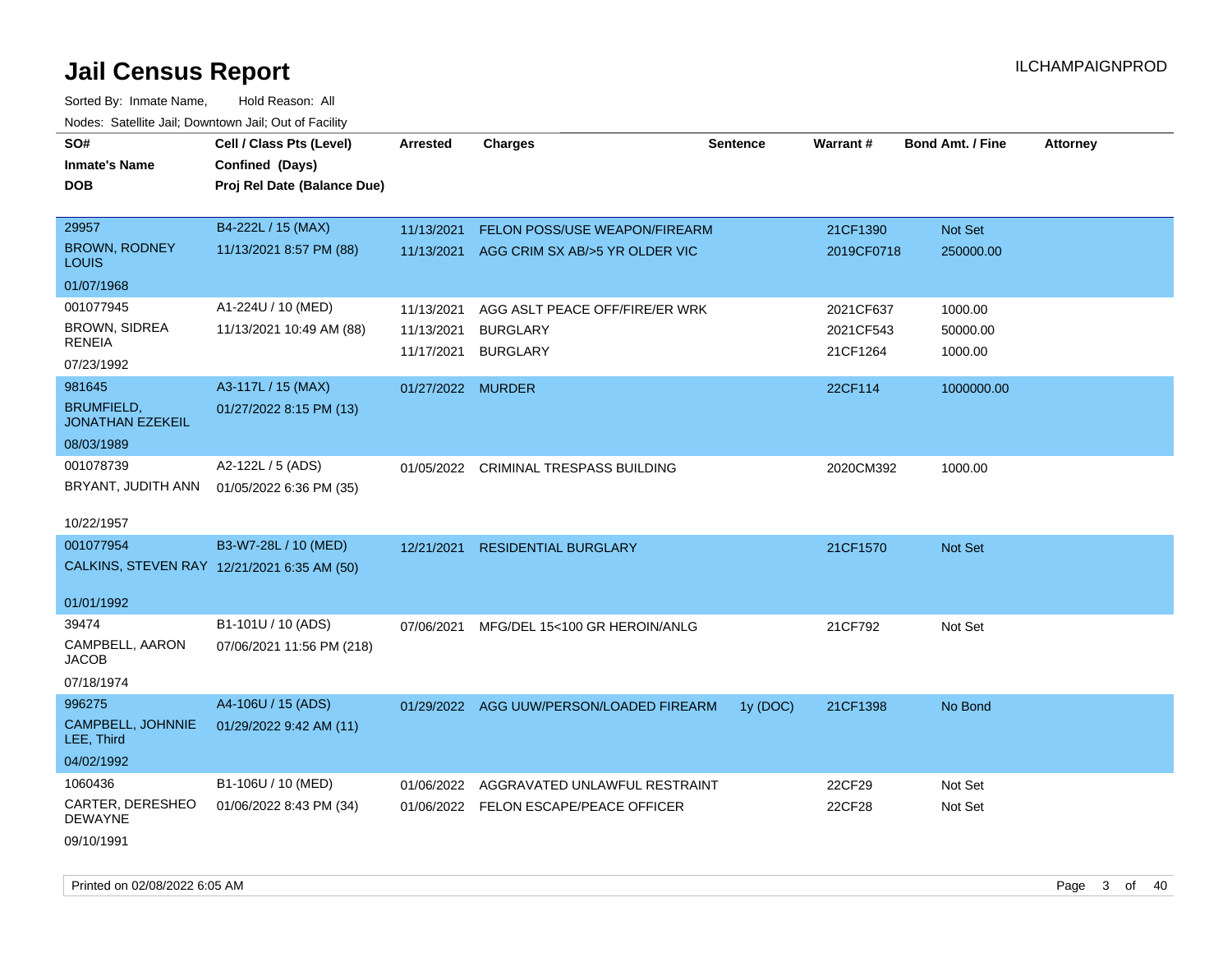# Jail Census Report

ILCHAMPAIGNPROD

Sorted By: Inmate Name, Hold Reason: All

Nodes: Satellite Jail; Downtown Jail; Out of Facility

| SO# / Inmate's Name / DOB | Cell / Class Pts (Level) / Confined (Days) / Proj Rel Date (Balance Due) | Arrested | Charges | Sentence | Warrant # | Bond Amt. / Fine | Attorney |
|---|---|---|---|---|---|---|---|
| 29957<br>BROWN, RODNEY LOUIS<br>01/07/1968 | B4-222L / 15 (MAX)<br>11/13/2021 8:57 PM (88) | 11/13/2021<br>11/13/2021 | FELON POSS/USE WEAPON/FIREARM<br>AGG CRIM SX AB/>5 YR OLDER VIC | | 21CF1390<br>2019CF0718 | Not Set<br>250000.00 | |
| 001077945<br>BROWN, SIDREA RENEIA<br>07/23/1992 | A1-224U / 10 (MED)<br>11/13/2021 10:49 AM (88) | 11/13/2021<br>11/13/2021<br>11/17/2021 | AGG ASLT PEACE OFF/FIRE/ER WRK<br>BURGLARY<br>BURGLARY | | 2021CF637<br>2021CF543<br>21CF1264 | 1000.00<br>50000.00<br>1000.00 | |
| 981645<br>BRUMFIELD, JONATHAN EZEKEIL<br>08/03/1989 | A3-117L / 15 (MAX)<br>01/27/2022 8:15 PM (13) | 01/27/2022 | MURDER | | 22CF114 | 1000000.00 | |
| 001078739<br>BRYANT, JUDITH ANN<br>10/22/1957 | A2-122L / 5 (ADS)<br>01/05/2022 6:36 PM (35) | 01/05/2022 | CRIMINAL TRESPASS BUILDING | | 2020CM392 | 1000.00 | |
| 001077954<br>CALKINS, STEVEN RAY<br>01/01/1992 | B3-W7-28L / 10 (MED)<br>12/21/2021 6:35 AM (50) | 12/21/2021 | RESIDENTIAL BURGLARY | | 21CF1570 | Not Set | |
| 39474<br>CAMPBELL, AARON JACOB<br>07/18/1974 | B1-101U / 10 (ADS)<br>07/06/2021 11:56 PM (218) | 07/06/2021 | MFG/DEL 15<100 GR HEROIN/ANLG | | 21CF792 | Not Set | |
| 996275<br>CAMPBELL, JOHNNIE LEE, Third<br>04/02/1992 | A4-106U / 15 (ADS)<br>01/29/2022 9:42 AM (11) | 01/29/2022 | AGG UUW/PERSON/LOADED FIREARM | 1y (DOC) | 21CF1398 | No Bond | |
| 1060436<br>CARTER, DERESHEO DEWAYNE<br>09/10/1991 | B1-106U / 10 (MED)<br>01/06/2022 8:43 PM (34) | 01/06/2022<br>01/06/2022 | AGGRAVATED UNLAWFUL RESTRAINT<br>FELON ESCAPE/PEACE OFFICER | | 22CF29<br>22CF28 | Not Set<br>Not Set | |

Printed on 02/08/2022 6:05 AM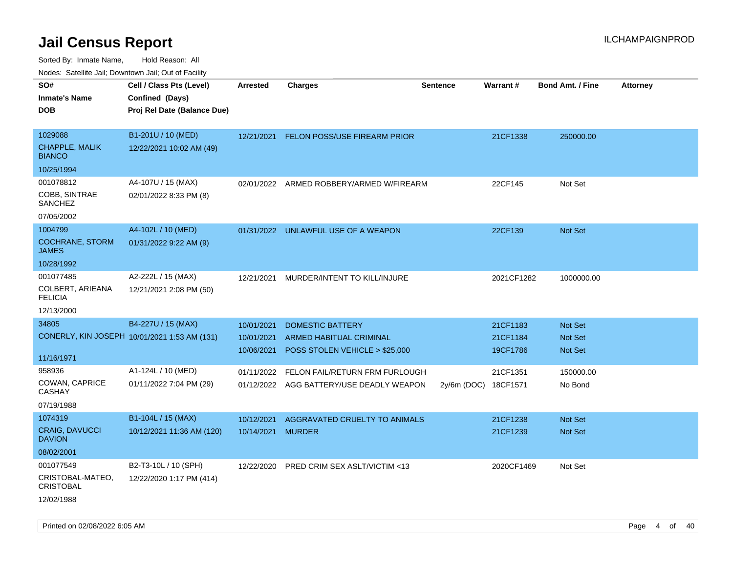# Jail Census Report

ILCHAMPAIGNPROD

Sorted By: Inmate Name, Hold Reason: All

Nodes: Satellite Jail; Downtown Jail; Out of Facility

| SO# / Inmate's Name / DOB | Cell / Class Pts (Level) / Confined (Days) / Proj Rel Date (Balance Due) | Arrested | Charges | Sentence | Warrant # | Bond Amt. / Fine | Attorney |
|---|---|---|---|---|---|---|---|
| 1029088<br>CHAPPLE, MALIK BIANCO<br>10/25/1994 | B1-201U / 10 (MED)<br>12/22/2021 10:02 AM (49) | 12/21/2021 | FELON POSS/USE FIREARM PRIOR | | 21CF1338 | 250000.00 | |
| 001078812<br>COBB, SINTRAE SANCHEZ<br>07/05/2002 | A4-107U / 15 (MAX)<br>02/01/2022 8:33 PM (8) | 02/01/2022 | ARMED ROBBERY/ARMED W/FIREARM | | 22CF145 | Not Set | |
| 1004799<br>COCHRANE, STORM JAMES<br>10/28/1992 | A4-102L / 10 (MED)<br>01/31/2022 9:22 AM (9) | 01/31/2022 | UNLAWFUL USE OF A WEAPON | | 22CF139 | Not Set | |
| 001077485<br>COLBERT, ARIEANA FELICIA<br>12/13/2000 | A2-222L / 15 (MAX)<br>12/21/2021 2:08 PM (50) | 12/21/2021 | MURDER/INTENT TO KILL/INJURE | | 2021CF1282 | 1000000.00 | |
| 34805<br>CONERLY, KIN JOSEPH<br>11/16/1971 | B4-227U / 15 (MAX)<br>10/01/2021 1:53 AM (131) | 10/01/2021 | DOMESTIC BATTERY | | 21CF1183 | Not Set | |
| | | 10/01/2021 | ARMED HABITUAL CRIMINAL | | 21CF1184 | Not Set | |
| | | 10/06/2021 | POSS STOLEN VEHICLE > $25,000 | | 19CF1786 | Not Set | |
| 958936<br>COWAN, CAPRICE CASHAY<br>07/19/1988 | A1-124L / 10 (MED)<br>01/11/2022 7:04 PM (29) | 01/11/2022 | FELON FAIL/RETURN FRM FURLOUGH | | 21CF1351 | 150000.00 | |
| | | 01/12/2022 | AGG BATTERY/USE DEADLY WEAPON | 2y/6m (DOC) | 18CF1571 | No Bond | |
| 1074319<br>CRAIG, DAVUCCI DAVION<br>08/02/2001 | B1-104L / 15 (MAX)<br>10/12/2021 11:36 AM (120) | 10/12/2021 | AGGRAVATED CRUELTY TO ANIMALS | | 21CF1238 | Not Set | |
| | | 10/14/2021 | MURDER | | 21CF1239 | Not Set | |
| 001077549<br>CRISTOBAL-MATEO, CRISTOBAL<br>12/02/1988 | B2-T3-10L / 10 (SPH)<br>12/22/2020 1:17 PM (414) | 12/22/2020 | PRED CRIM SEX ASLT/VICTIM <13 | | 2020CF1469 | Not Set | |

Printed on 02/08/2022 6:05 AM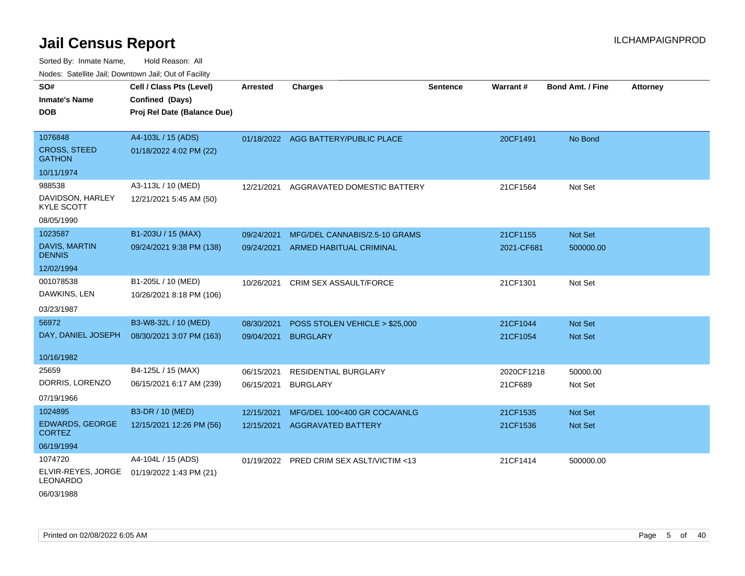# Jail Census Report

ILCHAMPAIGNPROD

Sorted By: Inmate Name, Hold Reason: All

Nodes: Satellite Jail; Downtown Jail; Out of Facility

| SO# / Inmate's Name / DOB | Cell / Class Pts (Level) / Confined (Days) / Proj Rel Date (Balance Due) | Arrested | Charges | Sentence | Warrant # | Bond Amt. / Fine | Attorney |
|---|---|---|---|---|---|---|---|
| 1076848<br>CROSS, STEED GATHON<br>10/11/1974 | A4-103L / 15 (ADS)<br>01/18/2022 4:02 PM (22) | 01/18/2022 | AGG BATTERY/PUBLIC PLACE | | 20CF1491 | No Bond | |
| 988538<br>DAVIDSON, HARLEY KYLE SCOTT<br>08/05/1990 | A3-113L / 10 (MED)<br>12/21/2021 5:45 AM (50) | 12/21/2021 | AGGRAVATED DOMESTIC BATTERY | | 21CF1564 | Not Set | |
| 1023587<br>DAVIS, MARTIN DENNIS<br>12/02/1994 | B1-203U / 15 (MAX)<br>09/24/2021 9:38 PM (138) | 09/24/2021<br>09/24/2021 | MFG/DEL CANNABIS/2.5-10 GRAMS<br>ARMED HABITUAL CRIMINAL | | 21CF1155<br>2021-CF681 | Not Set<br>500000.00 | |
| 001078538<br>DAWKINS, LEN<br>03/23/1987 | B1-205L / 10 (MED)<br>10/26/2021 8:18 PM (106) | 10/26/2021 | CRIM SEX ASSAULT/FORCE | | 21CF1301 | Not Set | |
| 56972<br>DAY, DANIEL JOSEPH<br>10/16/1982 | B3-W8-32L / 10 (MED)<br>08/30/2021 3:07 PM (163) | 08/30/2021<br>09/04/2021 | POSS STOLEN VEHICLE > $25,000<br>BURGLARY | | 21CF1044<br>21CF1054 | Not Set<br>Not Set | |
| 25659<br>DORRIS, LORENZO<br>07/19/1966 | B4-125L / 15 (MAX)<br>06/15/2021 6:17 AM (239) | 06/15/2021<br>06/15/2021 | RESIDENTIAL BURGLARY<br>BURGLARY | | 2020CF1218<br>21CF689 | 50000.00<br>Not Set | |
| 1024895<br>EDWARDS, GEORGE CORTEZ<br>06/19/1994 | B3-DR / 10 (MED)<br>12/15/2021 12:26 PM (56) | 12/15/2021<br>12/15/2021 | MFG/DEL 100<400 GR COCA/ANLG<br>AGGRAVATED BATTERY | | 21CF1535<br>21CF1536 | Not Set<br>Not Set | |
| 1074720<br>ELVIR-REYES, JORGE LEONARDO<br>06/03/1988 | A4-104L / 15 (ADS)<br>01/19/2022 1:43 PM (21) | 01/19/2022 | PRED CRIM SEX ASLT/VICTIM <13 | | 21CF1414 | 500000.00 | |

Printed on 02/08/2022 6:05 AM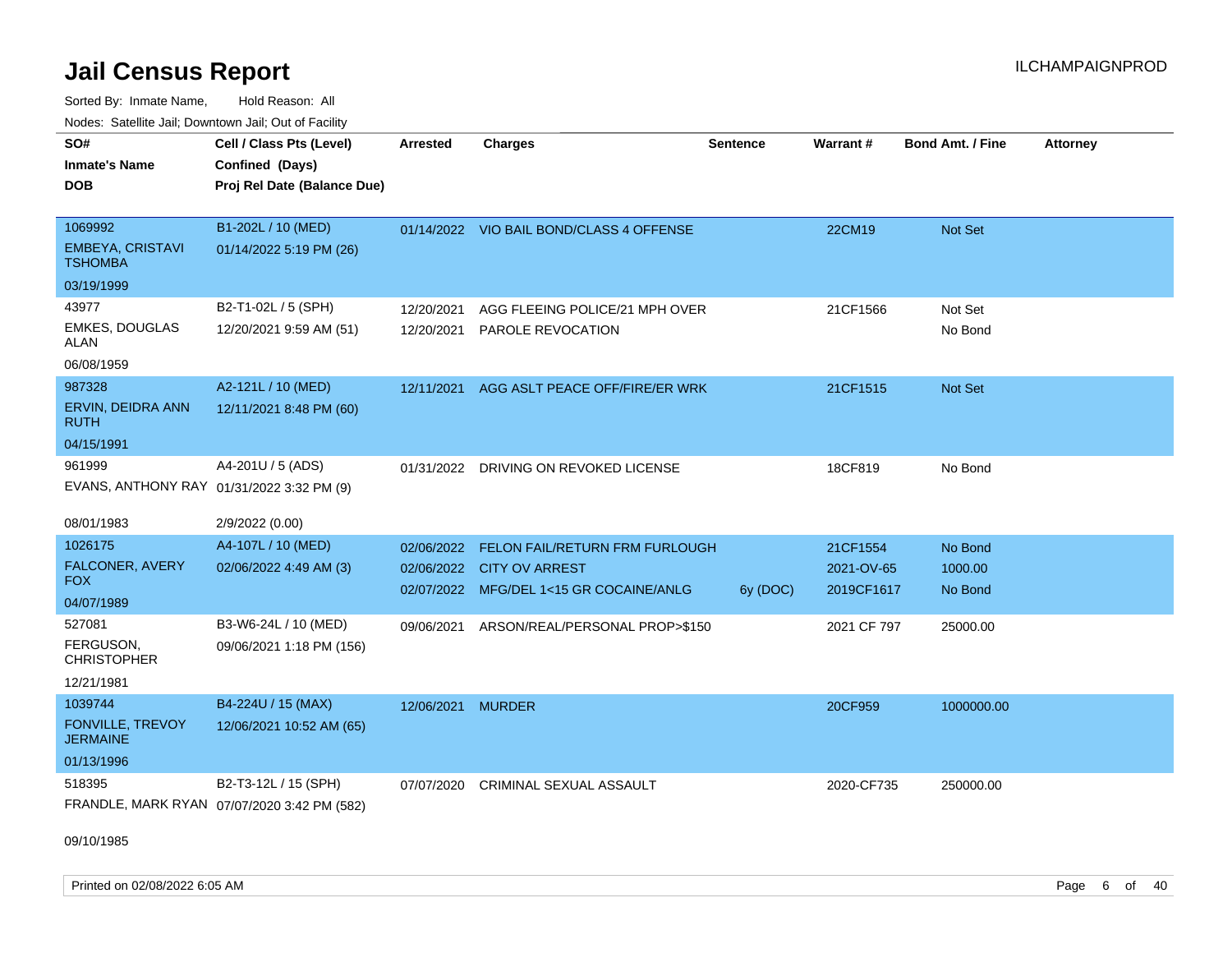# Jail Census Report

ILCHAMPAIGNPROD

Sorted By: Inmate Name, Hold Reason: All

Nodes: Satellite Jail; Downtown Jail; Out of Facility

| SO# / Inmate's Name / DOB | Cell / Class Pts (Level) / Confined (Days) / Proj Rel Date (Balance Due) | Arrested | Charges | Sentence | Warrant # | Bond Amt. / Fine | Attorney |
|---|---|---|---|---|---|---|---|
| 1069992<br>EMBEYA, CRISTAVI TSHOMBA<br>03/19/1999 | B1-202L / 10 (MED)<br>01/14/2022 5:19 PM (26) | 01/14/2022 | VIO BAIL BOND/CLASS 4 OFFENSE | | 22CM19 | Not Set | |
| 43977<br>EMKES, DOUGLAS ALAN<br>06/08/1959 | B2-T1-02L / 5 (SPH)<br>12/20/2021 9:59 AM (51) | 12/20/2021 | AGG FLEEING POLICE/21 MPH OVER | | 21CF1566 | Not Set | |
| | | 12/20/2021 | PAROLE REVOCATION | | | No Bond | |
| 987328<br>ERVIN, DEIDRA ANN RUTH<br>04/15/1991 | A2-121L / 10 (MED)<br>12/11/2021 8:48 PM (60) | 12/11/2021 | AGG ASLT PEACE OFF/FIRE/ER WRK | | 21CF1515 | Not Set | |
| 961999<br>EVANS, ANTHONY RAY<br>08/01/1983 | A4-201U / 5 (ADS)<br>01/31/2022 3:32 PM (9)<br>2/9/2022 (0.00) | 01/31/2022 | DRIVING ON REVOKED LICENSE | | 18CF819 | No Bond | |
| 1026175<br>FALCONER, AVERY FOX<br>04/07/1989 | A4-107L / 10 (MED)<br>02/06/2022 4:49 AM (3) | 02/06/2022 | FELON FAIL/RETURN FRM FURLOUGH | | 21CF1554 | No Bond | |
| | | 02/06/2022 | CITY OV ARREST | | 2021-OV-65 | 1000.00 | |
| | | 02/07/2022 | MFG/DEL 1<15 GR COCAINE/ANLG | 6y (DOC) | 2019CF1617 | No Bond | |
| 527081<br>FERGUSON, CHRISTOPHER<br>12/21/1981 | B3-W6-24L / 10 (MED)<br>09/06/2021 1:18 PM (156) | 09/06/2021 | ARSON/REAL/PERSONAL PROP>$150 | | 2021 CF 797 | 25000.00 | |
| 1039744<br>FONVILLE, TREVOY JERMAINE<br>01/13/1996 | B4-224U / 15 (MAX)<br>12/06/2021 10:52 AM (65) | 12/06/2021 | MURDER | | 20CF959 | 1000000.00 | |
| 518395<br>FRANDLE, MARK RYAN<br>09/10/1985 | B2-T3-12L / 15 (SPH)<br>07/07/2020 3:42 PM (582) | 07/07/2020 | CRIMINAL SEXUAL ASSAULT | | 2020-CF735 | 250000.00 | |

Printed on 02/08/2022 6:05 AM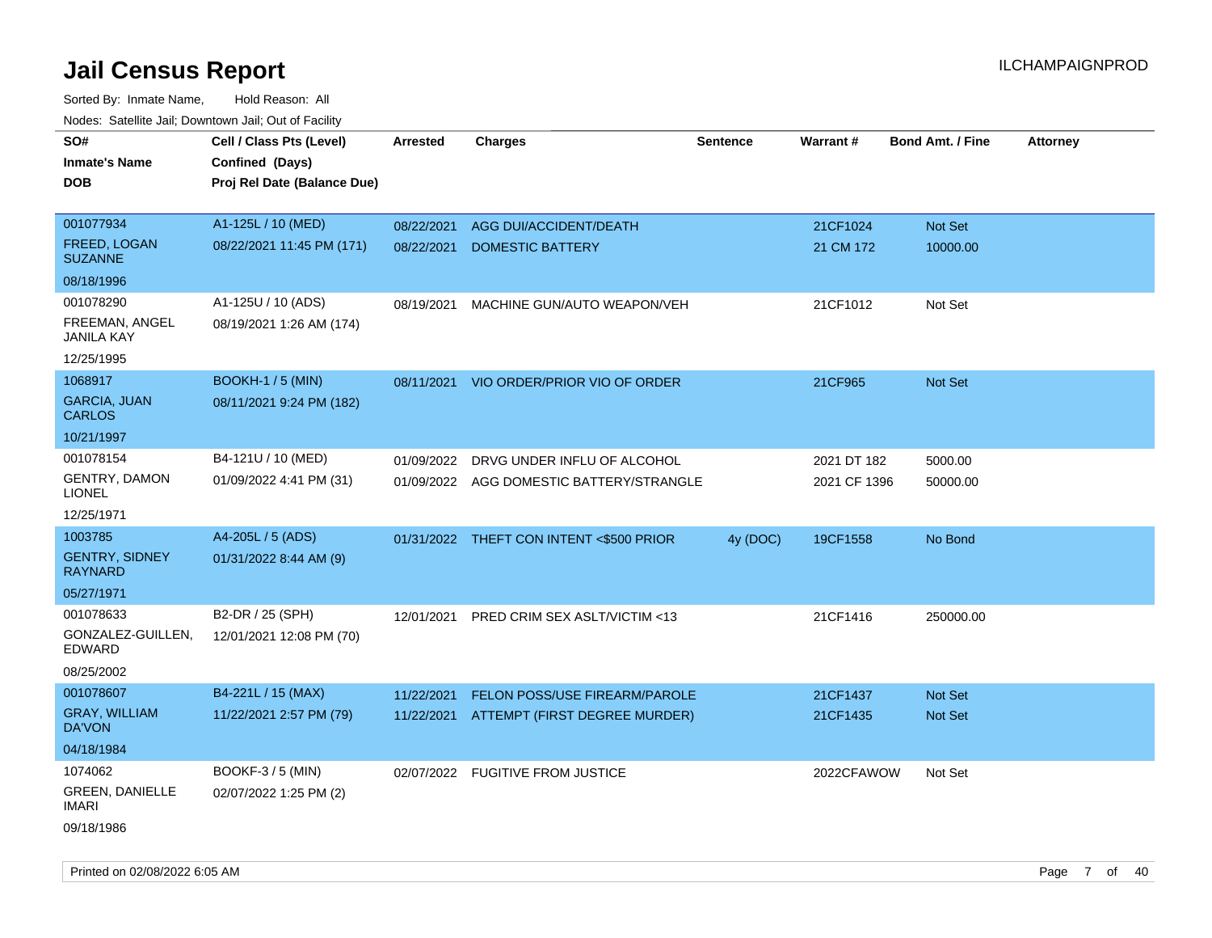# Jail Census Report

ILCHAMPAIGNPROD

Sorted By: Inmate Name, Hold Reason: All

Nodes: Satellite Jail; Downtown Jail; Out of Facility

| SO# / Inmate's Name / DOB | Cell / Class Pts (Level) / Confined (Days) / Proj Rel Date (Balance Due) | Arrested | Charges | Sentence | Warrant # | Bond Amt. / Fine | Attorney |
|---|---|---|---|---|---|---|---|
| 001077934<br>FREED, LOGAN SUZANNE<br>08/18/1996 | A1-125L / 10 (MED)<br>08/22/2021 11:45 PM (171) | 08/22/2021<br>08/22/2021 | AGG DUI/ACCIDENT/DEATH<br>DOMESTIC BATTERY | | 21CF1024<br>21 CM 172 | Not Set<br>10000.00 | |
| 001078290<br>FREEMAN, ANGEL JANILA KAY<br>12/25/1995 | A1-125U / 10 (ADS)<br>08/19/2021 1:26 AM (174) | 08/19/2021 | MACHINE GUN/AUTO WEAPON/VEH | | 21CF1012 | Not Set | |
| 1068917<br>GARCIA, JUAN CARLOS<br>10/21/1997 | BOOKH-1 / 5 (MIN)<br>08/11/2021 9:24 PM (182) | 08/11/2021 | VIO ORDER/PRIOR VIO OF ORDER | | 21CF965 | Not Set | |
| 001078154<br>GENTRY, DAMON LIONEL<br>12/25/1971 | B4-121U / 10 (MED)<br>01/09/2022 4:41 PM (31) | 01/09/2022<br>01/09/2022 | DRVG UNDER INFLU OF ALCOHOL<br>AGG DOMESTIC BATTERY/STRANGLE | | 2021 DT 182<br>2021 CF 1396 | 5000.00<br>50000.00 | |
| 1003785<br>GENTRY, SIDNEY RAYNARD<br>05/27/1971 | A4-205L / 5 (ADS)<br>01/31/2022 8:44 AM (9) | 01/31/2022 | THEFT CON INTENT <$500 PRIOR | 4y (DOC) | 19CF1558 | No Bond | |
| 001078633<br>GONZALEZ-GUILLEN, EDWARD<br>08/25/2002 | B2-DR / 25 (SPH)<br>12/01/2021 12:08 PM (70) | 12/01/2021 | PRED CRIM SEX ASLT/VICTIM <13 | | 21CF1416 | 250000.00 | |
| 001078607<br>GRAY, WILLIAM DA'VON<br>04/18/1984 | B4-221L / 15 (MAX)<br>11/22/2021 2:57 PM (79) | 11/22/2021<br>11/22/2021 | FELON POSS/USE FIREARM/PAROLE<br>ATTEMPT (FIRST DEGREE MURDER) | | 21CF1437<br>21CF1435 | Not Set<br>Not Set | |
| 1074062<br>GREEN, DANIELLE IMARI<br>09/18/1986 | BOOKF-3 / 5 (MIN)<br>02/07/2022 1:25 PM (2) | 02/07/2022 | FUGITIVE FROM JUSTICE | | 2022CFAWOW | Not Set | |

Printed on 02/08/2022 6:05 AM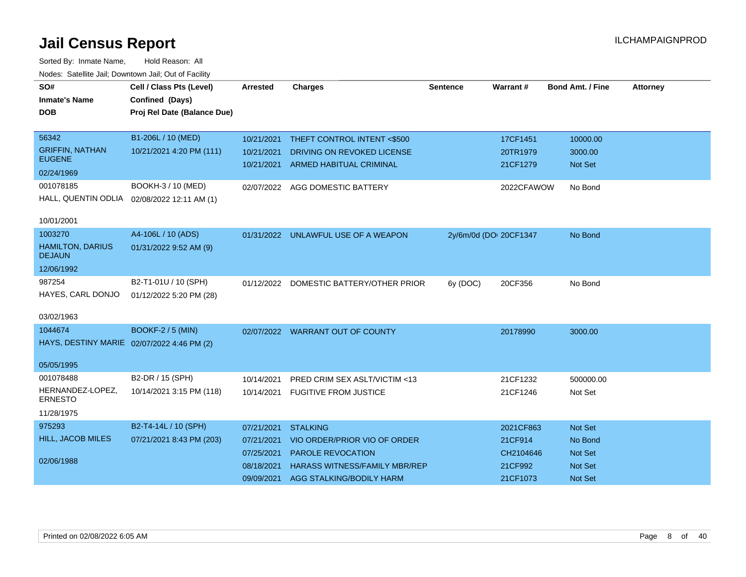# Jail Census Report

Sorted By: Inmate Name, Hold Reason: All

Nodes: Satellite Jail; Downtown Jail; Out of Facility

| SO# / Inmate's Name / DOB | Cell / Class Pts (Level) / Confined (Days) / Proj Rel Date (Balance Due) | Arrested | Charges | Sentence | Warrant # | Bond Amt. / Fine | Attorney |
|---|---|---|---|---|---|---|---|
| 56342<br>GRIFFIN, NATHAN EUGENE<br>02/24/1969 | B1-206L / 10 (MED)<br>10/21/2021 4:20 PM (111) | 10/21/2021 | THEFT CONTROL INTENT <$500 | | 17CF1451 | 10000.00 | |
| | | 10/21/2021 | DRIVING ON REVOKED LICENSE | | 20TR1979 | 3000.00 | |
| | | 10/21/2021 | ARMED HABITUAL CRIMINAL | | 21CF1279 | Not Set | |
| 001078185<br>HALL, QUENTIN ODLIA<br>10/01/2001 | BOOKH-3 / 10 (MED)<br>02/08/2022 12:11 AM (1) | 02/07/2022 | AGG DOMESTIC BATTERY | | 2022CFAWOW | No Bond | |
| 1003270<br>HAMILTON, DARIUS DEJAUN<br>12/06/1992 | A4-106L / 10 (ADS)<br>01/31/2022 9:52 AM (9) | 01/31/2022 | UNLAWFUL USE OF A WEAPON | 2y/6m/0d (DOC) | 20CF1347 | No Bond | |
| 987254<br>HAYES, CARL DONJO<br>03/02/1963 | B2-T1-01U / 10 (SPH)<br>01/12/2022 5:20 PM (28) | 01/12/2022 | DOMESTIC BATTERY/OTHER PRIOR | 6y (DOC) | 20CF356 | No Bond | |
| 1044674<br>HAYS, DESTINY MARIE<br>05/05/1995 | BOOKF-2 / 5 (MIN)<br>02/07/2022 4:46 PM (2) | 02/07/2022 | WARRANT OUT OF COUNTY | | 20178990 | 3000.00 | |
| 001078488<br>HERNANDEZ-LOPEZ, ERNESTO<br>11/28/1975 | B2-DR / 15 (SPH)<br>10/14/2021 3:15 PM (118) | 10/14/2021 | PRED CRIM SEX ASLT/VICTIM <13 | | 21CF1232 | 500000.00 | |
| | | 10/14/2021 | FUGITIVE FROM JUSTICE | | 21CF1246 | Not Set | |
| 975293<br>HILL, JACOB MILES<br>02/06/1988 | B2-T4-14L / 10 (SPH)<br>07/21/2021 8:43 PM (203) | 07/21/2021 | STALKING | | 2021CF863 | Not Set | |
| | | 07/21/2021 | VIO ORDER/PRIOR VIO OF ORDER | | 21CF914 | No Bond | |
| | | 07/25/2021 | PAROLE REVOCATION | | CH2104646 | Not Set | |
| | | 08/18/2021 | HARASS WITNESS/FAMILY MBR/REP | | 21CF992 | Not Set | |
| | | 09/09/2021 | AGG STALKING/BODILY HARM | | 21CF1073 | Not Set | |

Printed on 02/08/2022 6:05 AM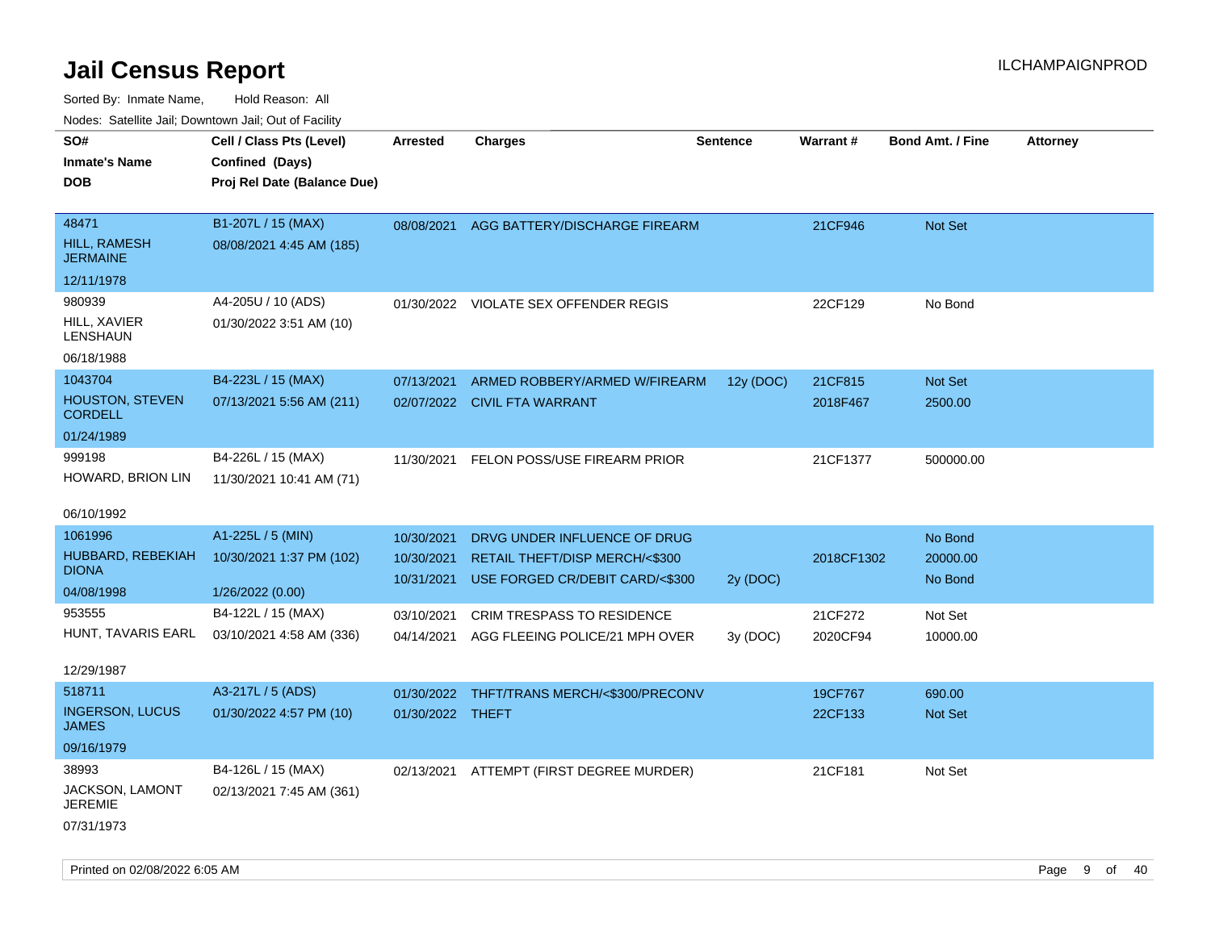# Jail Census Report

ILCHAMPAIGNPROD

Sorted By: Inmate Name, Hold Reason: All

Nodes: Satellite Jail; Downtown Jail; Out of Facility

| SO# / Inmate's Name / DOB | Cell / Class Pts (Level) / Confined (Days) / Proj Rel Date (Balance Due) | Arrested | Charges | Sentence | Warrant # | Bond Amt. / Fine | Attorney |
|---|---|---|---|---|---|---|---|
| 48471<br>HILL, RAMESH JERMAINE<br>12/11/1978 | B1-207L / 15 (MAX)<br>08/08/2021 4:45 AM (185) | 08/08/2021 | AGG BATTERY/DISCHARGE FIREARM | | 21CF946 | Not Set | |
| 980939<br>HILL, XAVIER LENSHAUN<br>06/18/1988 | A4-205U / 10 (ADS)<br>01/30/2022 3:51 AM (10) | 01/30/2022 | VIOLATE SEX OFFENDER REGIS | | 22CF129 | No Bond | |
| 1043704<br>HOUSTON, STEVEN CORDELL<br>01/24/1989 | B4-223L / 15 (MAX)<br>07/13/2021 5:56 AM (211) | 07/13/2021 | ARMED ROBBERY/ARMED W/FIREARM | 12y (DOC) | 21CF815 | Not Set | |
| | | 02/07/2022 | CIVIL FTA WARRANT | | 2018F467 | 2500.00 | |
| 999198<br>HOWARD, BRION LIN<br>06/10/1992 | B4-226L / 15 (MAX)<br>11/30/2021 10:41 AM (71) | 11/30/2021 | FELON POSS/USE FIREARM PRIOR | | 21CF1377 | 500000.00 | |
| 1061996<br>HUBBARD, REBEKIAH DIONA<br>04/08/1998 | A1-225L / 5 (MIN)<br>10/30/2021 1:37 PM (102)<br>1/26/2022 (0.00) | 10/30/2021 | DRVG UNDER INFLUENCE OF DRUG | | | No Bond | |
| | | 10/30/2021 | RETAIL THEFT/DISP MERCH/<$300 | | 2018CF1302 | 20000.00 | |
| | | 10/31/2021 | USE FORGED CR/DEBIT CARD/<$300 | 2y (DOC) | | No Bond | |
| 953555<br>HUNT, TAVARIS EARL<br>12/29/1987 | B4-122L / 15 (MAX)<br>03/10/2021 4:58 AM (336) | 03/10/2021 | CRIM TRESPASS TO RESIDENCE | | 21CF272 | Not Set | |
| | | 04/14/2021 | AGG FLEEING POLICE/21 MPH OVER | 3y (DOC) | 2020CF94 | 10000.00 | |
| 518711<br>INGERSON, LUCUS JAMES<br>09/16/1979 | A3-217L / 5 (ADS)<br>01/30/2022 4:57 PM (10) | 01/30/2022 | THFT/TRANS MERCH/<$300/PRECONV | | 19CF767 | 690.00 | |
| | | 01/30/2022 | THEFT | | 22CF133 | Not Set | |
| 38993<br>JACKSON, LAMONT JEREMIE<br>07/31/1973 | B4-126L / 15 (MAX)<br>02/13/2021 7:45 AM (361) | 02/13/2021 | ATTEMPT (FIRST DEGREE MURDER) | | 21CF181 | Not Set | |

Printed on 02/08/2022 6:05 AM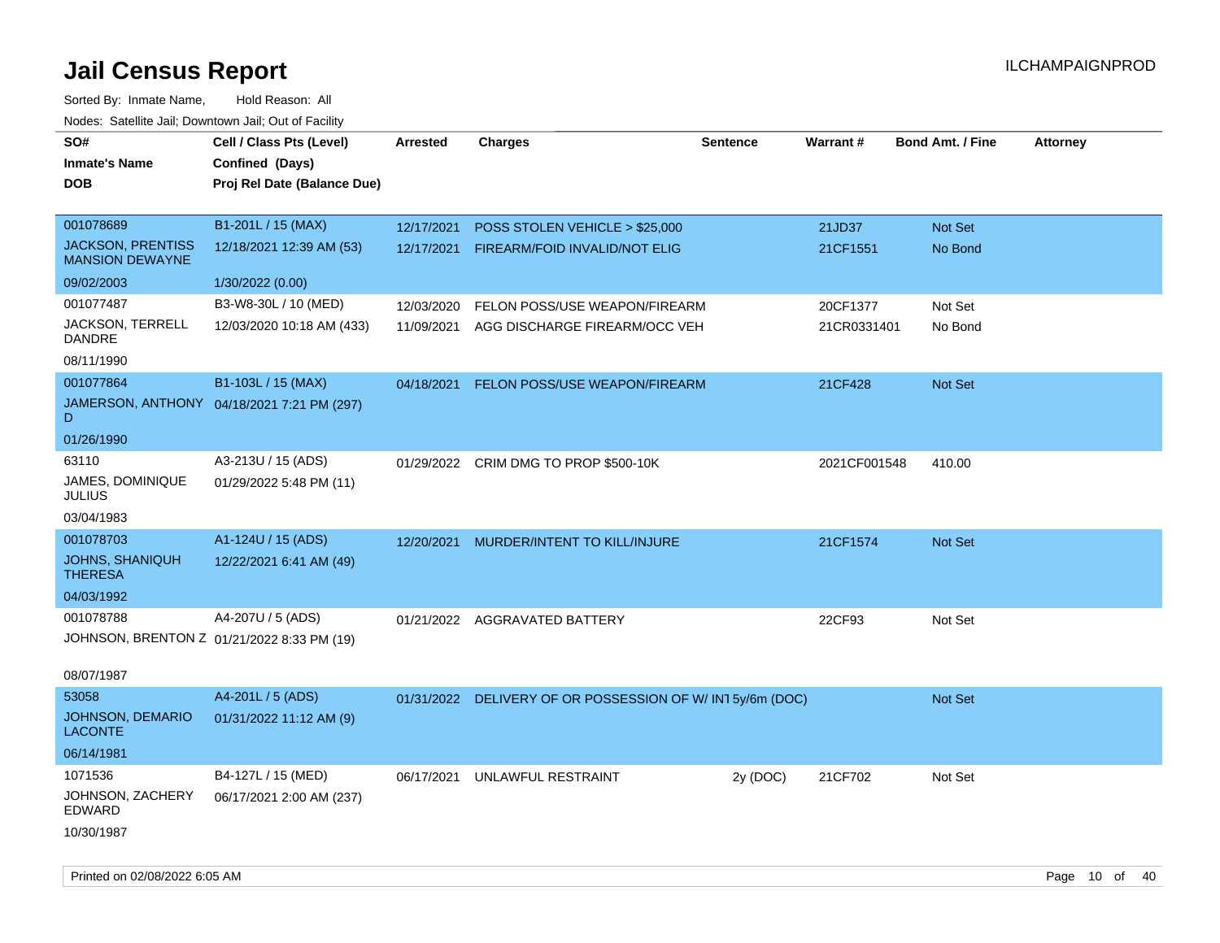# Jail Census Report

ILCHAMPAIGNPROD

Sorted By: Inmate Name, Hold Reason: All

Nodes: Satellite Jail; Downtown Jail; Out of Facility

| SO# / Inmate's Name / DOB | Cell / Class Pts (Level) / Confined (Days) / Proj Rel Date (Balance Due) | Arrested | Charges | Sentence | Warrant # | Bond Amt. / Fine | Attorney |
|---|---|---|---|---|---|---|---|
| 001078689<br>JACKSON, PRENTISS MANSION DEWAYNE<br>09/02/2003 | B1-201L / 15 (MAX)<br>12/18/2021 12:39 AM (53)<br>1/30/2022 (0.00) | 12/17/2021<br>12/17/2021 | POSS STOLEN VEHICLE > $25,000<br>FIREARM/FOID INVALID/NOT ELIG | | 21JD37<br>21CF1551 | Not Set<br>No Bond | |
| 001077487<br>JACKSON, TERRELL DANDRE<br>08/11/1990 | B3-W8-30L / 10 (MED)<br>12/03/2020 10:18 AM (433) | 12/03/2020<br>11/09/2021 | FELON POSS/USE WEAPON/FIREARM<br>AGG DISCHARGE FIREARM/OCC VEH | | 20CF1377<br>21CR0331401 | Not Set<br>No Bond | |
| 001077864<br>JAMERSON, ANTHONY D<br>01/26/1990 | B1-103L / 15 (MAX)<br>04/18/2021 7:21 PM (297) | 04/18/2021 | FELON POSS/USE WEAPON/FIREARM | | 21CF428 | Not Set | |
| 63110<br>JAMES, DOMINIQUE JULIUS<br>03/04/1983 | A3-213U / 15 (ADS)<br>01/29/2022 5:48 PM (11) | 01/29/2022 | CRIM DMG TO PROP $500-10K | | 2021CF001548 | 410.00 | |
| 001078703<br>JOHNS, SHANIQUH THERESA<br>04/03/1992 | A1-124U / 15 (ADS)<br>12/22/2021 6:41 AM (49) | 12/20/2021 | MURDER/INTENT TO KILL/INJURE | | 21CF1574 | Not Set | |
| 001078788<br>JOHNSON, BRENTON Z<br>08/07/1987 | A4-207U / 5 (ADS)<br>01/21/2022 8:33 PM (19) | 01/21/2022 | AGGRAVATED BATTERY | | 22CF93 | Not Set | |
| 53058<br>JOHNSON, DEMARIO LACONTE<br>06/14/1981 | A4-201L / 5 (ADS)<br>01/31/2022 11:12 AM (9) | 01/31/2022 | DELIVERY OF OR POSSESSION OF W/ INT | 5y/6m (DOC) | | Not Set | |
| 1071536<br>JOHNSON, ZACHERY EDWARD<br>10/30/1987 | B4-127L / 15 (MED)<br>06/17/2021 2:00 AM (237) | 06/17/2021 | UNLAWFUL RESTRAINT | 2y (DOC) | 21CF702 | Not Set | |

Printed on 02/08/2022 6:05 AM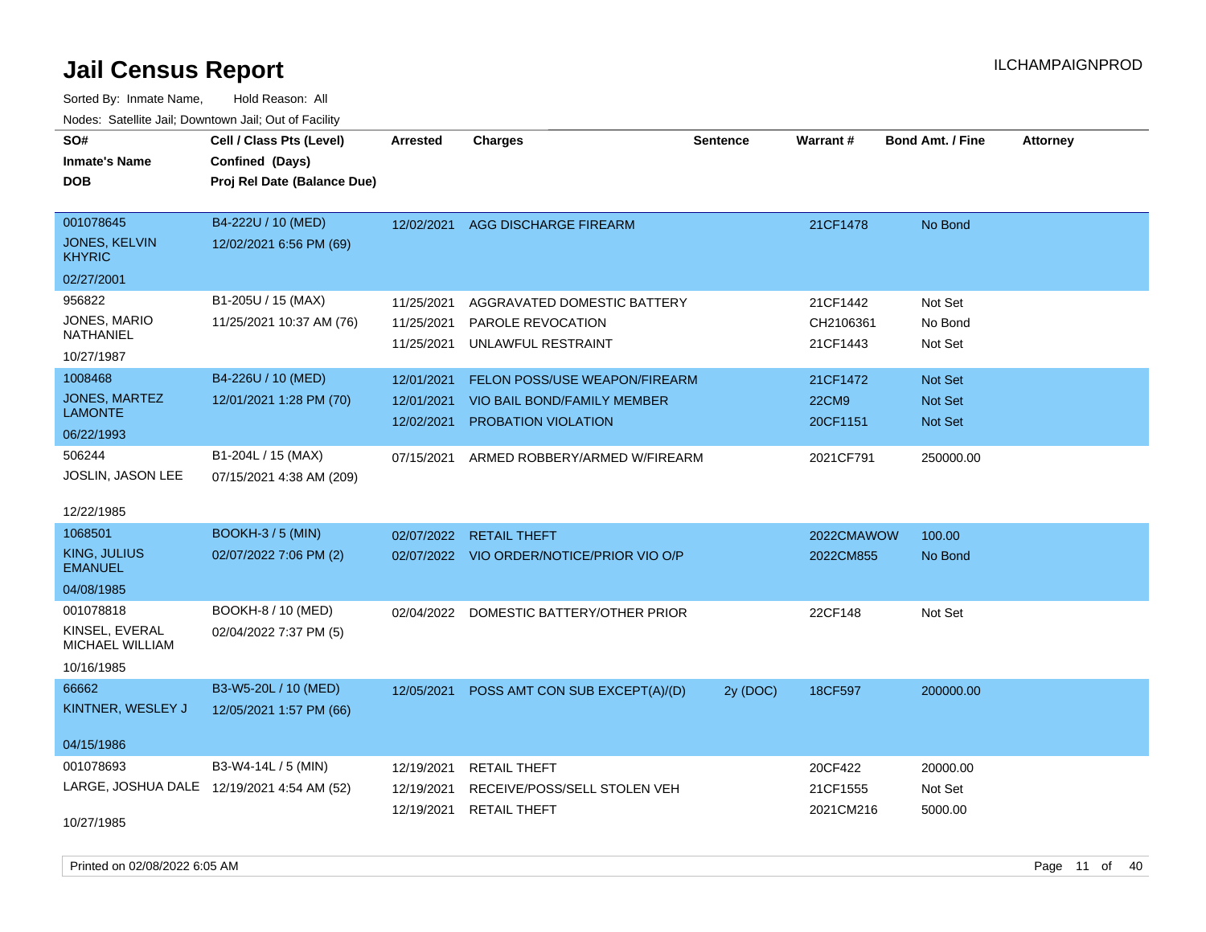# Jail Census Report

ILCHAMPAIGNPROD

Sorted By: Inmate Name, Hold Reason: All

Nodes: Satellite Jail; Downtown Jail; Out of Facility

| SO# / Inmate's Name / DOB | Cell / Class Pts (Level) / Confined (Days) / Proj Rel Date (Balance Due) | Arrested | Charges | Sentence | Warrant # | Bond Amt. / Fine | Attorney |
|---|---|---|---|---|---|---|---|
| 001078645<br>JONES, KELVIN KHYRIC<br>02/27/2001 | B4-222U / 10 (MED)<br>12/02/2021 6:56 PM (69) | 12/02/2021 | AGG DISCHARGE FIREARM | | 21CF1478 | No Bond | |
| 956822<br>JONES, MARIO NATHANIEL<br>10/27/1987 | B1-205U / 15 (MAX)<br>11/25/2021 10:37 AM (76) | 11/25/2021<br>11/25/2021<br>11/25/2021 | AGGRAVATED DOMESTIC BATTERY<br>PAROLE REVOCATION<br>UNLAWFUL RESTRAINT | | 21CF1442<br>CH2106361<br>21CF1443 | Not Set<br>No Bond<br>Not Set | |
| 1008468<br>JONES, MARTEZ LAMONTE<br>06/22/1993 | B4-226U / 10 (MED)<br>12/01/2021 1:28 PM (70) | 12/01/2021<br>12/01/2021<br>12/02/2021 | FELON POSS/USE WEAPON/FIREARM<br>VIO BAIL BOND/FAMILY MEMBER<br>PROBATION VIOLATION | | 21CF1472<br>22CM9<br>20CF1151 | Not Set<br>Not Set<br>Not Set | |
| 506244<br>JOSLIN, JASON LEE<br>12/22/1985 | B1-204L / 15 (MAX)<br>07/15/2021 4:38 AM (209) | 07/15/2021 | ARMED ROBBERY/ARMED W/FIREARM | | 2021CF791 | 250000.00 | |
| 1068501<br>KING, JULIUS EMANUEL<br>04/08/1985 | BOOKH-3 / 5 (MIN)<br>02/07/2022 7:06 PM (2) | 02/07/2022<br>02/07/2022 | RETAIL THEFT<br>VIO ORDER/NOTICE/PRIOR VIO O/P | | 2022CMAWOW<br>2022CM855 | 100.00<br>No Bond | |
| 001078818<br>KINSEL, EVERAL MICHAEL WILLIAM<br>10/16/1985 | BOOKH-8 / 10 (MED)<br>02/04/2022 7:37 PM (5) | 02/04/2022 | DOMESTIC BATTERY/OTHER PRIOR | | 22CF148 | Not Set | |
| 66662<br>KINTNER, WESLEY J<br>04/15/1986 | B3-W5-20L / 10 (MED)<br>12/05/2021 1:57 PM (66) | 12/05/2021 | POSS AMT CON SUB EXCEPT(A)/(D) | 2y (DOC) | 18CF597 | 200000.00 | |
| 001078693<br>LARGE, JOSHUA DALE<br>10/27/1985 | B3-W4-14L / 5 (MIN)<br>12/19/2021 4:54 AM (52) | 12/19/2021<br>12/19/2021<br>12/19/2021 | RETAIL THEFT<br>RECEIVE/POSS/SELL STOLEN VEH<br>RETAIL THEFT | | 20CF422<br>21CF1555<br>2021CM216 | 20000.00<br>Not Set<br>5000.00 | |

Printed on 02/08/2022 6:05 AM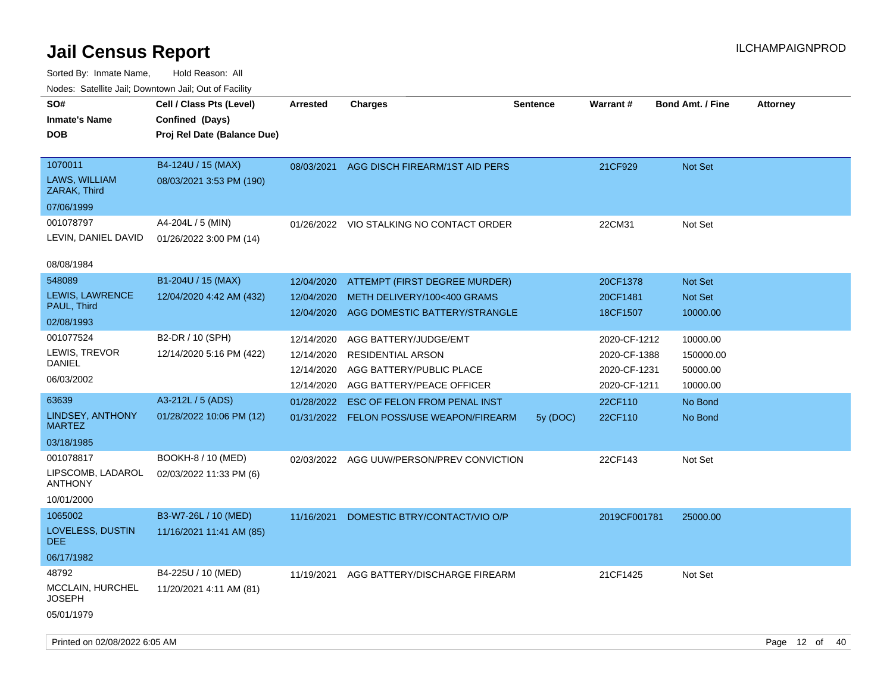# Jail Census Report

ILCHAMPAIGNPROD

Sorted By: Inmate Name, Hold Reason: All

Nodes: Satellite Jail; Downtown Jail; Out of Facility

| SO# / Inmate's Name / DOB | Cell / Class Pts (Level) / Confined (Days) / Proj Rel Date (Balance Due) | Arrested | Charges | Sentence | Warrant # | Bond Amt. / Fine | Attorney |
|---|---|---|---|---|---|---|---|
| 1070011<br>LAWS, WILLIAM ZARAK, Third<br>07/06/1999 | B4-124U / 15 (MAX)<br>08/03/2021 3:53 PM (190) | 08/03/2021 | AGG DISCH FIREARM/1ST AID PERS | | 21CF929 | Not Set | |
| 001078797<br>LEVIN, DANIEL DAVID<br>08/08/1984 | A4-204L / 5 (MIN)<br>01/26/2022 3:00 PM (14) | 01/26/2022 | VIO STALKING NO CONTACT ORDER | | 22CM31 | Not Set | |
| 548089<br>LEWIS, LAWRENCE PAUL, Third<br>02/08/1993 | B1-204U / 15 (MAX)<br>12/04/2020 4:42 AM (432) | 12/04/2020 | ATTEMPT (FIRST DEGREE MURDER) | | 20CF1378 | Not Set | |
| | | 12/04/2020 | METH DELIVERY/100<400 GRAMS | | 20CF1481 | Not Set | |
| | | 12/04/2020 | AGG DOMESTIC BATTERY/STRANGLE | | 18CF1507 | 10000.00 | |
| 001077524<br>LEWIS, TREVOR DANIEL<br>06/03/2002 | B2-DR / 10 (SPH)<br>12/14/2020 5:16 PM (422) | 12/14/2020 | AGG BATTERY/JUDGE/EMT | | 2020-CF-1212 | 10000.00 | |
| | | 12/14/2020 | RESIDENTIAL ARSON | | 2020-CF-1388 | 150000.00 | |
| | | 12/14/2020 | AGG BATTERY/PUBLIC PLACE | | 2020-CF-1231 | 50000.00 | |
| | | 12/14/2020 | AGG BATTERY/PEACE OFFICER | | 2020-CF-1211 | 10000.00 | |
| 63639<br>LINDSEY, ANTHONY MARTEZ<br>03/18/1985 | A3-212L / 5 (ADS)<br>01/28/2022 10:06 PM (12) | 01/28/2022 | ESC OF FELON FROM PENAL INST | | 22CF110 | No Bond | |
| | | 01/31/2022 | FELON POSS/USE WEAPON/FIREARM | 5y (DOC) | 22CF110 | No Bond | |
| 001078817<br>LIPSCOMB, LADAROL ANTHONY<br>10/01/2000 | BOOKH-8 / 10 (MED)<br>02/03/2022 11:33 PM (6) | 02/03/2022 | AGG UUW/PERSON/PREV CONVICTION | | 22CF143 | Not Set | |
| 1065002<br>LOVELESS, DUSTIN DEE<br>06/17/1982 | B3-W7-26L / 10 (MED)<br>11/16/2021 11:41 AM (85) | 11/16/2021 | DOMESTIC BTRY/CONTACT/VIO O/P | | 2019CF001781 | 25000.00 | |
| 48792<br>MCCLAIN, HURCHEL JOSEPH<br>05/01/1979 | B4-225U / 10 (MED)<br>11/20/2021 4:11 AM (81) | 11/19/2021 | AGG BATTERY/DISCHARGE FIREARM | | 21CF1425 | Not Set | |

Printed on 02/08/2022 6:05 AM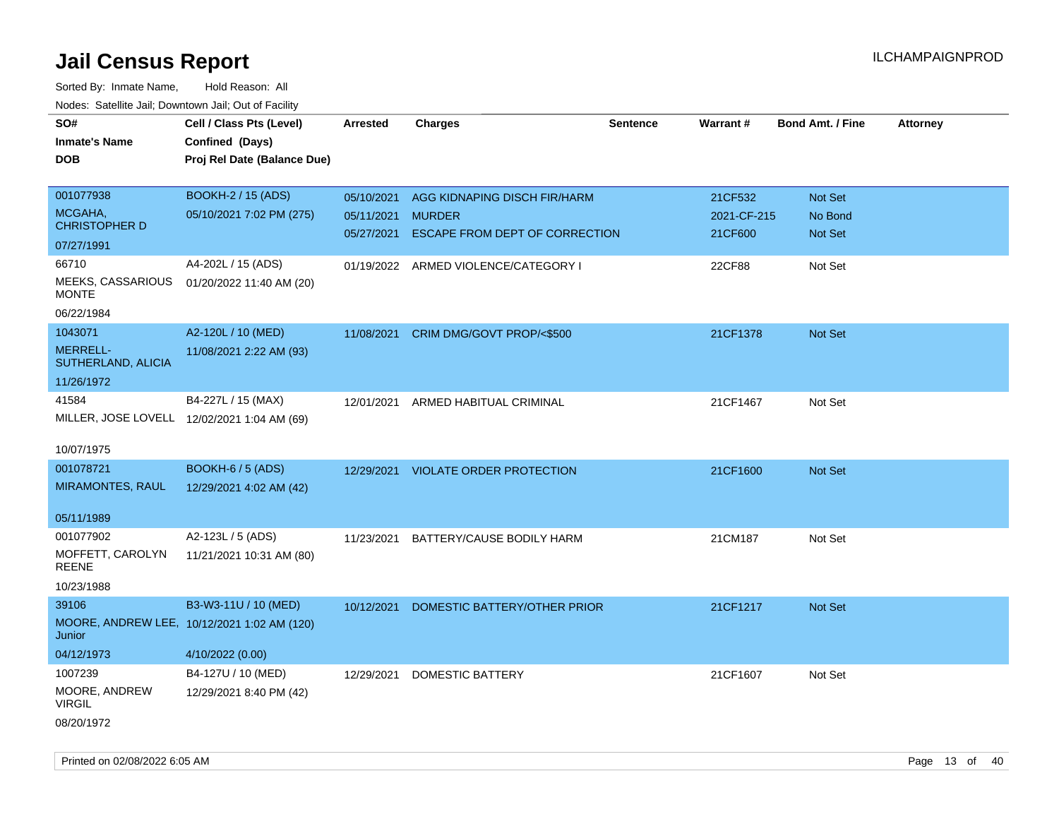# Jail Census Report

ILCHAMPAIGNPROD

Sorted By: Inmate Name, Hold Reason: All

Nodes: Satellite Jail; Downtown Jail; Out of Facility

| SO# / Inmate's Name / DOB | Cell / Class Pts (Level) / Confined (Days) / Proj Rel Date (Balance Due) | Arrested | Charges | Sentence | Warrant # | Bond Amt. / Fine | Attorney |
|---|---|---|---|---|---|---|---|
| 001077938<br>MCGAHA, CHRISTOPHER D<br>07/27/1991 | BOOKH-2 / 15 (ADS)<br>05/10/2021 7:02 PM (275) | 05/10/2021<br>05/11/2021<br>05/27/2021 | AGG KIDNAPING DISCH FIR/HARM<br>MURDER<br>ESCAPE FROM DEPT OF CORRECTION | | 21CF532<br>2021-CF-215<br>21CF600 | Not Set<br>No Bond<br>Not Set | |
| 66710<br>MEEKS, CASSARIOUS MONTE<br>06/22/1984 | A4-202L / 15 (ADS)<br>01/20/2022 11:40 AM (20) | 01/19/2022 | ARMED VIOLENCE/CATEGORY I | | 22CF88 | Not Set | |
| 1043071<br>MERRELL-SUTHERLAND, ALICIA<br>11/26/1972 | A2-120L / 10 (MED)<br>11/08/2021 2:22 AM (93) | 11/08/2021 | CRIM DMG/GOVT PROP/<$500 | | 21CF1378 | Not Set | |
| 41584<br>MILLER, JOSE LOVELL<br>10/07/1975 | B4-227L / 15 (MAX)<br>12/02/2021 1:04 AM (69) | 12/01/2021 | ARMED HABITUAL CRIMINAL | | 21CF1467 | Not Set | |
| 001078721<br>MIRAMONTES, RAUL<br>05/11/1989 | BOOKH-6 / 5 (ADS)<br>12/29/2021 4:02 AM (42) | 12/29/2021 | VIOLATE ORDER PROTECTION | | 21CF1600 | Not Set | |
| 001077902<br>MOFFETT, CAROLYN REENE<br>10/23/1988 | A2-123L / 5 (ADS)<br>11/21/2021 10:31 AM (80) | 11/23/2021 | BATTERY/CAUSE BODILY HARM | | 21CM187 | Not Set | |
| 39106<br>MOORE, ANDREW LEE, Junior<br>04/12/1973 | B3-W3-11U / 10 (MED)<br>10/12/2021 1:02 AM (120)<br>4/10/2022 (0.00) | 10/12/2021 | DOMESTIC BATTERY/OTHER PRIOR | | 21CF1217 | Not Set | |
| 1007239<br>MOORE, ANDREW VIRGIL<br>08/20/1972 | B4-127U / 10 (MED)<br>12/29/2021 8:40 PM (42) | 12/29/2021 | DOMESTIC BATTERY | | 21CF1607 | Not Set | |

Printed on 02/08/2022 6:05 AM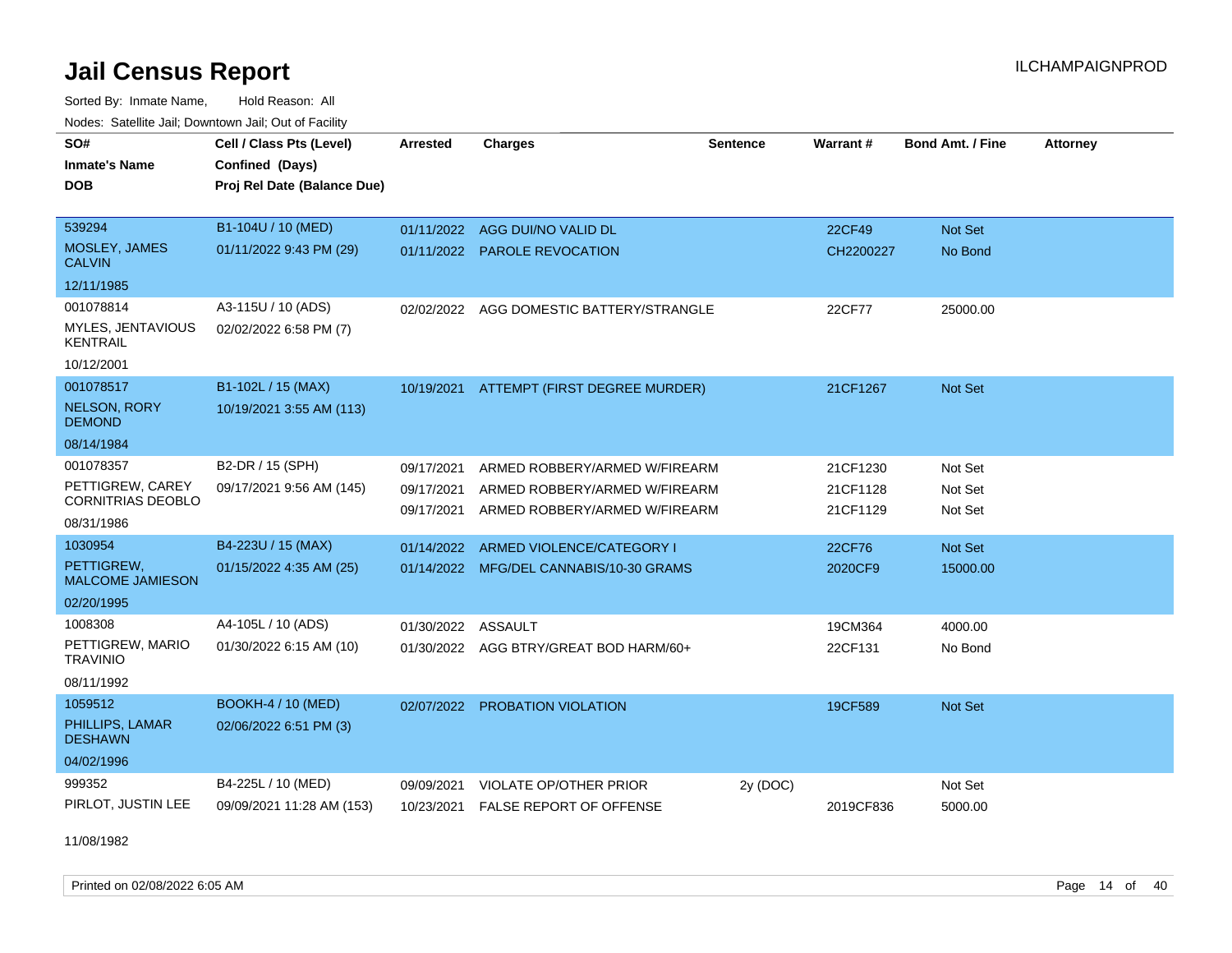# Jail Census Report

ILCHAMPAIGNPROD

Sorted By: Inmate Name, Hold Reason: All

Nodes: Satellite Jail; Downtown Jail; Out of Facility

| SO# / Inmate's Name / DOB | Cell / Class Pts (Level) / Confined (Days) / Proj Rel Date (Balance Due) | Arrested | Charges | Sentence | Warrant # | Bond Amt. / Fine | Attorney |
|---|---|---|---|---|---|---|---|
| 539294<br>MOSLEY, JAMES CALVIN<br>12/11/1985 | B1-104U / 10 (MED)<br>01/11/2022 9:43 PM (29) | 01/11/2022<br>01/11/2022 | AGG DUI/NO VALID DL<br>PAROLE REVOCATION | | 22CF49<br>CH2200227 | Not Set<br>No Bond | |
| 001078814<br>MYLES, JENTAVIOUS KENTRAIL<br>10/12/2001 | A3-115U / 10 (ADS)<br>02/02/2022 6:58 PM (7) | 02/02/2022 | AGG DOMESTIC BATTERY/STRANGLE | | 22CF77 | 25000.00 | |
| 001078517<br>NELSON, RORY DEMOND<br>08/14/1984 | B1-102L / 15 (MAX)<br>10/19/2021 3:55 AM (113) | 10/19/2021 | ATTEMPT (FIRST DEGREE MURDER) | | 21CF1267 | Not Set | |
| 001078357<br>PETTIGREW, CAREY CORNITRIAS DEOBLO<br>08/31/1986 | B2-DR / 15 (SPH)<br>09/17/2021 9:56 AM (145) | 09/17/2021<br>09/17/2021<br>09/17/2021 | ARMED ROBBERY/ARMED W/FIREARM<br>ARMED ROBBERY/ARMED W/FIREARM<br>ARMED ROBBERY/ARMED W/FIREARM | | 21CF1230<br>21CF1128<br>21CF1129 | Not Set<br>Not Set<br>Not Set | |
| 1030954<br>PETTIGREW, MALCOME JAMIESON<br>02/20/1995 | B4-223U / 15 (MAX)<br>01/15/2022 4:35 AM (25) | 01/14/2022<br>01/14/2022 | ARMED VIOLENCE/CATEGORY I<br>MFG/DEL CANNABIS/10-30 GRAMS | | 22CF76<br>2020CF9 | Not Set<br>15000.00 | |
| 1008308<br>PETTIGREW, MARIO TRAVINIO<br>08/11/1992 | A4-105L / 10 (ADS)<br>01/30/2022 6:15 AM (10) | 01/30/2022<br>01/30/2022 | ASSAULT<br>AGG BTRY/GREAT BOD HARM/60+ | | 19CM364<br>22CF131 | 4000.00<br>No Bond | |
| 1059512<br>PHILLIPS, LAMAR DESHAWN<br>04/02/1996 | BOOKH-4 / 10 (MED)<br>02/06/2022 6:51 PM (3) | 02/07/2022 | PROBATION VIOLATION | | 19CF589 | Not Set | |
| 999352<br>PIRLOT, JUSTIN LEE<br>11/08/1982 | B4-225L / 10 (MED)<br>09/09/2021 11:28 AM (153) | 09/09/2021<br>10/23/2021 | VIOLATE OP/OTHER PRIOR<br>FALSE REPORT OF OFFENSE | 2y (DOC) | <br>2019CF836 | Not Set<br>5000.00 | |

Printed on 02/08/2022 6:05 AM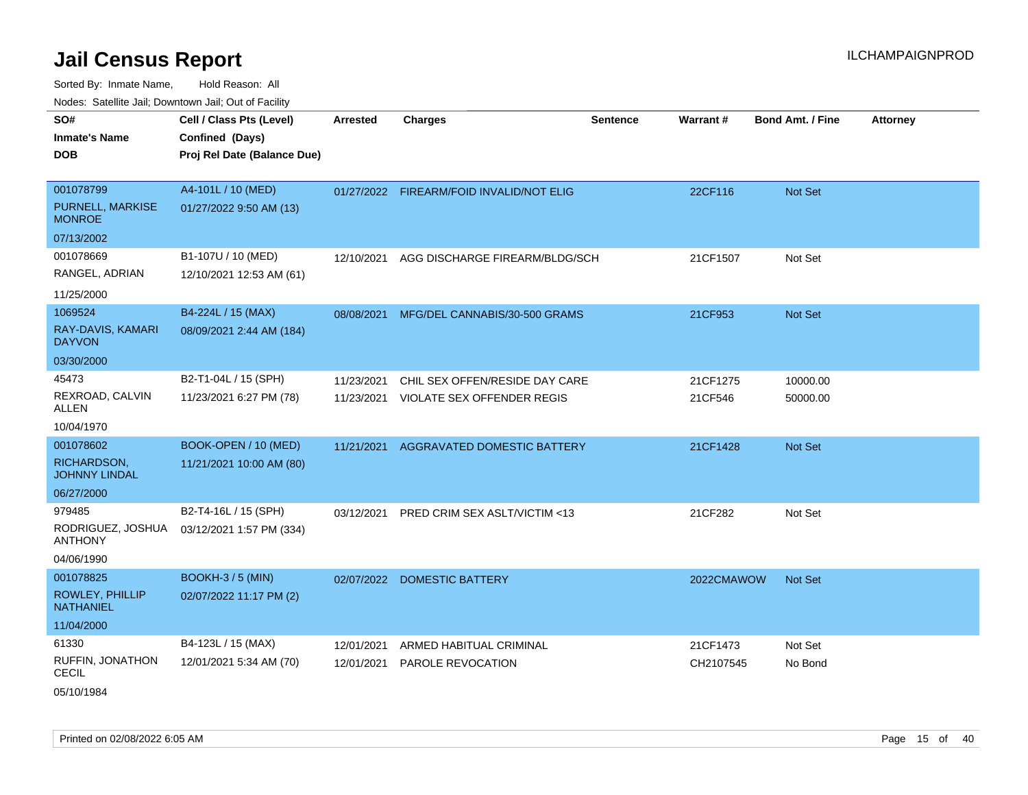# Jail Census Report

ILCHAMPAIGNPROD

Sorted By: Inmate Name, Hold Reason: All

Nodes: Satellite Jail; Downtown Jail; Out of Facility

| SO# / Inmate's Name / DOB | Cell / Class Pts (Level) / Confined (Days) / Proj Rel Date (Balance Due) | Arrested | Charges | Sentence | Warrant # | Bond Amt. / Fine | Attorney |
|---|---|---|---|---|---|---|---|
| 001078799 PURNELL, MARKISE MONROE 07/13/2002 | A4-101L / 10 (MED) 01/27/2022 9:50 AM (13) | 01/27/2022 | FIREARM/FOID INVALID/NOT ELIG | | 22CF116 | Not Set | |
| 001078669 RANGEL, ADRIAN 11/25/2000 | B1-107U / 10 (MED) 12/10/2021 12:53 AM (61) | 12/10/2021 | AGG DISCHARGE FIREARM/BLDG/SCH | | 21CF1507 | Not Set | |
| 1069524 RAY-DAVIS, KAMARI DAYVON 03/30/2000 | B4-224L / 15 (MAX) 08/09/2021 2:44 AM (184) | 08/08/2021 | MFG/DEL CANNABIS/30-500 GRAMS | | 21CF953 | Not Set | |
| 45473 REXROAD, CALVIN ALLEN 10/04/1970 | B2-T1-04L / 15 (SPH) 11/23/2021 6:27 PM (78) | 11/23/2021 | CHIL SEX OFFEN/RESIDE DAY CARE | | 21CF1275 | 10000.00 | |
| | | 11/23/2021 | VIOLATE SEX OFFENDER REGIS | | 21CF546 | 50000.00 | |
| 001078602 RICHARDSON, JOHNNY LINDAL 06/27/2000 | BOOK-OPEN / 10 (MED) 11/21/2021 10:00 AM (80) | 11/21/2021 | AGGRAVATED DOMESTIC BATTERY | | 21CF1428 | Not Set | |
| 979485 RODRIGUEZ, JOSHUA ANTHONY 04/06/1990 | B2-T4-16L / 15 (SPH) 03/12/2021 1:57 PM (334) | 03/12/2021 | PRED CRIM SEX ASLT/VICTIM <13 | | 21CF282 | Not Set | |
| 001078825 ROWLEY, PHILLIP NATHANIEL 11/04/2000 | BOOKH-3 / 5 (MIN) 02/07/2022 11:17 PM (2) | 02/07/2022 | DOMESTIC BATTERY | | 2022CMAWOW | Not Set | |
| 61330 RUFFIN, JONATHON CECIL 05/10/1984 | B4-123L / 15 (MAX) 12/01/2021 5:34 AM (70) | 12/01/2021 | ARMED HABITUAL CRIMINAL | | 21CF1473 | Not Set | |
| | | 12/01/2021 | PAROLE REVOCATION | | CH2107545 | No Bond | |

Printed on 02/08/2022 6:05 AM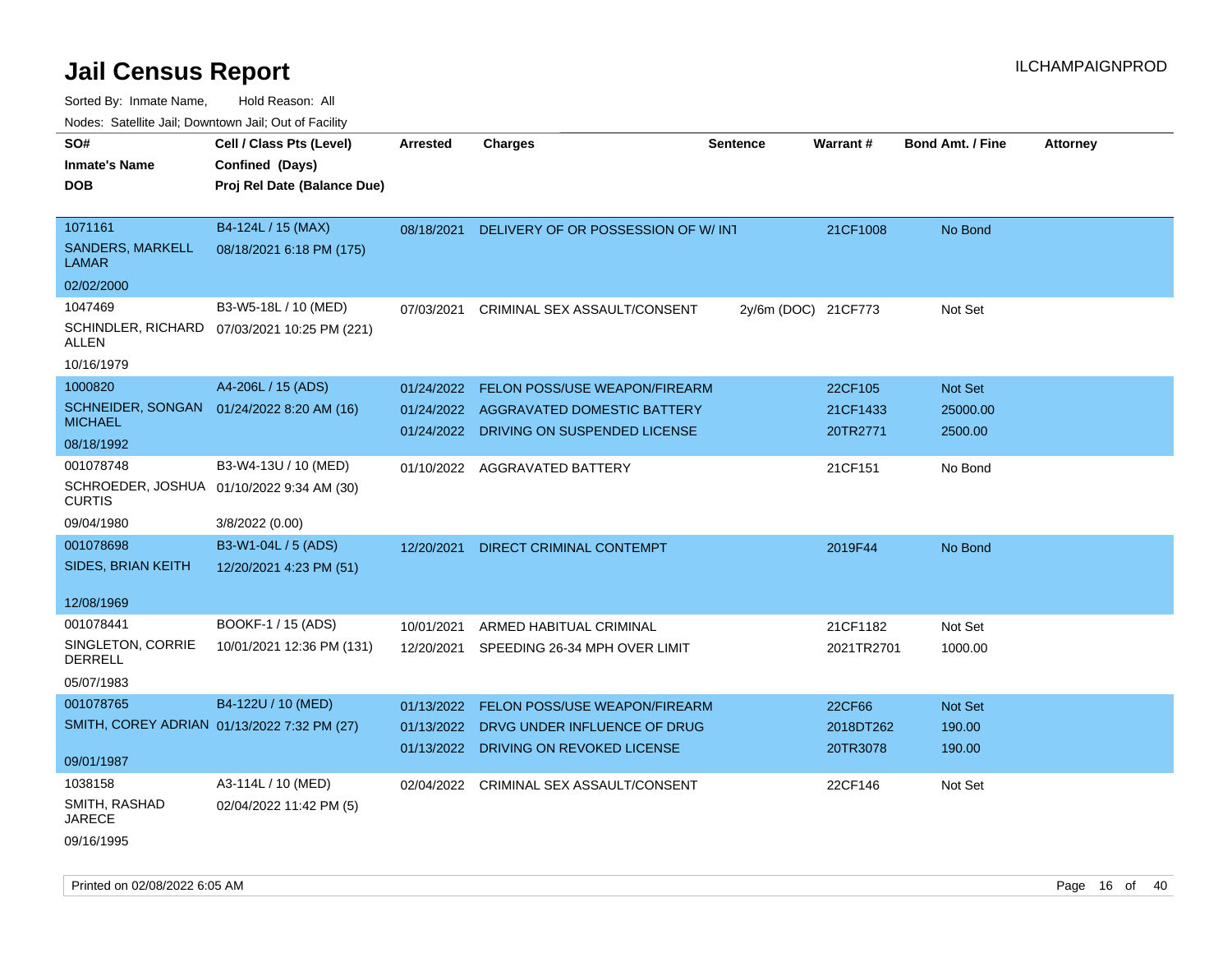# Jail Census Report

ILCHAMPAIGNPROD

Sorted By: Inmate Name, Hold Reason: All

Nodes: Satellite Jail; Downtown Jail; Out of Facility

| SO# / Inmate's Name / DOB | Cell / Class Pts (Level) / Confined (Days) / Proj Rel Date (Balance Due) | Arrested | Charges | Sentence | Warrant # | Bond Amt. / Fine | Attorney |
|---|---|---|---|---|---|---|---|
| 1071161<br>SANDERS, MARKELL LAMAR<br>02/02/2000 | B4-124L / 15 (MAX)<br>08/18/2021 6:18 PM (175) | 08/18/2021 | DELIVERY OF OR POSSESSION OF W/ INT | | 21CF1008 | No Bond | |
| 1047469<br>SCHINDLER, RICHARD ALLEN<br>10/16/1979 | B3-W5-18L / 10 (MED)<br>07/03/2021 10:25 PM (221) | 07/03/2021 | CRIMINAL SEX ASSAULT/CONSENT | 2y/6m (DOC) | 21CF773 | Not Set | |
| 1000820<br>SCHNEIDER, SONGAN MICHAEL<br>08/18/1992 | A4-206L / 15 (ADS)<br>01/24/2022 8:20 AM (16) | 01/24/2022 | FELON POSS/USE WEAPON/FIREARM | | 22CF105 | Not Set | |
| | | 01/24/2022 | AGGRAVATED DOMESTIC BATTERY | | 21CF1433 | 25000.00 | |
| | | 01/24/2022 | DRIVING ON SUSPENDED LICENSE | | 20TR2771 | 2500.00 | |
| 001078748<br>SCHROEDER, JOSHUA CURTIS<br>09/04/1980 | B3-W4-13U / 10 (MED)<br>01/10/2022 9:34 AM (30)<br>3/8/2022 (0.00) | 01/10/2022 | AGGRAVATED BATTERY | | 21CF151 | No Bond | |
| 001078698<br>SIDES, BRIAN KEITH<br>12/08/1969 | B3-W1-04L / 5 (ADS)<br>12/20/2021 4:23 PM (51) | 12/20/2021 | DIRECT CRIMINAL CONTEMPT | | 2019F44 | No Bond | |
| 001078441<br>SINGLETON, CORRIE DERRELL<br>05/07/1983 | BOOKF-1 / 15 (ADS)<br>10/01/2021 12:36 PM (131) | 10/01/2021 | ARMED HABITUAL CRIMINAL | | 21CF1182 | Not Set | |
| | | 12/20/2021 | SPEEDING 26-34 MPH OVER LIMIT | | 2021TR2701 | 1000.00 | |
| 001078765<br>SMITH, COREY ADRIAN<br>09/01/1987 | B4-122U / 10 (MED)<br>01/13/2022 7:32 PM (27) | 01/13/2022 | FELON POSS/USE WEAPON/FIREARM | | 22CF66 | Not Set | |
| | | 01/13/2022 | DRVG UNDER INFLUENCE OF DRUG | | 2018DT262 | 190.00 | |
| | | 01/13/2022 | DRIVING ON REVOKED LICENSE | | 20TR3078 | 190.00 | |
| 1038158<br>SMITH, RASHAD JARECE<br>09/16/1995 | A3-114L / 10 (MED)<br>02/04/2022 11:42 PM (5) | 02/04/2022 | CRIMINAL SEX ASSAULT/CONSENT | | 22CF146 | Not Set | |

Printed on 02/08/2022 6:05 AM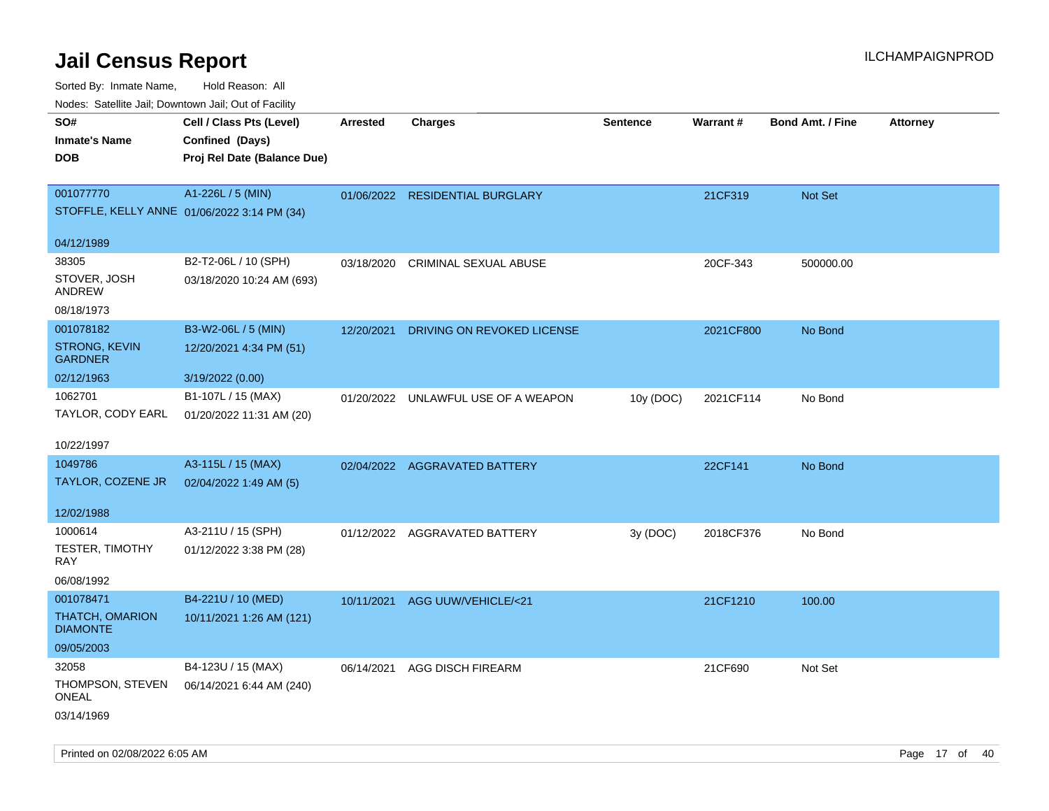# Jail Census Report

ILCHAMPAIGNPROD

Sorted By: Inmate Name, Hold Reason: All

Nodes: Satellite Jail; Downtown Jail; Out of Facility

| SO# / Inmate's Name / DOB | Cell / Class Pts (Level) / Confined (Days) / Proj Rel Date (Balance Due) | Arrested | Charges | Sentence | Warrant # | Bond Amt. / Fine | Attorney |
|---|---|---|---|---|---|---|---|
| 001077770<br>STOFFLE, KELLY ANNE<br>04/12/1989 | A1-226L / 5 (MIN)<br>01/06/2022 3:14 PM (34) | 01/06/2022 | RESIDENTIAL BURGLARY | | 21CF319 | Not Set | |
| 38305<br>STOVER, JOSH ANDREW<br>08/18/1973 | B2-T2-06L / 10 (SPH)<br>03/18/2020 10:24 AM (693) | 03/18/2020 | CRIMINAL SEXUAL ABUSE | | 20CF-343 | 500000.00 | |
| 001078182<br>STRONG, KEVIN GARDNER<br>02/12/1963 | B3-W2-06L / 5 (MIN)<br>12/20/2021 4:34 PM (51)<br>3/19/2022 (0.00) | 12/20/2021 | DRIVING ON REVOKED LICENSE | | 2021CF800 | No Bond | |
| 1062701<br>TAYLOR, CODY EARL<br>10/22/1997 | B1-107L / 15 (MAX)<br>01/20/2022 11:31 AM (20) | 01/20/2022 | UNLAWFUL USE OF A WEAPON | 10y (DOC) | 2021CF114 | No Bond | |
| 1049786<br>TAYLOR, COZENE JR<br>12/02/1988 | A3-115L / 15 (MAX)<br>02/04/2022 1:49 AM (5) | 02/04/2022 | AGGRAVATED BATTERY | | 22CF141 | No Bond | |
| 1000614<br>TESTER, TIMOTHY RAY<br>06/08/1992 | A3-211U / 15 (SPH)<br>01/12/2022 3:38 PM (28) | 01/12/2022 | AGGRAVATED BATTERY | 3y (DOC) | 2018CF376 | No Bond | |
| 001078471<br>THATCH, OMARION DIAMONTE<br>09/05/2003 | B4-221U / 10 (MED)<br>10/11/2021 1:26 AM (121) | 10/11/2021 | AGG UUW/VEHICLE/<21 | | 21CF1210 | 100.00 | |
| 32058<br>THOMPSON, STEVEN ONEAL<br>03/14/1969 | B4-123U / 15 (MAX)<br>06/14/2021 6:44 AM (240) | 06/14/2021 | AGG DISCH FIREARM | | 21CF690 | Not Set | |

Printed on 02/08/2022 6:05 AM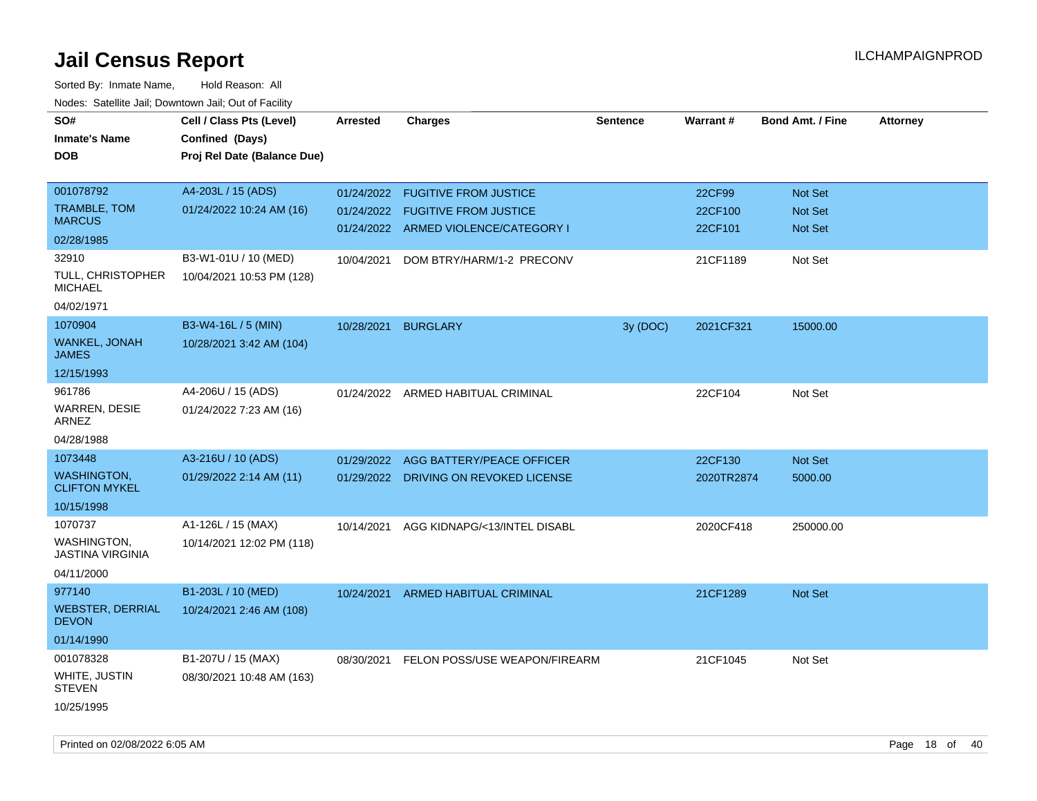# Jail Census Report

ILCHAMPAIGNPROD

Sorted By: Inmate Name, Hold Reason: All

Nodes: Satellite Jail; Downtown Jail; Out of Facility

| SO# / Inmate's Name / DOB | Cell / Class Pts (Level) / Confined (Days) / Proj Rel Date (Balance Due) | Arrested | Charges | Sentence | Warrant # | Bond Amt. / Fine | Attorney |
|---|---|---|---|---|---|---|---|
| 001078792 TRAMBLE, TOM MARCUS 02/28/1985 | A4-203L / 15 (ADS) 01/24/2022 10:24 AM (16) | 01/24/2022 | FUGITIVE FROM JUSTICE | | 22CF99 | Not Set | |
| | | 01/24/2022 | FUGITIVE FROM JUSTICE | | 22CF100 | Not Set | |
| | | 01/24/2022 | ARMED VIOLENCE/CATEGORY I | | 22CF101 | Not Set | |
| 32910 TULL, CHRISTOPHER MICHAEL 04/02/1971 | B3-W1-01U / 10 (MED) 10/04/2021 10:53 PM (128) | 10/04/2021 | DOM BTRY/HARM/1-2 PRECONV | | 21CF1189 | Not Set | |
| 1070904 WANKEL, JONAH JAMES 12/15/1993 | B3-W4-16L / 5 (MIN) 10/28/2021 3:42 AM (104) | 10/28/2021 | BURGLARY | 3y (DOC) | 2021CF321 | 15000.00 | |
| 961786 WARREN, DESIE ARNEZ 04/28/1988 | A4-206U / 15 (ADS) 01/24/2022 7:23 AM (16) | 01/24/2022 | ARMED HABITUAL CRIMINAL | | 22CF104 | Not Set | |
| 1073448 WASHINGTON, CLIFTON MYKEL 10/15/1998 | A3-216U / 10 (ADS) 01/29/2022 2:14 AM (11) | 01/29/2022 | AGG BATTERY/PEACE OFFICER | | 22CF130 | Not Set | |
| | | 01/29/2022 | DRIVING ON REVOKED LICENSE | | 2020TR2874 | 5000.00 | |
| 1070737 WASHINGTON, JASTINA VIRGINIA 04/11/2000 | A1-126L / 15 (MAX) 10/14/2021 12:02 PM (118) | 10/14/2021 | AGG KIDNAPG/<13/INTEL DISABL | | 2020CF418 | 250000.00 | |
| 977140 WEBSTER, DERRIAL DEVON 01/14/1990 | B1-203L / 10 (MED) 10/24/2021 2:46 AM (108) | 10/24/2021 | ARMED HABITUAL CRIMINAL | | 21CF1289 | Not Set | |
| 001078328 WHITE, JUSTIN STEVEN 10/25/1995 | B1-207U / 15 (MAX) 08/30/2021 10:48 AM (163) | 08/30/2021 | FELON POSS/USE WEAPON/FIREARM | | 21CF1045 | Not Set | |

Printed on 02/08/2022 6:05 AM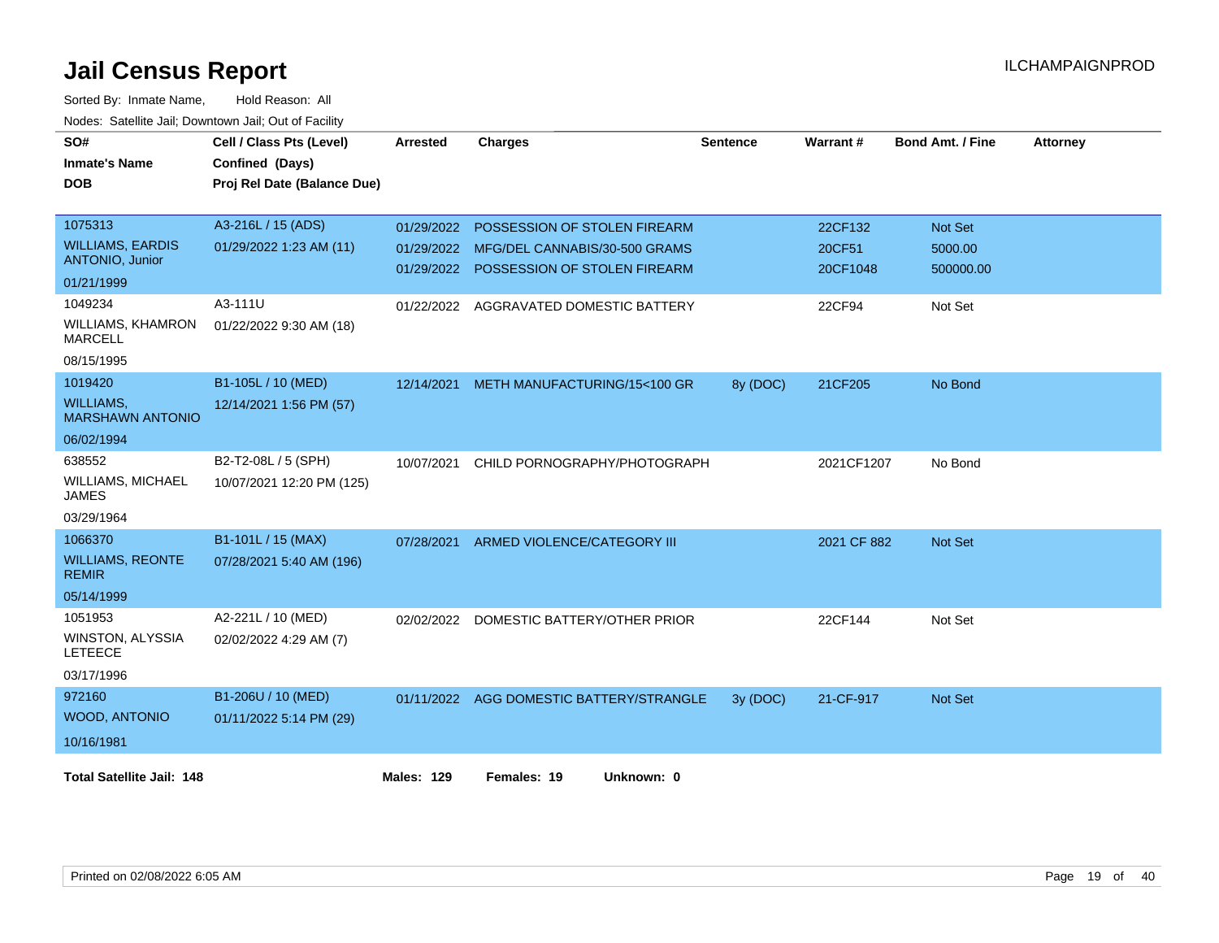# Jail Census Report

ILCHAMPAIGNPROD

Sorted By: Inmate Name, Hold Reason: All

Nodes: Satellite Jail; Downtown Jail; Out of Facility

| SO# / Inmate's Name / DOB | Cell / Class Pts (Level) / Confined (Days) / Proj Rel Date (Balance Due) | Arrested | Charges | Sentence | Warrant # | Bond Amt. / Fine | Attorney |
|---|---|---|---|---|---|---|---|
| 1075313<br>WILLIAMS, EARDIS ANTONIO, Junior<br>01/21/1999 | A3-216L / 15 (ADS)<br>01/29/2022 1:23 AM (11) | 01/29/2022<br>01/29/2022<br>01/29/2022 | POSSESSION OF STOLEN FIREARM<br>MFG/DEL CANNABIS/30-500 GRAMS<br>POSSESSION OF STOLEN FIREARM | | 22CF132<br>20CF51<br>20CF1048 | Not Set<br>5000.00<br>500000.00 | |
| 1049234<br>WILLIAMS, KHAMRON MARCELL<br>08/15/1995 | A3-111U<br>01/22/2022 9:30 AM (18) | 01/22/2022 | AGGRAVATED DOMESTIC BATTERY | | 22CF94 | Not Set | |
| 1019420<br>WILLIAMS, MARSHAWN ANTONIO<br>06/02/1994 | B1-105L / 10 (MED)<br>12/14/2021 1:56 PM (57) | 12/14/2021 | METH MANUFACTURING/15<100 GR | 8y (DOC) | 21CF205 | No Bond | |
| 638552<br>WILLIAMS, MICHAEL JAMES<br>03/29/1964 | B2-T2-08L / 5 (SPH)<br>10/07/2021 12:20 PM (125) | 10/07/2021 | CHILD PORNOGRAPHY/PHOTOGRAPH | | 2021CF1207 | No Bond | |
| 1066370<br>WILLIAMS, REONTE REMIR<br>05/14/1999 | B1-101L / 15 (MAX)<br>07/28/2021 5:40 AM (196) | 07/28/2021 | ARMED VIOLENCE/CATEGORY III | | 2021 CF 882 | Not Set | |
| 1051953<br>WINSTON, ALYSSIA LETEECE<br>03/17/1996 | A2-221L / 10 (MED)<br>02/02/2022 4:29 AM (7) | 02/02/2022 | DOMESTIC BATTERY/OTHER PRIOR | | 22CF144 | Not Set | |
| 972160<br>WOOD, ANTONIO<br>10/16/1981 | B1-206U / 10 (MED)<br>01/11/2022 5:14 PM (29) | 01/11/2022 | AGG DOMESTIC BATTERY/STRANGLE | 3y (DOC) | 21-CF-917 | Not Set | |

**Total Satellite Jail: 148** **Males: 129** **Females: 19** **Unknown: 0**

Printed on 02/08/2022 6:05 AM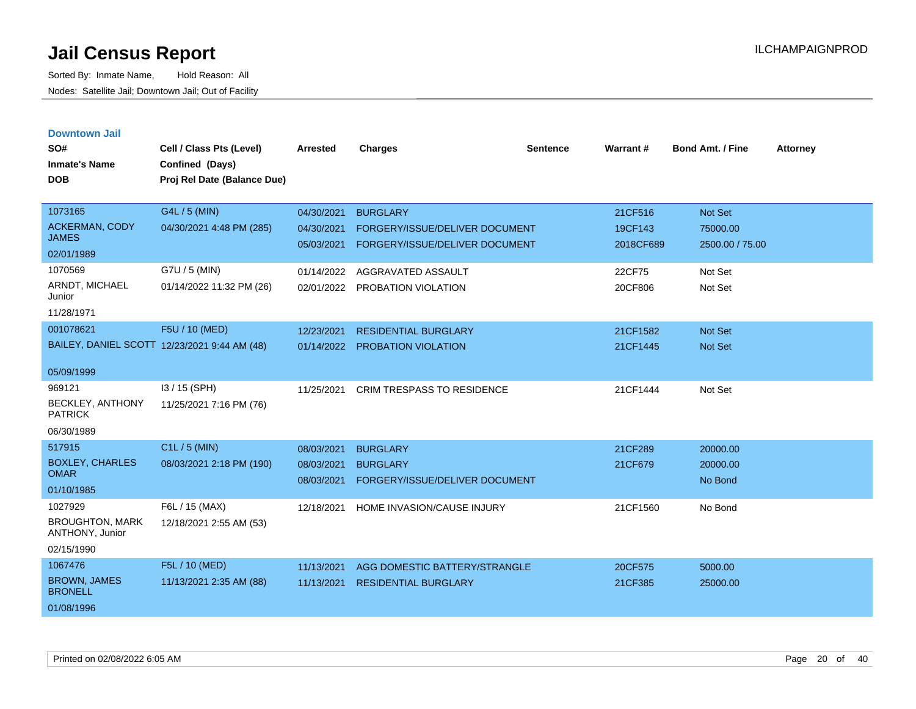# Jail Census Report

Sorted By: Inmate Name, Hold Reason: All

Nodes: Satellite Jail; Downtown Jail; Out of Facility

## Downtown Jail

| SO# / Inmate's Name / DOB | Cell / Class Pts (Level) / Confined (Days) / Proj Rel Date (Balance Due) | Arrested | Charges | Sentence | Warrant # | Bond Amt. / Fine | Attorney |
|---|---|---|---|---|---|---|---|
| 1073165 ACKERMAN, CODY JAMES 02/01/1989 | G4L / 5 (MIN) 04/30/2021 4:48 PM (285) | 04/30/2021 | BURGLARY | | 21CF516 | Not Set | |
| | | 04/30/2021 | FORGERY/ISSUE/DELIVER DOCUMENT | | 19CF143 | 75000.00 | |
| | | 05/03/2021 | FORGERY/ISSUE/DELIVER DOCUMENT | | 2018CF689 | 2500.00 / 75.00 | |
| 1070569 ARNDT, MICHAEL Junior 11/28/1971 | G7U / 5 (MIN) 01/14/2022 11:32 PM (26) | 01/14/2022 | AGGRAVATED ASSAULT | | 22CF75 | Not Set | |
| | | 02/01/2022 | PROBATION VIOLATION | | 20CF806 | Not Set | |
| 001078621 BAILEY, DANIEL SCOTT 05/09/1999 | F5U / 10 (MED) 12/23/2021 9:44 AM (48) | 12/23/2021 | RESIDENTIAL BURGLARY | | 21CF1582 | Not Set | |
| | | 01/14/2022 | PROBATION VIOLATION | | 21CF1445 | Not Set | |
| 969121 BECKLEY, ANTHONY PATRICK 06/30/1989 | I3 / 15 (SPH) 11/25/2021 7:16 PM (76) | 11/25/2021 | CRIM TRESPASS TO RESIDENCE | | 21CF1444 | Not Set | |
| 517915 BOXLEY, CHARLES OMAR 01/10/1985 | C1L / 5 (MIN) 08/03/2021 2:18 PM (190) | 08/03/2021 | BURGLARY | | 21CF289 | 20000.00 | |
| | | 08/03/2021 | BURGLARY | | 21CF679 | 20000.00 | |
| | | 08/03/2021 | FORGERY/ISSUE/DELIVER DOCUMENT | | | No Bond | |
| 1027929 BROUGHTON, MARK ANTHONY, Junior 02/15/1990 | F6L / 15 (MAX) 12/18/2021 2:55 AM (53) | 12/18/2021 | HOME INVASION/CAUSE INJURY | | 21CF1560 | No Bond | |
| 1067476 BROWN, JAMES BRONELL 01/08/1996 | F5L / 10 (MED) 11/13/2021 2:35 AM (88) | 11/13/2021 | AGG DOMESTIC BATTERY/STRANGLE | | 20CF575 | 5000.00 | |
| | | 11/13/2021 | RESIDENTIAL BURGLARY | | 21CF385 | 25000.00 | |

Printed on 02/08/2022 6:05 AM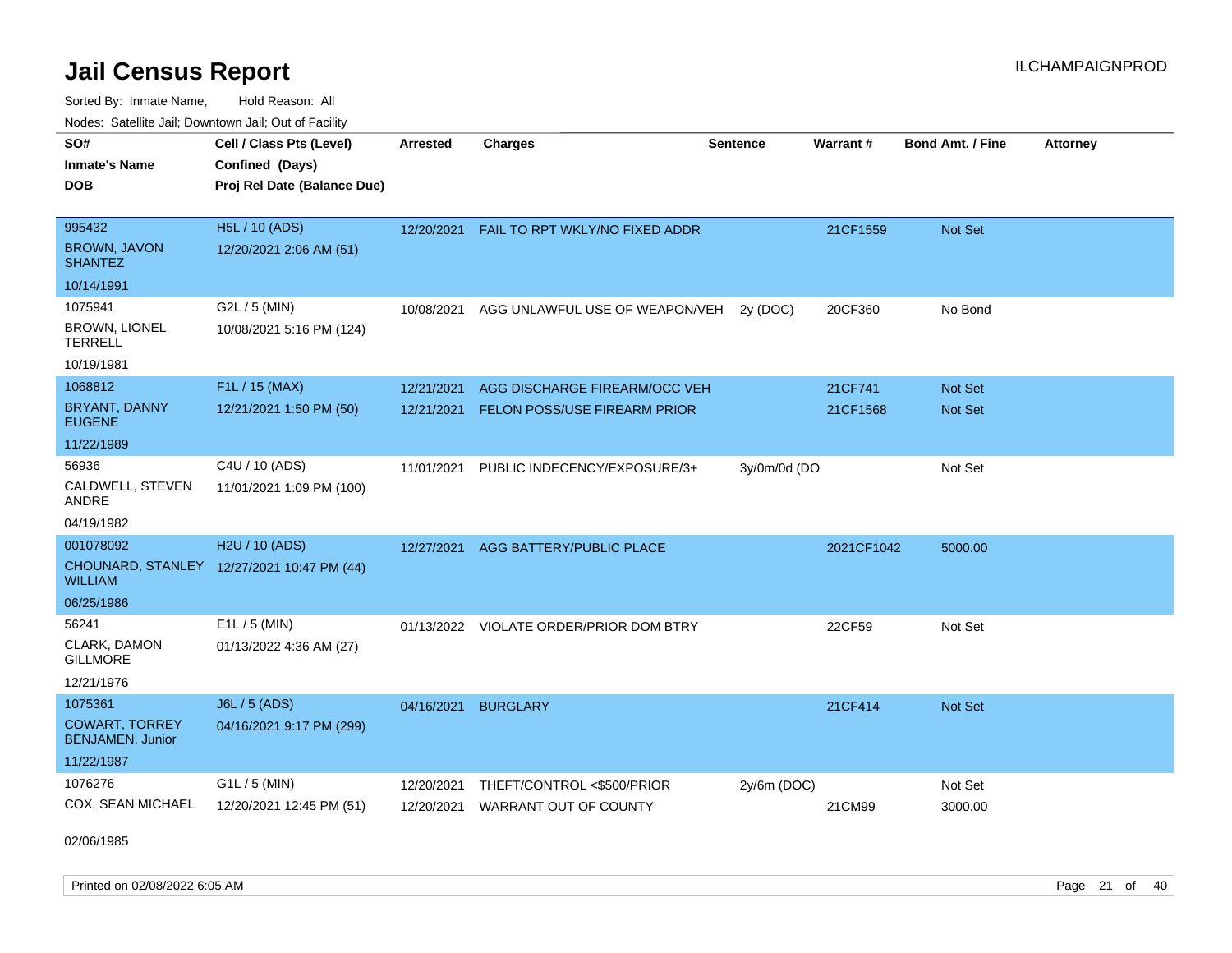# Jail Census Report

ILCHAMPAIGNPROD

Sorted By: Inmate Name, Hold Reason: All

Nodes: Satellite Jail; Downtown Jail; Out of Facility

| SO# / Inmate's Name / DOB | Cell / Class Pts (Level) / Confined (Days) / Proj Rel Date (Balance Due) | Arrested | Charges | Sentence | Warrant # | Bond Amt. / Fine | Attorney |
|---|---|---|---|---|---|---|---|
| 995432<br>BROWN, JAVON SHANTEZ<br>10/14/1991 | H5L / 10 (ADS)<br>12/20/2021 2:06 AM (51) | 12/20/2021 | FAIL TO RPT WKLY/NO FIXED ADDR | | 21CF1559 | Not Set | |
| 1075941<br>BROWN, LIONEL TERRELL<br>10/19/1981 | G2L / 5 (MIN)<br>10/08/2021 5:16 PM (124) | 10/08/2021 | AGG UNLAWFUL USE OF WEAPON/VEH | 2y (DOC) | 20CF360 | No Bond | |
| 1068812<br>BRYANT, DANNY EUGENE<br>11/22/1989 | F1L / 15 (MAX)<br>12/21/2021 1:50 PM (50) | 12/21/2021 | AGG DISCHARGE FIREARM/OCC VEH | | 21CF741 | Not Set | |
| | | 12/21/2021 | FELON POSS/USE FIREARM PRIOR | | 21CF1568 | Not Set | |
| 56936<br>CALDWELL, STEVEN ANDRE<br>04/19/1982 | C4U / 10 (ADS)<br>11/01/2021 1:09 PM (100) | 11/01/2021 | PUBLIC INDECENCY/EXPOSURE/3+ | 3y/0m/0d (DO | | Not Set | |
| 001078092<br>CHOUNARD, STANLEY WILLIAM<br>06/25/1986 | H2U / 10 (ADS)<br>12/27/2021 10:47 PM (44) | 12/27/2021 | AGG BATTERY/PUBLIC PLACE | | 2021CF1042 | 5000.00 | |
| 56241<br>CLARK, DAMON GILLMORE<br>12/21/1976 | E1L / 5 (MIN)<br>01/13/2022 4:36 AM (27) | 01/13/2022 | VIOLATE ORDER/PRIOR DOM BTRY | | 22CF59 | Not Set | |
| 1075361<br>COWART, TORREY BENJAMEN, Junior<br>11/22/1987 | J6L / 5 (ADS)<br>04/16/2021 9:17 PM (299) | 04/16/2021 | BURGLARY | | 21CF414 | Not Set | |
| 1076276<br>COX, SEAN MICHAEL<br>02/06/1985 | G1L / 5 (MIN)<br>12/20/2021 12:45 PM (51) | 12/20/2021 | THEFT/CONTROL <$500/PRIOR | 2y/6m (DOC) | | Not Set | |
| | | 12/20/2021 | WARRANT OUT OF COUNTY | | 21CM99 | 3000.00 | |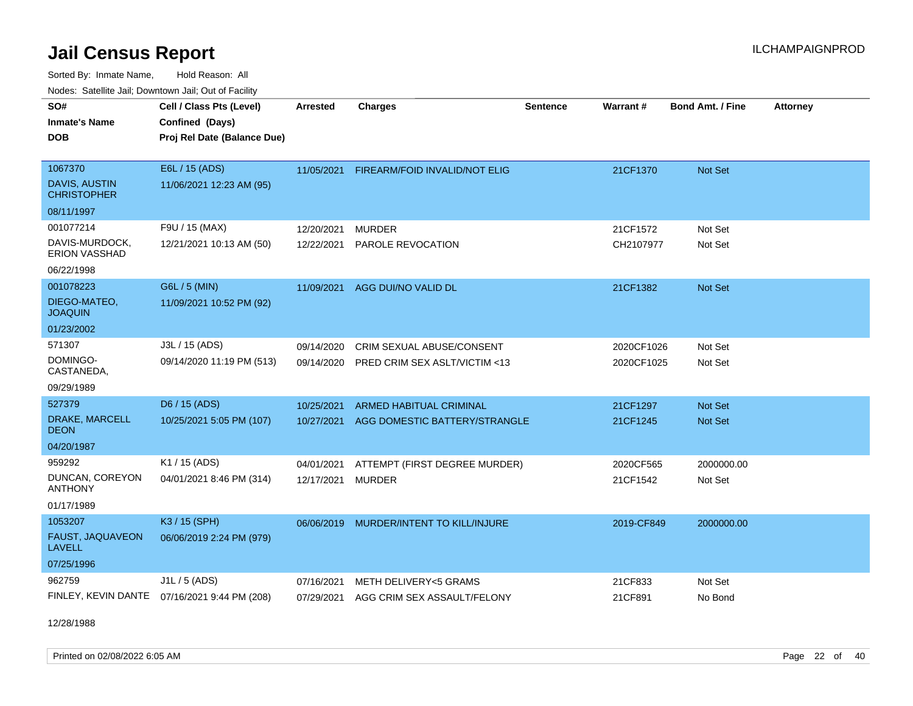# Jail Census Report

ILCHAMPAIGNPROD

Sorted By: Inmate Name, Hold Reason: All

Nodes: Satellite Jail; Downtown Jail; Out of Facility

| SO# / Inmate's Name / DOB | Cell / Class Pts (Level) / Confined (Days) / Proj Rel Date (Balance Due) | Arrested | Charges | Sentence | Warrant # | Bond Amt. / Fine | Attorney |
|---|---|---|---|---|---|---|---|
| 1067370<br>DAVIS, AUSTIN CHRISTOPHER<br>08/11/1997 | E6L / 15 (ADS)<br>11/06/2021 12:23 AM (95) | 11/05/2021 | FIREARM/FOID INVALID/NOT ELIG | | 21CF1370 | Not Set | |
| 001077214<br>DAVIS-MURDOCK, ERION VASSHAD<br>06/22/1998 | F9U / 15 (MAX)<br>12/21/2021 10:13 AM (50) | 12/20/2021 | MURDER | | 21CF1572 | Not Set | |
| | | 12/22/2021 | PAROLE REVOCATION | | CH2107977 | Not Set | |
| 001078223<br>DIEGO-MATEO, JOAQUIN<br>01/23/2002 | G6L / 5 (MIN)<br>11/09/2021 10:52 PM (92) | 11/09/2021 | AGG DUI/NO VALID DL | | 21CF1382 | Not Set | |
| 571307<br>DOMINGO-CASTANEDA,<br>09/29/1989 | J3L / 15 (ADS)<br>09/14/2020 11:19 PM (513) | 09/14/2020 | CRIM SEXUAL ABUSE/CONSENT | | 2020CF1026 | Not Set | |
| | | 09/14/2020 | PRED CRIM SEX ASLT/VICTIM <13 | | 2020CF1025 | Not Set | |
| 527379<br>DRAKE, MARCELL DEON<br>04/20/1987 | D6 / 15 (ADS)<br>10/25/2021 5:05 PM (107) | 10/25/2021 | ARMED HABITUAL CRIMINAL | | 21CF1297 | Not Set | |
| | | 10/27/2021 | AGG DOMESTIC BATTERY/STRANGLE | | 21CF1245 | Not Set | |
| 959292<br>DUNCAN, COREYON ANTHONY<br>01/17/1989 | K1 / 15 (ADS)<br>04/01/2021 8:46 PM (314) | 04/01/2021 | ATTEMPT (FIRST DEGREE MURDER) | | 2020CF565 | 2000000.00 | |
| | | 12/17/2021 | MURDER | | 21CF1542 | Not Set | |
| 1053207<br>FAUST, JAQUAVEON LAVELL<br>07/25/1996 | K3 / 15 (SPH)<br>06/06/2019 2:24 PM (979) | 06/06/2019 | MURDER/INTENT TO KILL/INJURE | | 2019-CF849 | 2000000.00 | |
| 962759<br>FINLEY, KEVIN DANTE<br>12/28/1988 | J1L / 5 (ADS)<br>07/16/2021 9:44 PM (208) | 07/16/2021 | METH DELIVERY<5 GRAMS | | 21CF833 | Not Set | |
| | | 07/29/2021 | AGG CRIM SEX ASSAULT/FELONY | | 21CF891 | No Bond | |

Printed on 02/08/2022 6:05 AM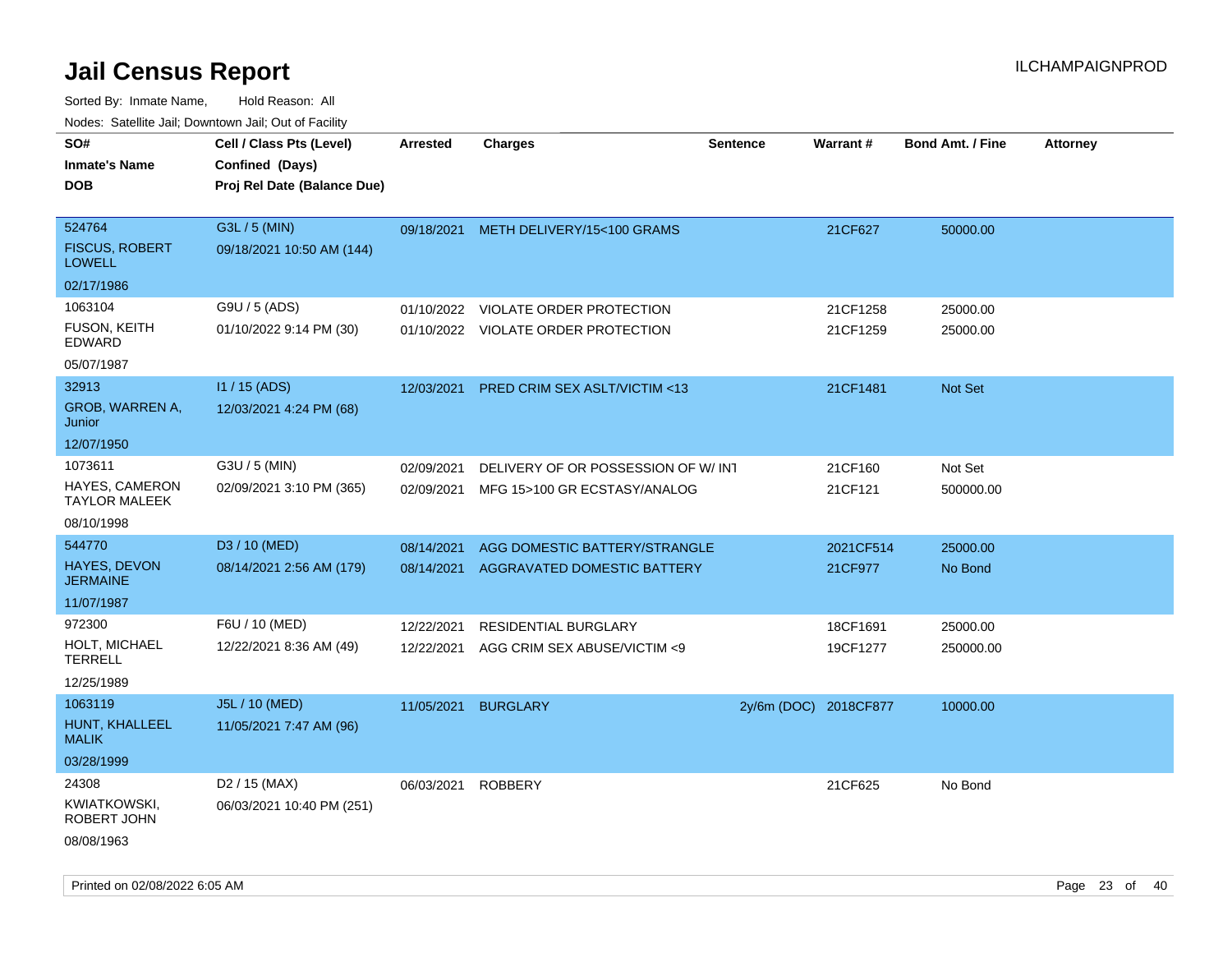# Jail Census Report

ILCHAMPAIGNPROD

Sorted By: Inmate Name, Hold Reason: All

Nodes: Satellite Jail; Downtown Jail; Out of Facility

| SO# / Inmate's Name / DOB | Cell / Class Pts (Level) / Confined (Days) / Proj Rel Date (Balance Due) | Arrested | Charges | Sentence | Warrant # | Bond Amt. / Fine | Attorney |
|---|---|---|---|---|---|---|---|
| 524764<br>FISCUS, ROBERT LOWELL<br>02/17/1986 | G3L / 5 (MIN)<br>09/18/2021 10:50 AM (144) | 09/18/2021 | METH DELIVERY/15<100 GRAMS | | 21CF627 | 50000.00 | |
| 1063104<br>FUSON, KEITH EDWARD<br>05/07/1987 | G9U / 5 (ADS)<br>01/10/2022 9:14 PM (30) | 01/10/2022<br>01/10/2022 | VIOLATE ORDER PROTECTION<br>VIOLATE ORDER PROTECTION | | 21CF1258<br>21CF1259 | 25000.00<br>25000.00 | |
| 32913<br>GROB, WARREN A, Junior<br>12/07/1950 | I1 / 15 (ADS)<br>12/03/2021 4:24 PM (68) | 12/03/2021 | PRED CRIM SEX ASLT/VICTIM <13 | | 21CF1481 | Not Set | |
| 1073611<br>HAYES, CAMERON TAYLOR MALEEK<br>08/10/1998 | G3U / 5 (MIN)<br>02/09/2021 3:10 PM (365) | 02/09/2021<br>02/09/2021 | DELIVERY OF OR POSSESSION OF W/ INT<br>MFG 15>100 GR ECSTASY/ANALOG | | 21CF160<br>21CF121 | Not Set<br>500000.00 | |
| 544770<br>HAYES, DEVON JERMAINE<br>11/07/1987 | D3 / 10 (MED)<br>08/14/2021 2:56 AM (179) | 08/14/2021<br>08/14/2021 | AGG DOMESTIC BATTERY/STRANGLE<br>AGGRAVATED DOMESTIC BATTERY | | 2021CF514<br>21CF977 | 25000.00<br>No Bond | |
| 972300<br>HOLT, MICHAEL TERRELL<br>12/25/1989 | F6U / 10 (MED)<br>12/22/2021 8:36 AM (49) | 12/22/2021<br>12/22/2021 | RESIDENTIAL BURGLARY<br>AGG CRIM SEX ABUSE/VICTIM <9 | | 18CF1691<br>19CF1277 | 25000.00<br>250000.00 | |
| 1063119<br>HUNT, KHALLEEL MALIK<br>03/28/1999 | J5L / 10 (MED)<br>11/05/2021 7:47 AM (96) | 11/05/2021 | BURGLARY | 2y/6m (DOC) | 2018CF877 | 10000.00 | |
| 24308<br>KWIATKOWSKI, ROBERT JOHN<br>08/08/1963 | D2 / 15 (MAX)<br>06/03/2021 10:40 PM (251) | 06/03/2021 | ROBBERY | | 21CF625 | No Bond | |

Printed on 02/08/2022 6:05 AM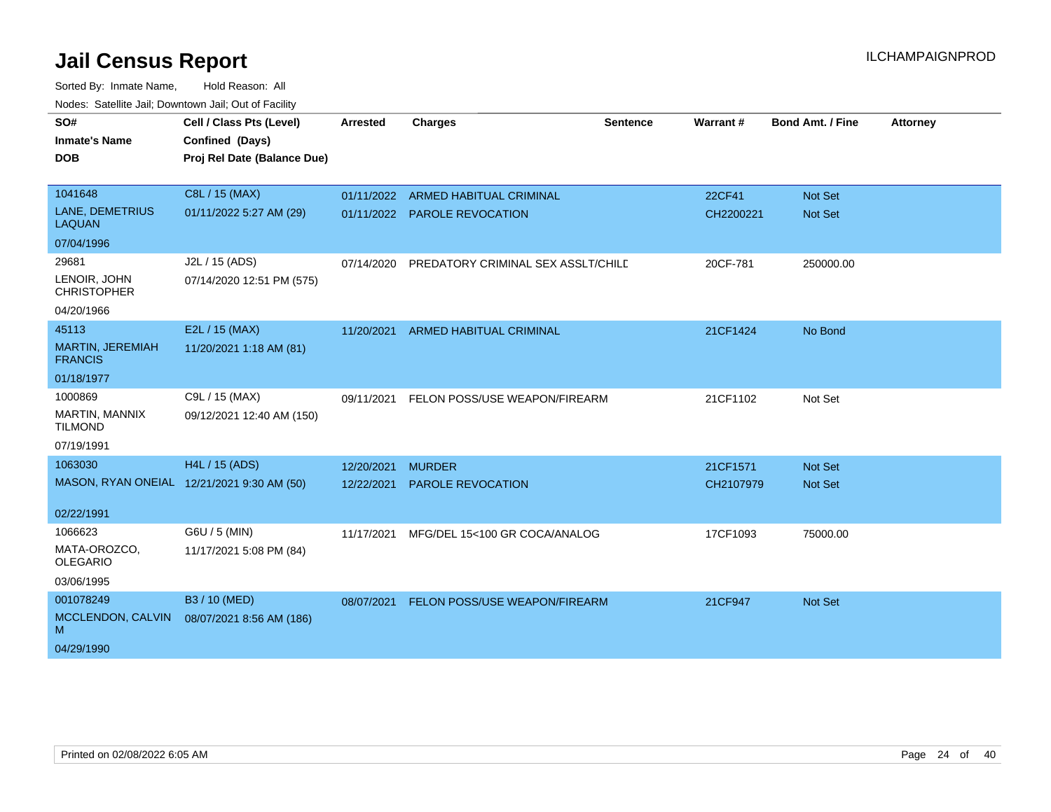# Jail Census Report

ILCHAMPAIGNPROD

Sorted By: Inmate Name, Hold Reason: All

Nodes: Satellite Jail; Downtown Jail; Out of Facility

| SO# / Inmate's Name / DOB | Cell / Class Pts (Level) / Confined (Days) / Proj Rel Date (Balance Due) | Arrested | Charges | Sentence | Warrant # | Bond Amt. / Fine | Attorney |
|---|---|---|---|---|---|---|---|
| 1041648<br>LANE, DEMETRIUS LAQUAN<br>07/04/1996 | C8L / 15 (MAX)<br>01/11/2022 5:27 AM (29) | 01/11/2022 | ARMED HABITUAL CRIMINAL | | 22CF41 | Not Set | |
| | | 01/11/2022 | PAROLE REVOCATION | | CH2200221 | Not Set | |
| 29681<br>LENOIR, JOHN CHRISTOPHER<br>04/20/1966 | J2L / 15 (ADS)<br>07/14/2020 12:51 PM (575) | 07/14/2020 | PREDATORY CRIMINAL SEX ASSLT/CHILD | | 20CF-781 | 250000.00 | |
| 45113<br>MARTIN, JEREMIAH FRANCIS<br>01/18/1977 | E2L / 15 (MAX)<br>11/20/2021 1:18 AM (81) | 11/20/2021 | ARMED HABITUAL CRIMINAL | | 21CF1424 | No Bond | |
| 1000869<br>MARTIN, MANNIX TILMOND<br>07/19/1991 | C9L / 15 (MAX)<br>09/12/2021 12:40 AM (150) | 09/11/2021 | FELON POSS/USE WEAPON/FIREARM | | 21CF1102 | Not Set | |
| 1063030<br>MASON, RYAN ONEIAL<br>02/22/1991 | H4L / 15 (ADS)<br>12/21/2021 9:30 AM (50) | 12/20/2021 | MURDER | | 21CF1571 | Not Set | |
| | | 12/22/2021 | PAROLE REVOCATION | | CH2107979 | Not Set | |
| 1066623<br>MATA-OROZCO, OLEGARIO<br>03/06/1995 | G6U / 5 (MIN)<br>11/17/2021 5:08 PM (84) | 11/17/2021 | MFG/DEL 15<100 GR COCA/ANALOG | | 17CF1093 | 75000.00 | |
| 001078249<br>MCCLENDON, CALVIN M<br>04/29/1990 | B3 / 10 (MED)<br>08/07/2021 8:56 AM (186) | 08/07/2021 | FELON POSS/USE WEAPON/FIREARM | | 21CF947 | Not Set | |

Printed on 02/08/2022 6:05 AM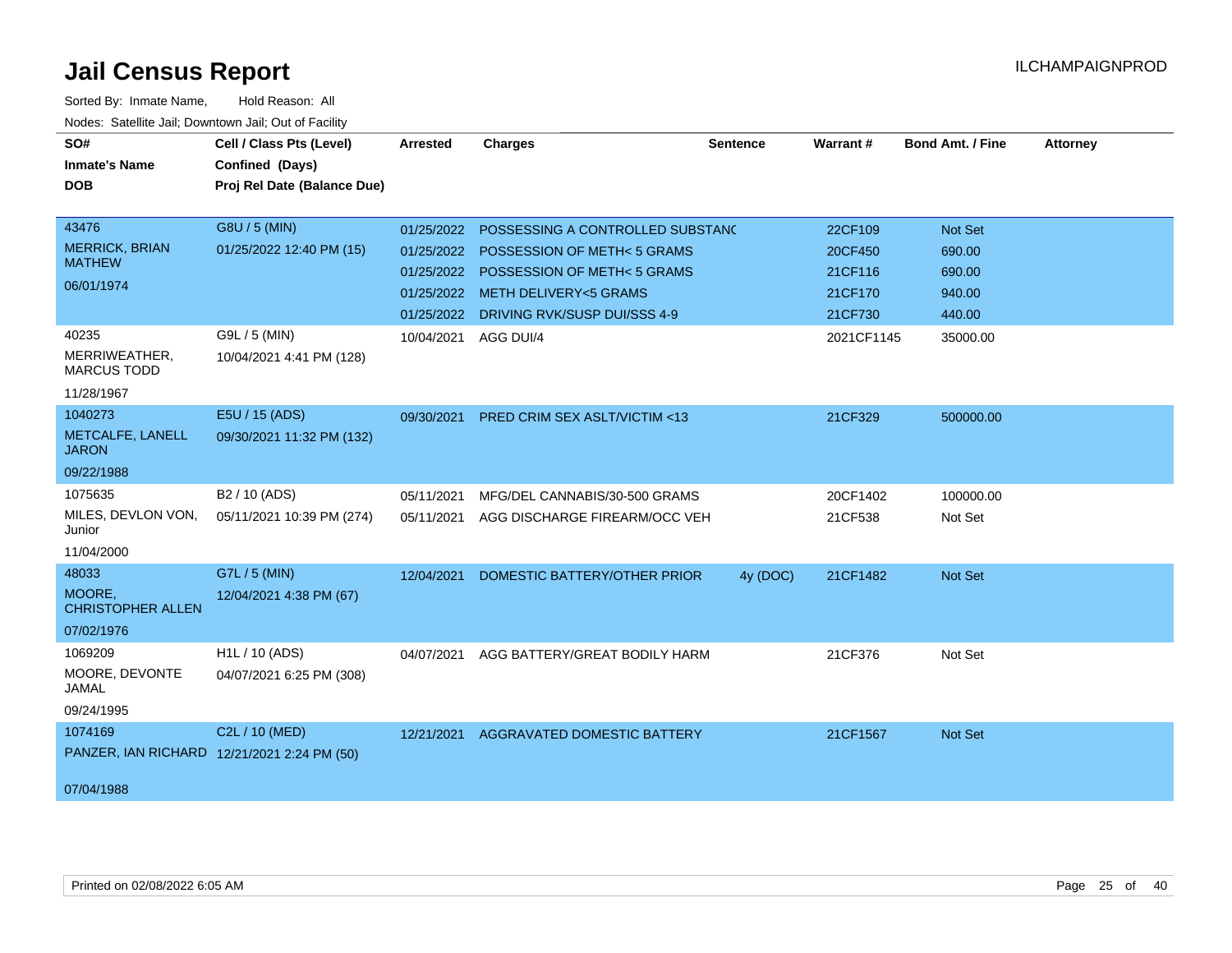# Jail Census Report

ILCHAMPAIGNPROD

Sorted By: Inmate Name, Hold Reason: All

Nodes: Satellite Jail; Downtown Jail; Out of Facility

| SO# / Inmate's Name / DOB | Cell / Class Pts (Level) / Confined (Days) / Proj Rel Date (Balance Due) | Arrested | Charges | Sentence | Warrant # | Bond Amt. / Fine | Attorney |
|---|---|---|---|---|---|---|---|
| 43476 MERRICK, BRIAN MATHEW 06/01/1974 | G8U / 5 (MIN) 01/25/2022 12:40 PM (15) | 01/25/2022 | POSSESSING A CONTROLLED SUBSTANC | | 22CF109 | Not Set | |
| | | 01/25/2022 | POSSESSION OF METH< 5 GRAMS | | 20CF450 | 690.00 | |
| | | 01/25/2022 | POSSESSION OF METH< 5 GRAMS | | 21CF116 | 690.00 | |
| | | 01/25/2022 | METH DELIVERY<5 GRAMS | | 21CF170 | 940.00 | |
| | | 01/25/2022 | DRIVING RVK/SUSP DUI/SSS 4-9 | | 21CF730 | 440.00 | |
| 40235 MERRIWEATHER, MARCUS TODD 11/28/1967 | G9L / 5 (MIN) 10/04/2021 4:41 PM (128) | 10/04/2021 | AGG DUI/4 | | 2021CF1145 | 35000.00 | |
| 1040273 METCALFE, LANELL JARON 09/22/1988 | E5U / 15 (ADS) 09/30/2021 11:32 PM (132) | 09/30/2021 | PRED CRIM SEX ASLT/VICTIM <13 | | 21CF329 | 500000.00 | |
| 1075635 MILES, DEVLON VON, Junior 11/04/2000 | B2 / 10 (ADS) 05/11/2021 10:39 PM (274) | 05/11/2021 | MFG/DEL CANNABIS/30-500 GRAMS | | 20CF1402 | 100000.00 | |
| | | 05/11/2021 | AGG DISCHARGE FIREARM/OCC VEH | | 21CF538 | Not Set | |
| 48033 MOORE, CHRISTOPHER ALLEN 07/02/1976 | G7L / 5 (MIN) 12/04/2021 4:38 PM (67) | 12/04/2021 | DOMESTIC BATTERY/OTHER PRIOR | 4y (DOC) | 21CF1482 | Not Set | |
| 1069209 MOORE, DEVONTE JAMAL 09/24/1995 | H1L / 10 (ADS) 04/07/2021 6:25 PM (308) | 04/07/2021 | AGG BATTERY/GREAT BODILY HARM | | 21CF376 | Not Set | |
| 1074169 PANZER, IAN RICHARD 07/04/1988 | C2L / 10 (MED) 12/21/2021 2:24 PM (50) | 12/21/2021 | AGGRAVATED DOMESTIC BATTERY | | 21CF1567 | Not Set | |

Printed on 02/08/2022 6:05 AM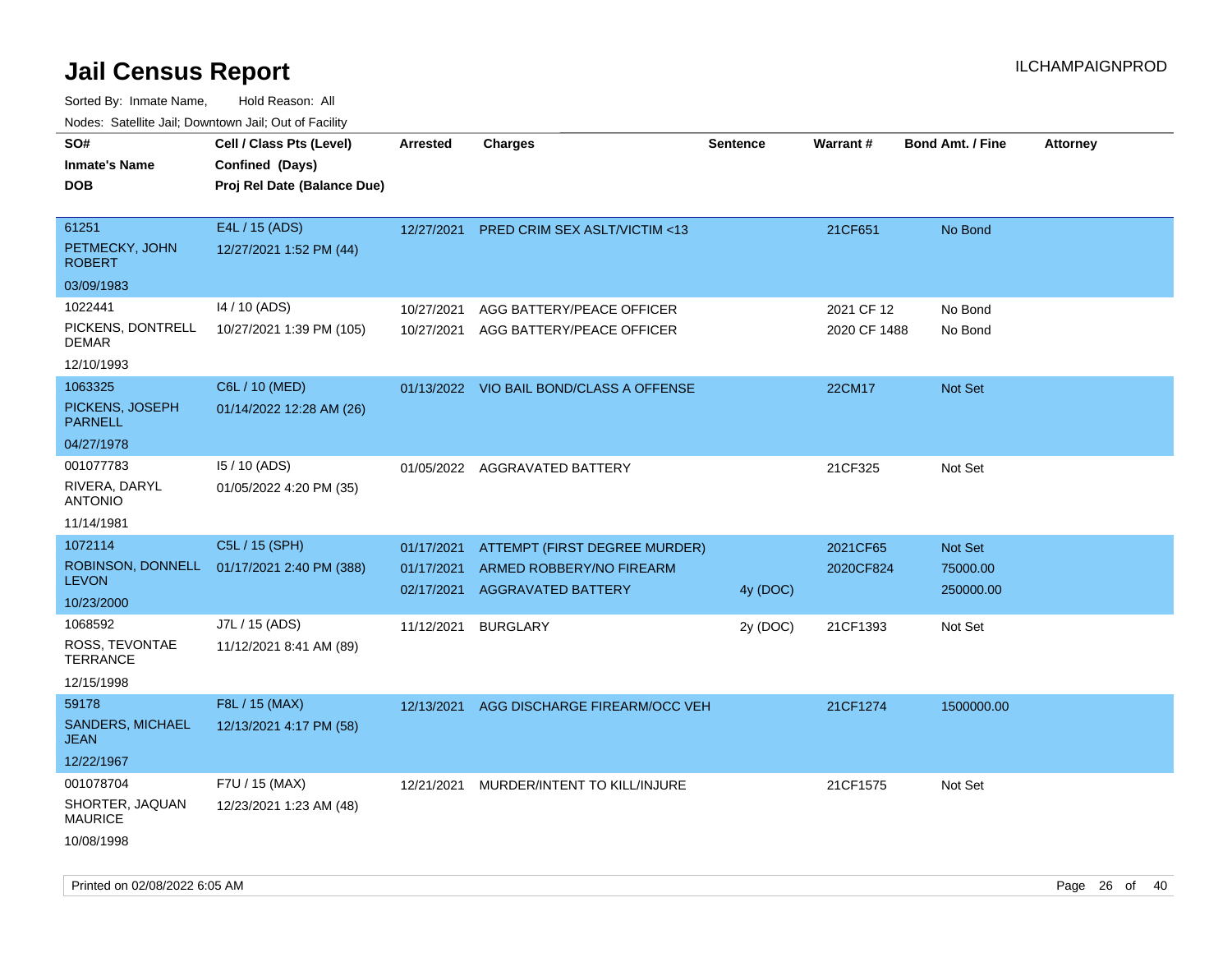# Jail Census Report

ILCHAMPAIGNPROD

Sorted By: Inmate Name, Hold Reason: All

Nodes: Satellite Jail; Downtown Jail; Out of Facility

| SO# / Inmate's Name / DOB | Cell / Class Pts (Level) / Confined (Days) / Proj Rel Date (Balance Due) | Arrested | Charges | Sentence | Warrant # | Bond Amt. / Fine | Attorney |
|---|---|---|---|---|---|---|---|
| 61251<br>PETMECKY, JOHN ROBERT<br>03/09/1983 | E4L / 15 (ADS)<br>12/27/2021 1:52 PM (44) | 12/27/2021 | PRED CRIM SEX ASLT/VICTIM <13 | | 21CF651 | No Bond | |
| 1022441<br>PICKENS, DONTRELL DEMAR<br>12/10/1993 | I4 / 10 (ADS)<br>10/27/2021 1:39 PM (105) | 10/27/2021 | AGG BATTERY/PEACE OFFICER | | 2021 CF 12 | No Bond | |
| | | 10/27/2021 | AGG BATTERY/PEACE OFFICER | | 2020 CF 1488 | No Bond | |
| 1063325<br>PICKENS, JOSEPH PARNELL<br>04/27/1978 | C6L / 10 (MED)<br>01/14/2022 12:28 AM (26) | 01/13/2022 | VIO BAIL BOND/CLASS A OFFENSE | | 22CM17 | Not Set | |
| 001077783<br>RIVERA, DARYL ANTONIO<br>11/14/1981 | I5 / 10 (ADS)<br>01/05/2022 4:20 PM (35) | 01/05/2022 | AGGRAVATED BATTERY | | 21CF325 | Not Set | |
| 1072114<br>ROBINSON, DONNELL LEVON<br>10/23/2000 | C5L / 15 (SPH)<br>01/17/2021 2:40 PM (388) | 01/17/2021 | ATTEMPT (FIRST DEGREE MURDER) | | 2021CF65 | Not Set | |
| | | 01/17/2021 | ARMED ROBBERY/NO FIREARM | | 2020CF824 | 75000.00 | |
| | | 02/17/2021 | AGGRAVATED BATTERY | 4y (DOC) | | 250000.00 | |
| 1068592<br>ROSS, TEVONTAE TERRANCE<br>12/15/1998 | J7L / 15 (ADS)<br>11/12/2021 8:41 AM (89) | 11/12/2021 | BURGLARY | 2y (DOC) | 21CF1393 | Not Set | |
| 59178<br>SANDERS, MICHAEL JEAN<br>12/22/1967 | F8L / 15 (MAX)<br>12/13/2021 4:17 PM (58) | 12/13/2021 | AGG DISCHARGE FIREARM/OCC VEH | | 21CF1274 | 1500000.00 | |
| 001078704<br>SHORTER, JAQUAN MAURICE<br>10/08/1998 | F7U / 15 (MAX)<br>12/23/2021 1:23 AM (48) | 12/21/2021 | MURDER/INTENT TO KILL/INJURE | | 21CF1575 | Not Set | |

Printed on 02/08/2022 6:05 AM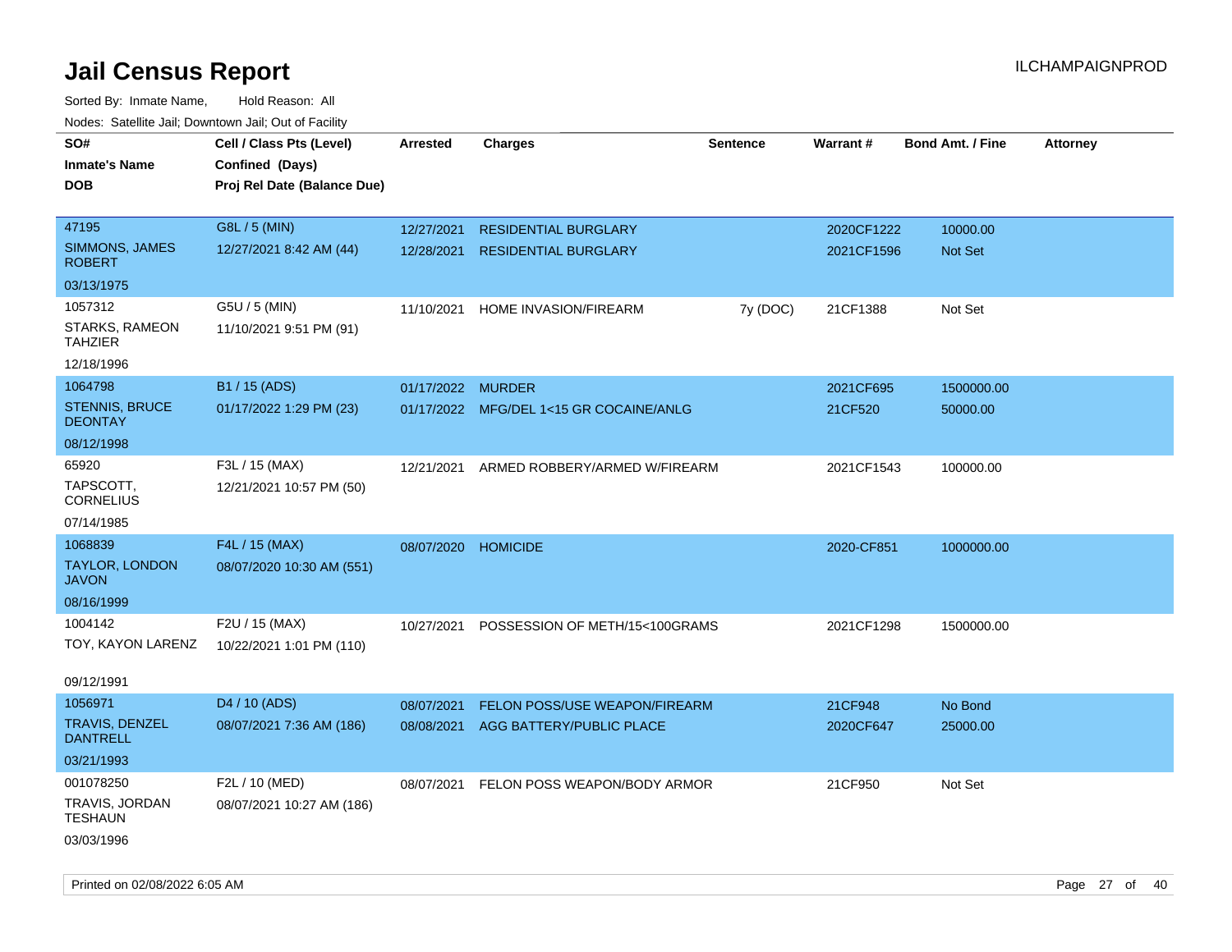# Jail Census Report

Sorted By: Inmate Name, Hold Reason: All

Nodes: Satellite Jail; Downtown Jail; Out of Facility

| SO# / Inmate's Name / DOB | Cell / Class Pts (Level) / Confined (Days) / Proj Rel Date (Balance Due) | Arrested | Charges | Sentence | Warrant # | Bond Amt. / Fine | Attorney |
|---|---|---|---|---|---|---|---|
| 47195 SIMMONS, JAMES ROBERT 03/13/1975 | G8L / 5 (MIN) 12/27/2021 8:42 AM (44) | 12/27/2021 | RESIDENTIAL BURGLARY | | 2020CF1222 | 10000.00 | |
| | | 12/28/2021 | RESIDENTIAL BURGLARY | | 2021CF1596 | Not Set | |
| 1057312 STARKS, RAMEON TAHZIER 12/18/1996 | G5U / 5 (MIN) 11/10/2021 9:51 PM (91) | 11/10/2021 | HOME INVASION/FIREARM | 7y (DOC) | 21CF1388 | Not Set | |
| 1064798 STENNIS, BRUCE DEONTAY 08/12/1998 | B1 / 15 (ADS) 01/17/2022 1:29 PM (23) | 01/17/2022 | MURDER | | 2021CF695 | 1500000.00 | |
| | | 01/17/2022 | MFG/DEL 1<15 GR COCAINE/ANLG | | 21CF520 | 50000.00 | |
| 65920 TAPSCOTT, CORNELIUS 07/14/1985 | F3L / 15 (MAX) 12/21/2021 10:57 PM (50) | 12/21/2021 | ARMED ROBBERY/ARMED W/FIREARM | | 2021CF1543 | 100000.00 | |
| 1068839 TAYLOR, LONDON JAVON 08/16/1999 | F4L / 15 (MAX) 08/07/2020 10:30 AM (551) | 08/07/2020 | HOMICIDE | | 2020-CF851 | 1000000.00 | |
| 1004142 TOY, KAYON LARENZ 09/12/1991 | F2U / 15 (MAX) 10/22/2021 1:01 PM (110) | 10/27/2021 | POSSESSION OF METH/15<100GRAMS | | 2021CF1298 | 1500000.00 | |
| 1056971 TRAVIS, DENZEL DANTRELL 03/21/1993 | D4 / 10 (ADS) 08/07/2021 7:36 AM (186) | 08/07/2021 | FELON POSS/USE WEAPON/FIREARM | | 21CF948 | No Bond | |
| | | 08/08/2021 | AGG BATTERY/PUBLIC PLACE | | 2020CF647 | 25000.00 | |
| 001078250 TRAVIS, JORDAN TESHAUN 03/03/1996 | F2L / 10 (MED) 08/07/2021 10:27 AM (186) | 08/07/2021 | FELON POSS WEAPON/BODY ARMOR | | 21CF950 | Not Set | |

Printed on 02/08/2022 6:05 AM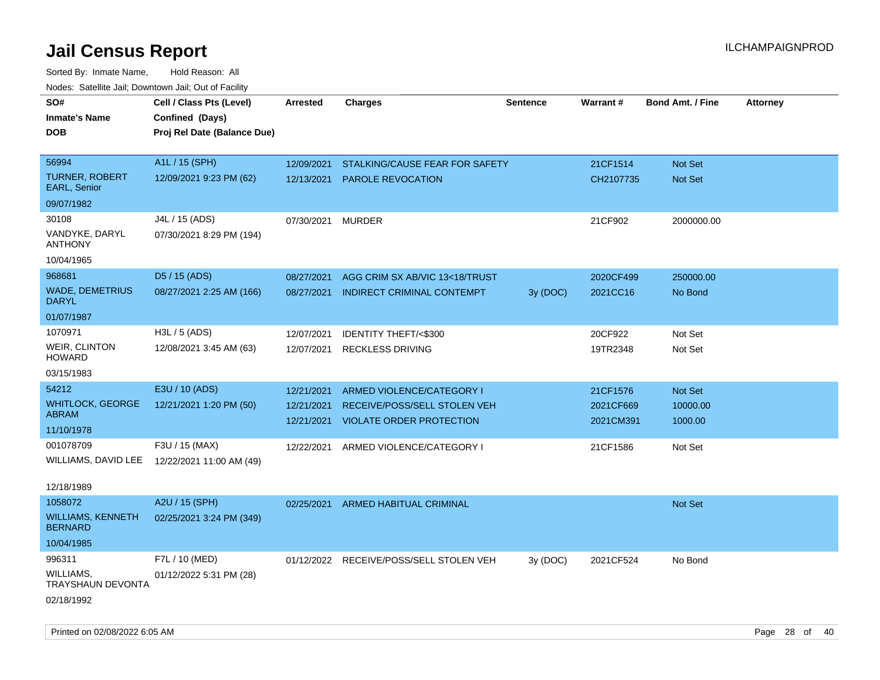# Jail Census Report

ILCHAMPAIGNPROD

Sorted By: Inmate Name, Hold Reason: All

Nodes: Satellite Jail; Downtown Jail; Out of Facility

| SO# / Inmate's Name / DOB | Cell / Class Pts (Level) / Confined (Days) / Proj Rel Date (Balance Due) | Arrested | Charges | Sentence | Warrant # | Bond Amt. / Fine | Attorney |
|---|---|---|---|---|---|---|---|
| 56994<br>TURNER, ROBERT EARL, Senior<br>09/07/1982 | A1L / 15 (SPH)<br>12/09/2021 9:23 PM (62) | 12/09/2021<br>12/13/2021 | STALKING/CAUSE FEAR FOR SAFETY<br>PAROLE REVOCATION | | 21CF1514<br>CH2107735 | Not Set<br>Not Set | |
| 30108<br>VANDYKE, DARYL ANTHONY<br>10/04/1965 | J4L / 15 (ADS)<br>07/30/2021 8:29 PM (194) | 07/30/2021 | MURDER | | 21CF902 | 2000000.00 | |
| 968681<br>WADE, DEMETRIUS DARYL<br>01/07/1987 | D5 / 15 (ADS)<br>08/27/2021 2:25 AM (166) | 08/27/2021<br>08/27/2021 | AGG CRIM SX AB/VIC 13<18/TRUST<br>INDIRECT CRIMINAL CONTEMPT | <br>3y (DOC) | 2020CF499<br>2021CC16 | 250000.00<br>No Bond | |
| 1070971<br>WEIR, CLINTON HOWARD<br>03/15/1983 | H3L / 5 (ADS)<br>12/08/2021 3:45 AM (63) | 12/07/2021<br>12/07/2021 | IDENTITY THEFT/<$300<br>RECKLESS DRIVING | | 20CF922<br>19TR2348 | Not Set<br>Not Set | |
| 54212<br>WHITLOCK, GEORGE ABRAM<br>11/10/1978 | E3U / 10 (ADS)<br>12/21/2021 1:20 PM (50) | 12/21/2021<br>12/21/2021<br>12/21/2021 | ARMED VIOLENCE/CATEGORY I<br>RECEIVE/POSS/SELL STOLEN VEH<br>VIOLATE ORDER PROTECTION | | 21CF1576<br>2021CF669<br>2021CM391 | Not Set<br>10000.00<br>1000.00 | |
| 001078709<br>WILLIAMS, DAVID LEE<br>12/18/1989 | F3U / 15 (MAX)<br>12/22/2021 11:00 AM (49) | 12/22/2021 | ARMED VIOLENCE/CATEGORY I | | 21CF1586 | Not Set | |
| 1058072<br>WILLIAMS, KENNETH BERNARD<br>10/04/1985 | A2U / 15 (SPH)<br>02/25/2021 3:24 PM (349) | 02/25/2021 | ARMED HABITUAL CRIMINAL | | | Not Set | |
| 996311<br>WILLIAMS, TRAYSHAUN DEVONTA<br>02/18/1992 | F7L / 10 (MED)<br>01/12/2022 5:31 PM (28) | 01/12/2022 | RECEIVE/POSS/SELL STOLEN VEH | 3y (DOC) | 2021CF524 | No Bond | |

Printed on 02/08/2022 6:05 AM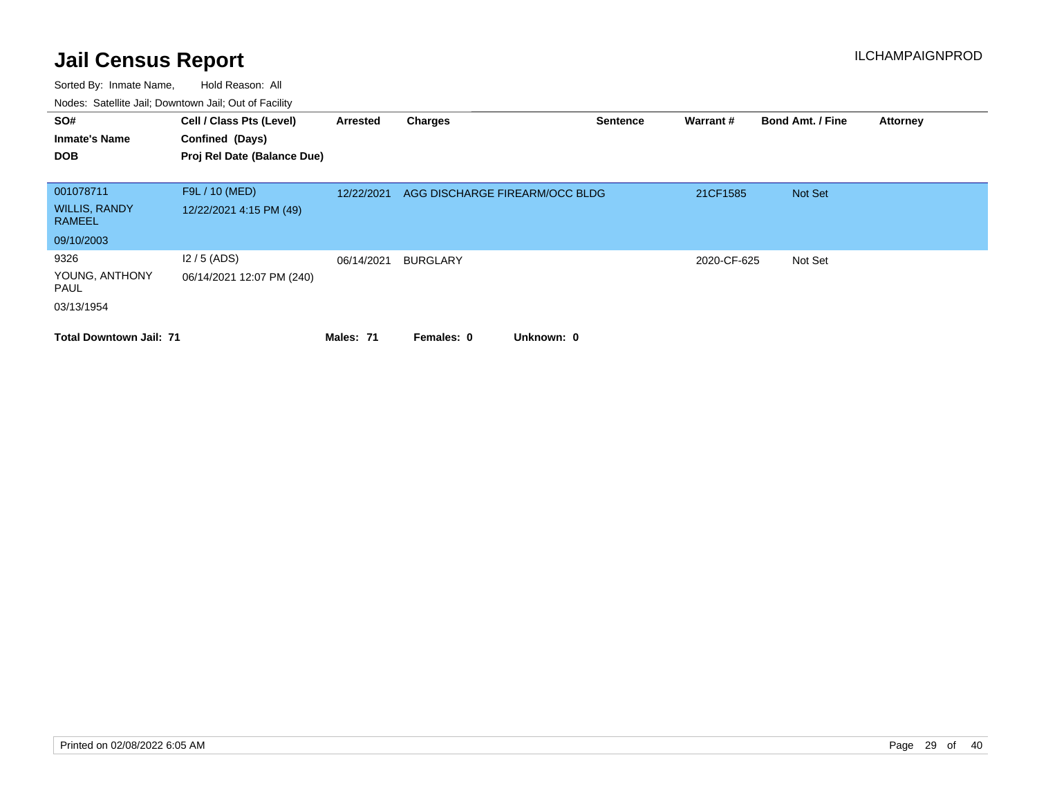# Jail Census Report

ILCHAMPAIGNPROD

Sorted By: Inmate Name, Hold Reason: All

Nodes: Satellite Jail; Downtown Jail; Out of Facility

| SO# / Inmate's Name / DOB | Cell / Class Pts (Level) / Confined (Days) / Proj Rel Date (Balance Due) | Arrested | Charges | Sentence | Warrant # | Bond Amt. / Fine | Attorney |
|---|---|---|---|---|---|---|---|
| 001078711<br>WILLIS, RANDY RAMEEL<br>09/10/2003 | F9L / 10 (MED)<br>12/22/2021 4:15 PM (49) | 12/22/2021 | AGG DISCHARGE FIREARM/OCC BLDG | | 21CF1585 | Not Set | |
| 9326<br>YOUNG, ANTHONY PAUL<br>03/13/1954 | I2 / 5 (ADS)<br>06/14/2021 12:07 PM (240) | 06/14/2021 | BURGLARY | | 2020-CF-625 | Not Set | |

**Total Downtown Jail: 71** **Males: 71** **Females: 0** **Unknown: 0**

Printed on 02/08/2022 6:05 AM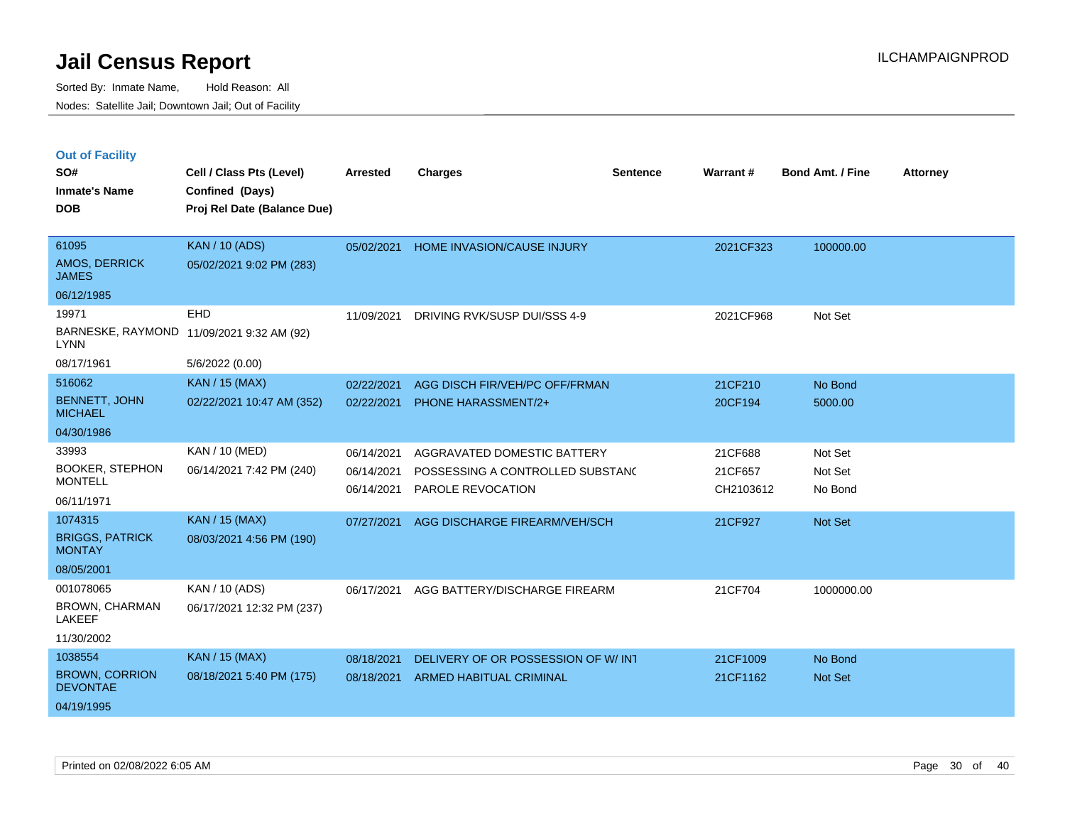# Jail Census Report

Sorted By: Inmate Name, Hold Reason: All

Nodes: Satellite Jail; Downtown Jail; Out of Facility

ILCHAMPAIGNPROD

## Out of Facility

| SO# / Inmate's Name / DOB | Cell / Class Pts (Level) / Confined (Days) / Proj Rel Date (Balance Due) | Arrested | Charges | Sentence | Warrant # | Bond Amt. / Fine | Attorney |
|---|---|---|---|---|---|---|---|
| 61095<br>AMOS, DERRICK JAMES<br>06/12/1985 | KAN / 10 (ADS)<br>05/02/2021 9:02 PM (283) | 05/02/2021 | HOME INVASION/CAUSE INJURY | | 2021CF323 | 100000.00 | |
| 19971<br>BARNESKE, RAYMOND LYNN<br>08/17/1961 | EHD<br>11/09/2021 9:32 AM (92)<br>5/6/2022 (0.00) | 11/09/2021 | DRIVING RVK/SUSP DUI/SSS 4-9 | | 2021CF968 | Not Set | |
| 516062<br>BENNETT, JOHN MICHAEL<br>04/30/1986 | KAN / 15 (MAX)<br>02/22/2021 10:47 AM (352) | 02/22/2021<br>02/22/2021 | AGG DISCH FIR/VEH/PC OFF/FRMAN<br>PHONE HARASSMENT/2+ | | 21CF210<br>20CF194 | No Bond<br>5000.00 | |
| 33993<br>BOOKER, STEPHON MONTELL<br>06/11/1971 | KAN / 10 (MED)<br>06/14/2021 7:42 PM (240) | 06/14/2021<br>06/14/2021<br>06/14/2021 | AGGRAVATED DOMESTIC BATTERY<br>POSSESSING A CONTROLLED SUBSTANC<br>PAROLE REVOCATION | | 21CF688<br>21CF657<br>CH2103612 | Not Set<br>Not Set<br>No Bond | |
| 1074315<br>BRIGGS, PATRICK MONTAY<br>08/05/2001 | KAN / 15 (MAX)<br>08/03/2021 4:56 PM (190) | 07/27/2021 | AGG DISCHARGE FIREARM/VEH/SCH | | 21CF927 | Not Set | |
| 001078065<br>BROWN, CHARMAN LAKEEF<br>11/30/2002 | KAN / 10 (ADS)<br>06/17/2021 12:32 PM (237) | 06/17/2021 | AGG BATTERY/DISCHARGE FIREARM | | 21CF704 | 1000000.00 | |
| 1038554<br>BROWN, CORRION DEVONTAE<br>04/19/1995 | KAN / 15 (MAX)<br>08/18/2021 5:40 PM (175) | 08/18/2021<br>08/18/2021 | DELIVERY OF OR POSSESSION OF W/ INT<br>ARMED HABITUAL CRIMINAL | | 21CF1009<br>21CF1162 | No Bond<br>Not Set | |

Printed on 02/08/2022 6:05 AM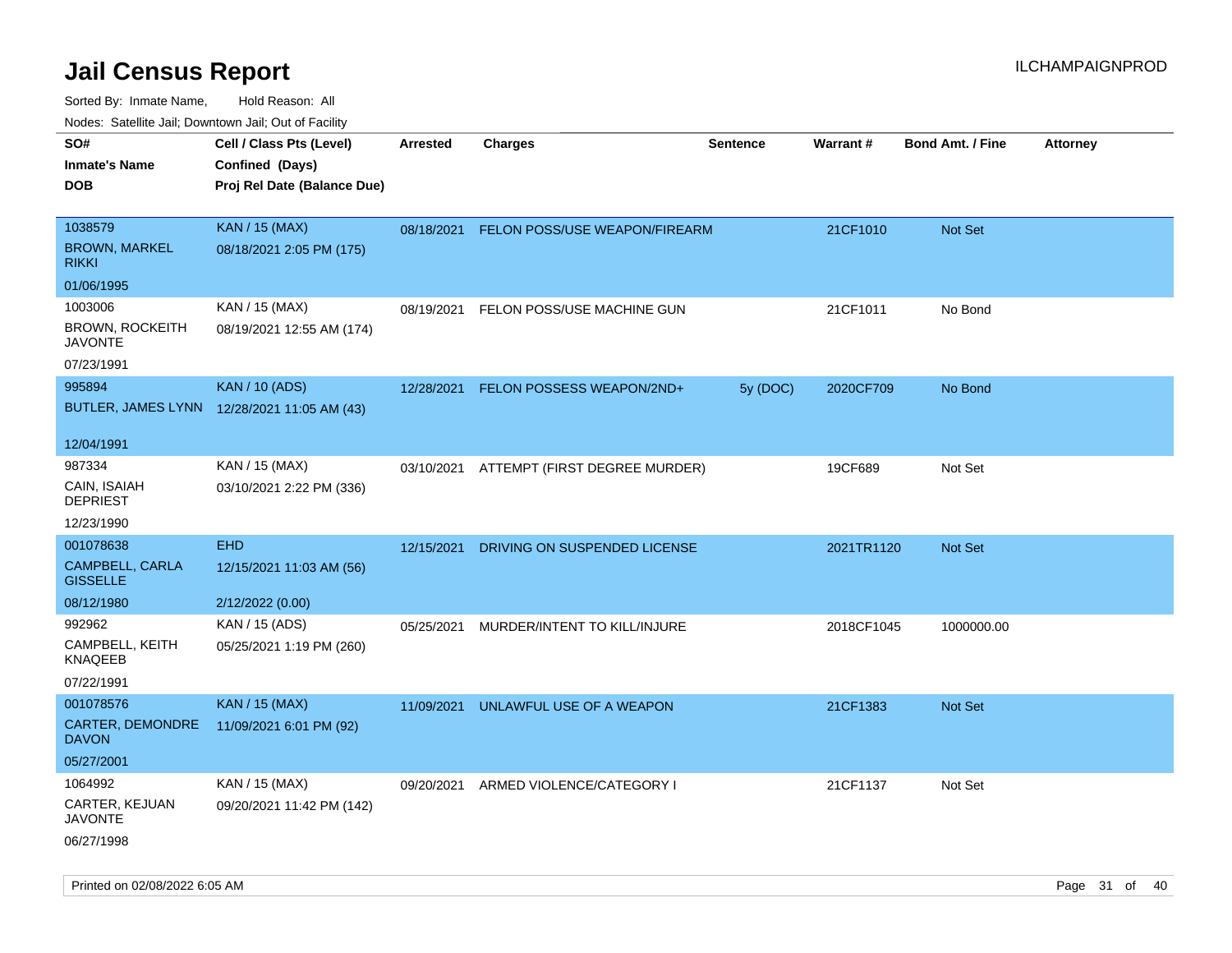# Jail Census Report

ILCHAMPAIGNPROD

Sorted By: Inmate Name, Hold Reason: All

Nodes: Satellite Jail; Downtown Jail; Out of Facility

| SO# / Inmate's Name / DOB | Cell / Class Pts (Level) / Confined (Days) / Proj Rel Date (Balance Due) | Arrested | Charges | Sentence | Warrant # | Bond Amt. / Fine | Attorney |
|---|---|---|---|---|---|---|---|
| 1038579<br>BROWN, MARKEL RIKKI<br>01/06/1995 | KAN / 15 (MAX)<br>08/18/2021 2:05 PM (175) | 08/18/2021 | FELON POSS/USE WEAPON/FIREARM | | 21CF1010 | Not Set | |
| 1003006<br>BROWN, ROCKEITH JAVONTE<br>07/23/1991 | KAN / 15 (MAX)<br>08/19/2021 12:55 AM (174) | 08/19/2021 | FELON POSS/USE MACHINE GUN | | 21CF1011 | No Bond | |
| 995894<br>BUTLER, JAMES LYNN<br>12/04/1991 | KAN / 10 (ADS)<br>12/28/2021 11:05 AM (43) | 12/28/2021 | FELON POSSESS WEAPON/2ND+ | 5y (DOC) | 2020CF709 | No Bond | |
| 987334<br>CAIN, ISAIAH DEPRIEST<br>12/23/1990 | KAN / 15 (MAX)<br>03/10/2021 2:22 PM (336) | 03/10/2021 | ATTEMPT (FIRST DEGREE MURDER) | | 19CF689 | Not Set | |
| 001078638<br>CAMPBELL, CARLA GISSELLE<br>08/12/1980 | EHD<br>12/15/2021 11:03 AM (56)<br>2/12/2022 (0.00) | 12/15/2021 | DRIVING ON SUSPENDED LICENSE | | 2021TR1120 | Not Set | |
| 992962<br>CAMPBELL, KEITH KNAQEEB<br>07/22/1991 | KAN / 15 (ADS)<br>05/25/2021 1:19 PM (260) | 05/25/2021 | MURDER/INTENT TO KILL/INJURE | | 2018CF1045 | 1000000.00 | |
| 001078576<br>CARTER, DEMONDRE DAVON<br>05/27/2001 | KAN / 15 (MAX)<br>11/09/2021 6:01 PM (92) | 11/09/2021 | UNLAWFUL USE OF A WEAPON | | 21CF1383 | Not Set | |
| 1064992<br>CARTER, KEJUAN JAVONTE<br>06/27/1998 | KAN / 15 (MAX)<br>09/20/2021 11:42 PM (142) | 09/20/2021 | ARMED VIOLENCE/CATEGORY I | | 21CF1137 | Not Set | |

Printed on 02/08/2022 6:05 AM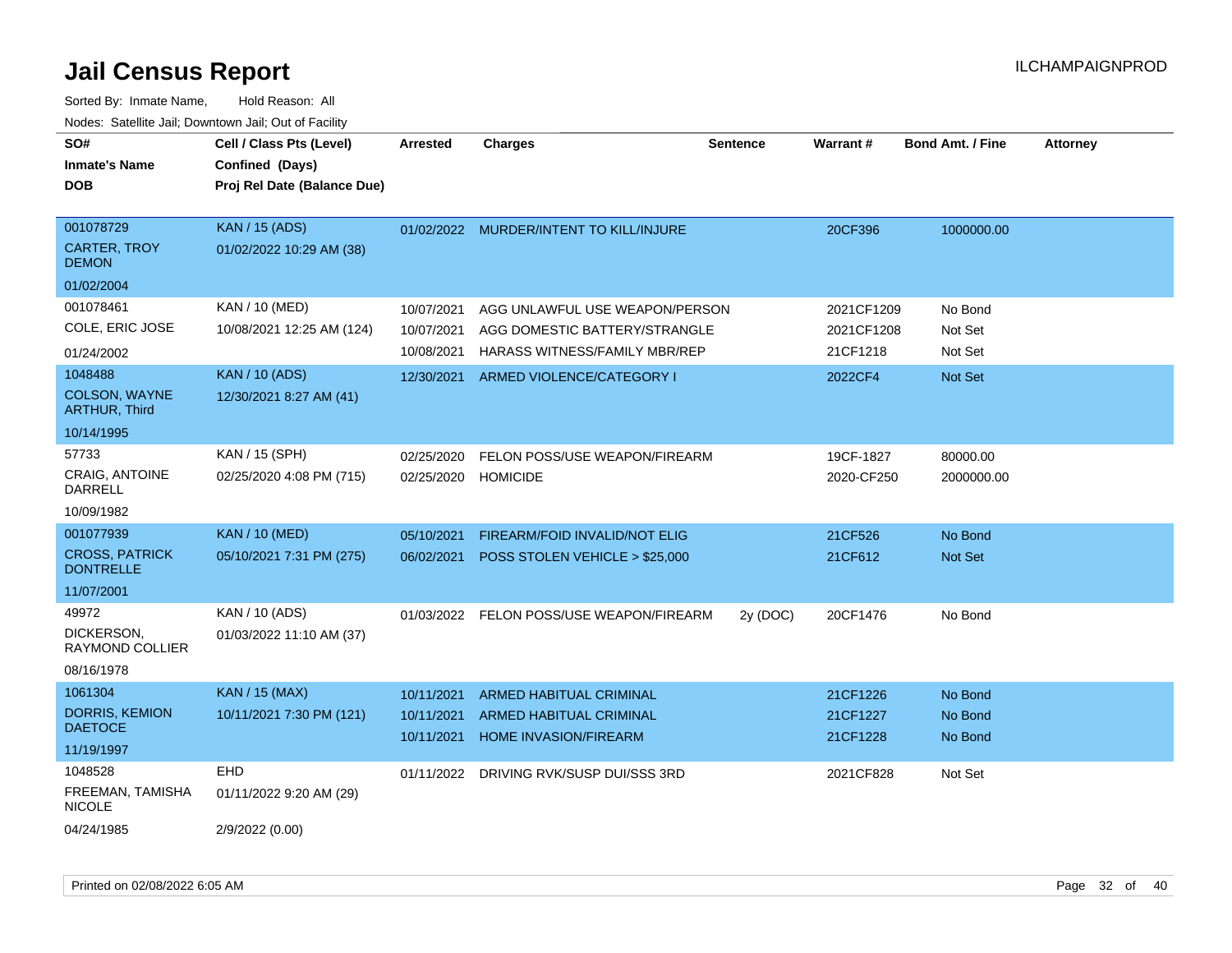# Jail Census Report

ILCHAMPAIGNPROD

Sorted By: Inmate Name, Hold Reason: All

Nodes: Satellite Jail; Downtown Jail; Out of Facility

| SO# / Inmate's Name / DOB | Cell / Class Pts (Level) / Confined (Days) / Proj Rel Date (Balance Due) | Arrested | Charges | Sentence | Warrant # | Bond Amt. / Fine | Attorney |
|---|---|---|---|---|---|---|---|
| 001078729<br>CARTER, TROY DEMON<br>01/02/2004 | KAN / 15 (ADS)<br>01/02/2022 10:29 AM (38) | 01/02/2022 | MURDER/INTENT TO KILL/INJURE | | 20CF396 | 1000000.00 | |
| 001078461<br>COLE, ERIC JOSE<br>01/24/2002 | KAN / 10 (MED)<br>10/08/2021 12:25 AM (124) | 10/07/2021<br>10/07/2021<br>10/08/2021 | AGG UNLAWFUL USE WEAPON/PERSON<br>AGG DOMESTIC BATTERY/STRANGLE<br>HARASS WITNESS/FAMILY MBR/REP | | 2021CF1209<br>2021CF1208<br>21CF1218 | No Bond<br>Not Set<br>Not Set | |
| 1048488<br>COLSON, WAYNE ARTHUR, Third<br>10/14/1995 | KAN / 10 (ADS)<br>12/30/2021 8:27 AM (41) | 12/30/2021 | ARMED VIOLENCE/CATEGORY I | | 2022CF4 | Not Set | |
| 57733<br>CRAIG, ANTOINE DARRELL<br>10/09/1982 | KAN / 15 (SPH)<br>02/25/2020 4:08 PM (715) | 02/25/2020<br>02/25/2020 | FELON POSS/USE WEAPON/FIREARM<br>HOMICIDE | | 19CF-1827<br>2020-CF250 | 80000.00<br>2000000.00 | |
| 001077939<br>CROSS, PATRICK DONTRELLE<br>11/07/2001 | KAN / 10 (MED)<br>05/10/2021 7:31 PM (275) | 05/10/2021<br>06/02/2021 | FIREARM/FOID INVALID/NOT ELIG<br>POSS STOLEN VEHICLE > $25,000 | | 21CF526<br>21CF612 | No Bond<br>Not Set | |
| 49972<br>DICKERSON, RAYMOND COLLIER<br>08/16/1978 | KAN / 10 (ADS)<br>01/03/2022 11:10 AM (37) | 01/03/2022 | FELON POSS/USE WEAPON/FIREARM | 2y (DOC) | 20CF1476 | No Bond | |
| 1061304<br>DORRIS, KEMION DAETOCE<br>11/19/1997 | KAN / 15 (MAX)<br>10/11/2021 7:30 PM (121) | 10/11/2021<br>10/11/2021<br>10/11/2021 | ARMED HABITUAL CRIMINAL<br>ARMED HABITUAL CRIMINAL<br>HOME INVASION/FIREARM | | 21CF1226<br>21CF1227<br>21CF1228 | No Bond<br>No Bond<br>No Bond | |
| 1048528<br>FREEMAN, TAMISHA NICOLE<br>04/24/1985 | EHD<br>01/11/2022 9:20 AM (29)<br>2/9/2022 (0.00) | 01/11/2022 | DRIVING RVK/SUSP DUI/SSS 3RD | | 2021CF828 | Not Set | |

Printed on 02/08/2022 6:05 AM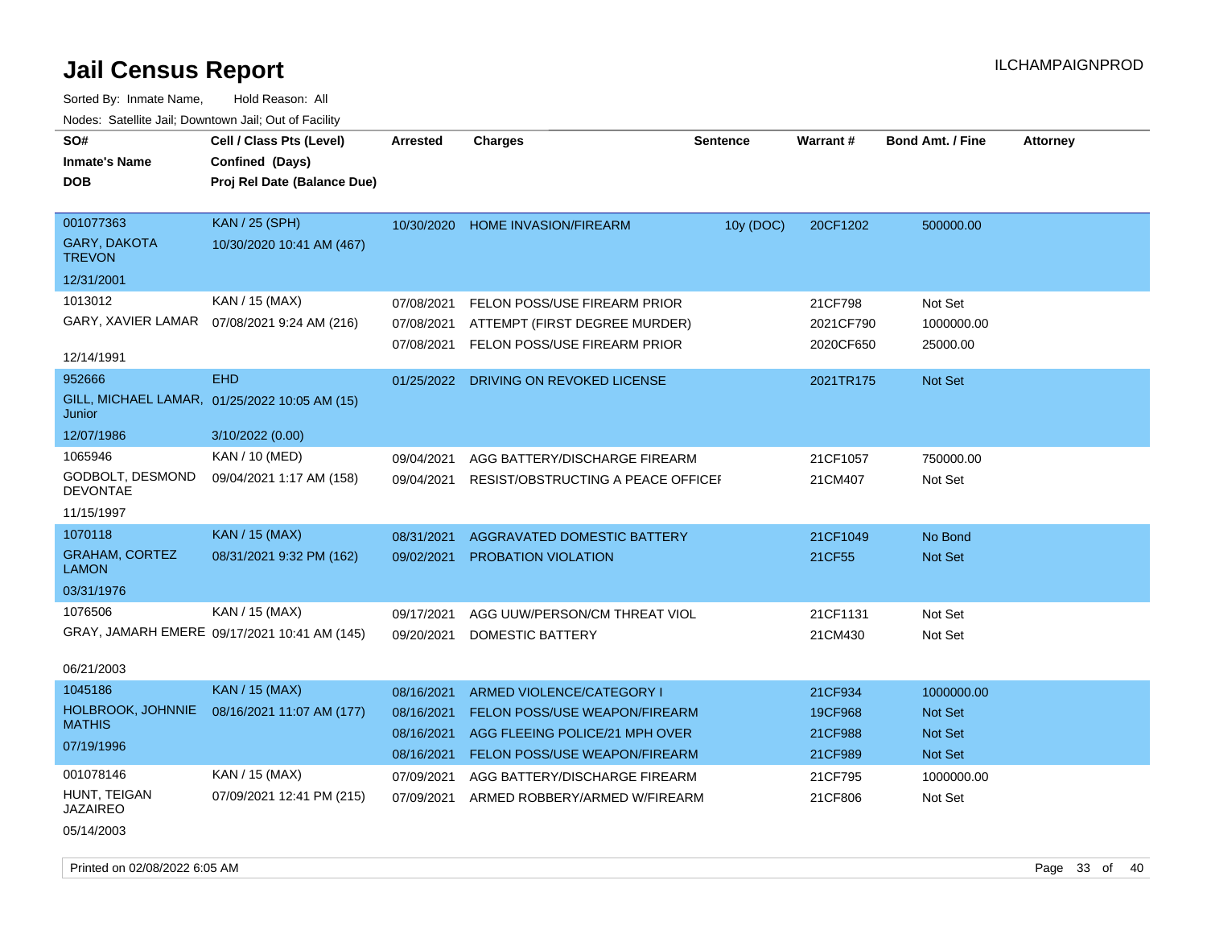# Jail Census Report

ILCHAMPAIGNPROD

Sorted By: Inmate Name, Hold Reason: All

Nodes: Satellite Jail; Downtown Jail; Out of Facility

| SO# / Inmate's Name / DOB | Cell / Class Pts (Level) / Confined (Days) / Proj Rel Date (Balance Due) | Arrested | Charges | Sentence | Warrant # | Bond Amt. / Fine | Attorney |
|---|---|---|---|---|---|---|---|
| 001077363<br>GARY, DAKOTA TREVON<br>12/31/2001 | KAN / 25 (SPH)<br>10/30/2020 10:41 AM (467) | 10/30/2020 | HOME INVASION/FIREARM | 10y (DOC) | 20CF1202 | 500000.00 | |
| 1013012<br>GARY, XAVIER LAMAR<br>12/14/1991 | KAN / 15 (MAX)<br>07/08/2021 9:24 AM (216) | 07/08/2021 | FELON POSS/USE FIREARM PRIOR | | 21CF798 | Not Set | |
| | | 07/08/2021 | ATTEMPT (FIRST DEGREE MURDER) | | 2021CF790 | 1000000.00 | |
| | | 07/08/2021 | FELON POSS/USE FIREARM PRIOR | | 2020CF650 | 25000.00 | |
| 952666<br>GILL, MICHAEL LAMAR, Junior<br>12/07/1986 | EHD<br>01/25/2022 10:05 AM (15)<br>3/10/2022 (0.00) | 01/25/2022 | DRIVING ON REVOKED LICENSE | | 2021TR175 | Not Set | |
| 1065946<br>GODBOLT, DESMOND DEVONTAE<br>11/15/1997 | KAN / 10 (MED)<br>09/04/2021 1:17 AM (158) | 09/04/2021 | AGG BATTERY/DISCHARGE FIREARM | | 21CF1057 | 750000.00 | |
| | | 09/04/2021 | RESIST/OBSTRUCTING A PEACE OFFICEI | | 21CM407 | Not Set | |
| 1070118<br>GRAHAM, CORTEZ LAMON<br>03/31/1976 | KAN / 15 (MAX)<br>08/31/2021 9:32 PM (162) | 08/31/2021 | AGGRAVATED DOMESTIC BATTERY | | 21CF1049 | No Bond | |
| | | 09/02/2021 | PROBATION VIOLATION | | 21CF55 | Not Set | |
| 1076506<br>GRAY, JAMARH EMERE<br>06/21/2003 | KAN / 15 (MAX)<br>09/17/2021 10:41 AM (145) | 09/17/2021 | AGG UUW/PERSON/CM THREAT VIOL | | 21CF1131 | Not Set | |
| | | 09/20/2021 | DOMESTIC BATTERY | | 21CM430 | Not Set | |
| 1045186<br>HOLBROOK, JOHNNIE MATHIS<br>07/19/1996 | KAN / 15 (MAX)<br>08/16/2021 11:07 AM (177) | 08/16/2021 | ARMED VIOLENCE/CATEGORY I | | 21CF934 | 1000000.00 | |
| | | 08/16/2021 | FELON POSS/USE WEAPON/FIREARM | | 19CF968 | Not Set | |
| | | 08/16/2021 | AGG FLEEING POLICE/21 MPH OVER | | 21CF988 | Not Set | |
| | | 08/16/2021 | FELON POSS/USE WEAPON/FIREARM | | 21CF989 | Not Set | |
| 001078146<br>HUNT, TEIGAN JAZAIREO<br>05/14/2003 | KAN / 15 (MAX)<br>07/09/2021 12:41 PM (215) | 07/09/2021 | AGG BATTERY/DISCHARGE FIREARM | | 21CF795 | 1000000.00 | |
| | | 07/09/2021 | ARMED ROBBERY/ARMED W/FIREARM | | 21CF806 | Not Set | |

Printed on 02/08/2022 6:05 AM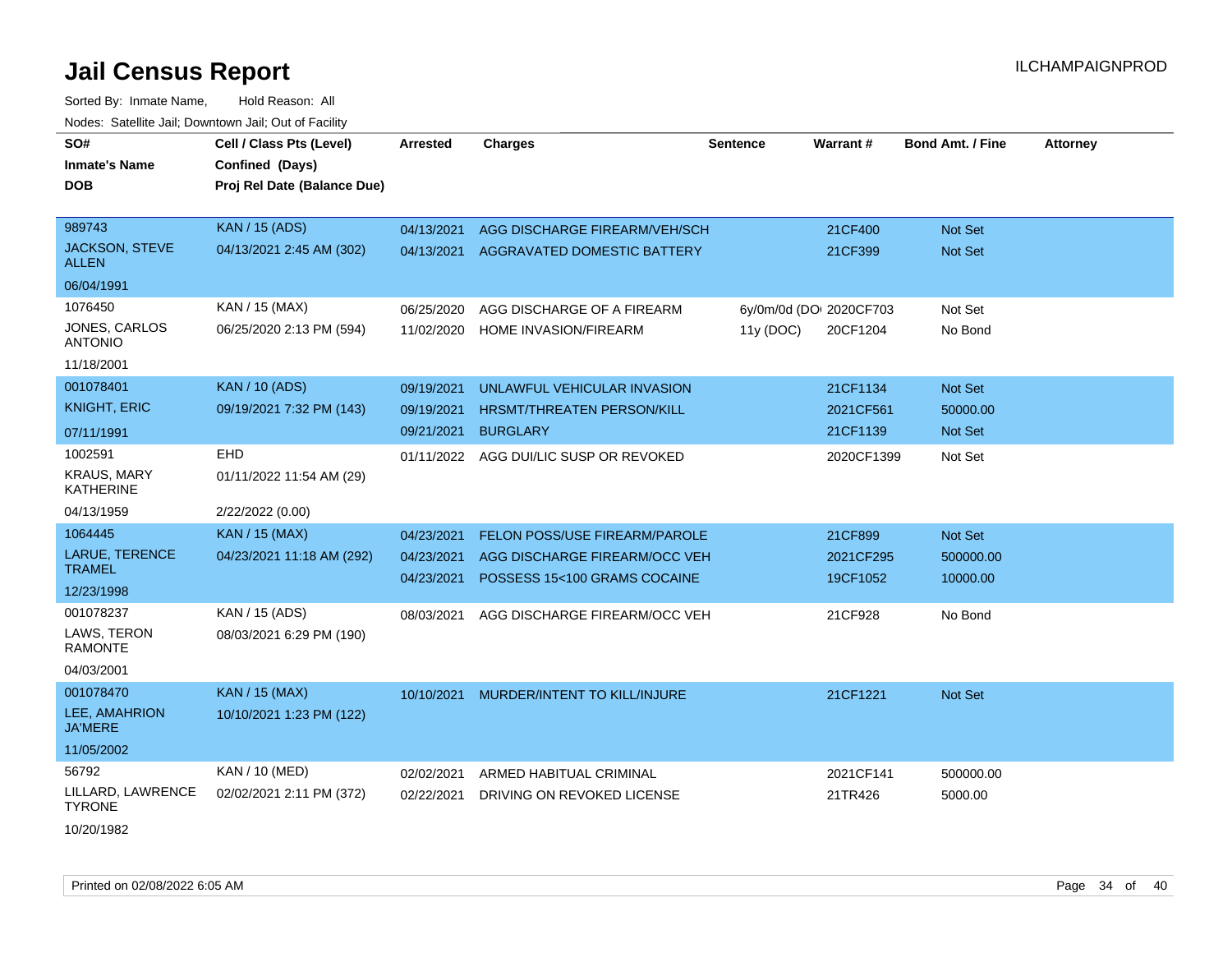# Jail Census Report

ILCHAMPAIGNPROD

Sorted By: Inmate Name, Hold Reason: All

Nodes: Satellite Jail; Downtown Jail; Out of Facility

| SO# / Inmate's Name / DOB | Cell / Class Pts (Level) / Confined (Days) / Proj Rel Date (Balance Due) | Arrested | Charges | Sentence | Warrant # | Bond Amt. / Fine | Attorney |
|---|---|---|---|---|---|---|---|
| 989743<br>JACKSON, STEVE ALLEN<br>06/04/1991 | KAN / 15 (ADS)<br>04/13/2021 2:45 AM (302) | 04/13/2021 | AGG DISCHARGE FIREARM/VEH/SCH | | 21CF400 | Not Set | |
| | | 04/13/2021 | AGGRAVATED DOMESTIC BATTERY | | 21CF399 | Not Set | |
| 1076450<br>JONES, CARLOS ANTONIO<br>11/18/2001 | KAN / 15 (MAX)<br>06/25/2020 2:13 PM (594) | 06/25/2020 | AGG DISCHARGE OF A FIREARM | 6y/0m/0d (DOC) | 2020CF703 | Not Set | |
| | | 11/02/2020 | HOME INVASION/FIREARM | 11y (DOC) | 20CF1204 | No Bond | |
| 001078401<br>KNIGHT, ERIC<br>07/11/1991 | KAN / 10 (ADS)<br>09/19/2021 7:32 PM (143) | 09/19/2021 | UNLAWFUL VEHICULAR INVASION | | 21CF1134 | Not Set | |
| | | 09/19/2021 | HRSMT/THREATEN PERSON/KILL | | 2021CF561 | 50000.00 | |
| | | 09/21/2021 | BURGLARY | | 21CF1139 | Not Set | |
| 1002591<br>KRAUS, MARY KATHERINE<br>04/13/1959 | EHD<br>01/11/2022 11:54 AM (29)<br>2/22/2022 (0.00) | 01/11/2022 | AGG DUI/LIC SUSP OR REVOKED | | 2020CF1399 | Not Set | |
| 1064445<br>LARUE, TERENCE TRAMEL<br>12/23/1998 | KAN / 15 (MAX)<br>04/23/2021 11:18 AM (292) | 04/23/2021 | FELON POSS/USE FIREARM/PAROLE | | 21CF899 | Not Set | |
| | | 04/23/2021 | AGG DISCHARGE FIREARM/OCC VEH | | 2021CF295 | 500000.00 | |
| | | 04/23/2021 | POSSESS 15<100 GRAMS COCAINE | | 19CF1052 | 10000.00 | |
| 001078237<br>LAWS, TERON RAMONTE<br>04/03/2001 | KAN / 15 (ADS)<br>08/03/2021 6:29 PM (190) | 08/03/2021 | AGG DISCHARGE FIREARM/OCC VEH | | 21CF928 | No Bond | |
| 001078470<br>LEE, AMAHRION JA'MERE<br>11/05/2002 | KAN / 15 (MAX)<br>10/10/2021 1:23 PM (122) | 10/10/2021 | MURDER/INTENT TO KILL/INJURE | | 21CF1221 | Not Set | |
| 56792<br>LILLARD, LAWRENCE TYRONE<br>10/20/1982 | KAN / 10 (MED)<br>02/02/2021 2:11 PM (372) | 02/02/2021 | ARMED HABITUAL CRIMINAL | | 2021CF141 | 500000.00 | |
| | | 02/22/2021 | DRIVING ON REVOKED LICENSE | | 21TR426 | 5000.00 | |

Printed on 02/08/2022 6:05 AM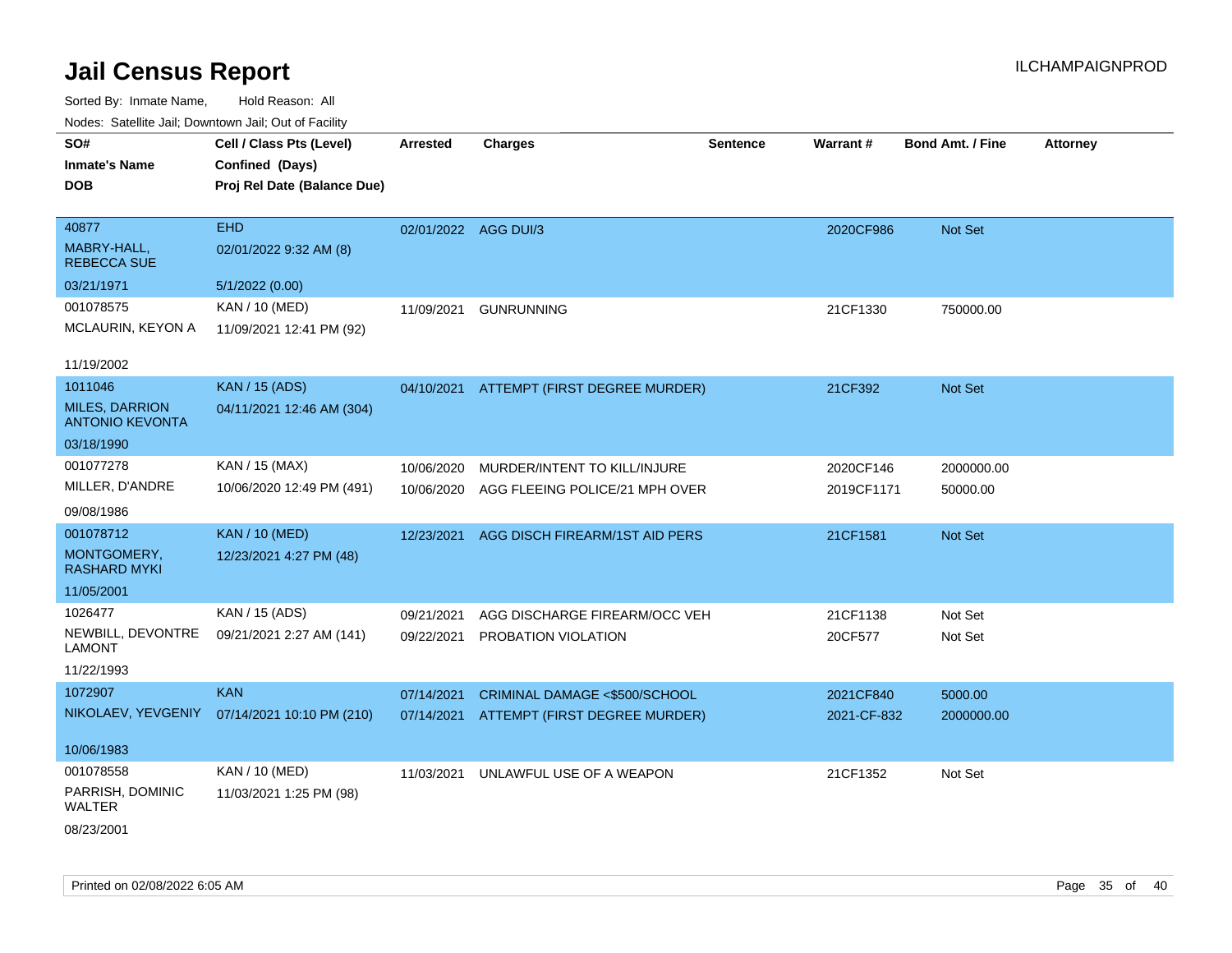# Jail Census Report

Sorted By: Inmate Name, Hold Reason: All

Nodes: Satellite Jail; Downtown Jail; Out of Facility

| SO# / Inmate's Name / DOB | Cell / Class Pts (Level) / Confined (Days) / Proj Rel Date (Balance Due) | Arrested | Charges | Sentence | Warrant # | Bond Amt. / Fine | Attorney |
|---|---|---|---|---|---|---|---|
| 40877<br>MABRY-HALL, REBECCA SUE<br>03/21/1971 | EHD<br>02/01/2022 9:32 AM (8)<br>5/1/2022 (0.00) | 02/01/2022 | AGG DUI/3 | | 2020CF986 | Not Set | |
| 001078575<br>MCLAURIN, KEYON A<br>11/19/2002 | KAN / 10 (MED)<br>11/09/2021 12:41 PM (92) | 11/09/2021 | GUNRUNNING | | 21CF1330 | 750000.00 | |
| 1011046<br>MILES, DARRION ANTONIO KEVONTA<br>03/18/1990 | KAN / 15 (ADS)<br>04/11/2021 12:46 AM (304) | 04/10/2021 | ATTEMPT (FIRST DEGREE MURDER) | | 21CF392 | Not Set | |
| 001077278<br>MILLER, D'ANDRE<br>09/08/1986 | KAN / 15 (MAX)<br>10/06/2020 12:49 PM (491) | 10/06/2020<br>10/06/2020 | MURDER/INTENT TO KILL/INJURE<br>AGG FLEEING POLICE/21 MPH OVER | | 2020CF146<br>2019CF1171 | 2000000.00<br>50000.00 | |
| 001078712<br>MONTGOMERY, RASHARD MYKI<br>11/05/2001 | KAN / 10 (MED)<br>12/23/2021 4:27 PM (48) | 12/23/2021 | AGG DISCH FIREARM/1ST AID PERS | | 21CF1581 | Not Set | |
| 1026477<br>NEWBILL, DEVONTRE LAMONT<br>11/22/1993 | KAN / 15 (ADS)<br>09/21/2021 2:27 AM (141) | 09/21/2021<br>09/22/2021 | AGG DISCHARGE FIREARM/OCC VEH<br>PROBATION VIOLATION | | 21CF1138<br>20CF577 | Not Set<br>Not Set | |
| 1072907<br>NIKOLAEV, YEVGENIY<br>10/06/1983 | KAN<br>07/14/2021 10:10 PM (210) | 07/14/2021<br>07/14/2021 | CRIMINAL DAMAGE <$500/SCHOOL<br>ATTEMPT (FIRST DEGREE MURDER) | | 2021CF840<br>2021-CF-832 | 5000.00<br>2000000.00 | |
| 001078558<br>PARRISH, DOMINIC WALTER<br>08/23/2001 | KAN / 10 (MED)<br>11/03/2021 1:25 PM (98) | 11/03/2021 | UNLAWFUL USE OF A WEAPON | | 21CF1352 | Not Set | |

Printed on 02/08/2022 6:05 AM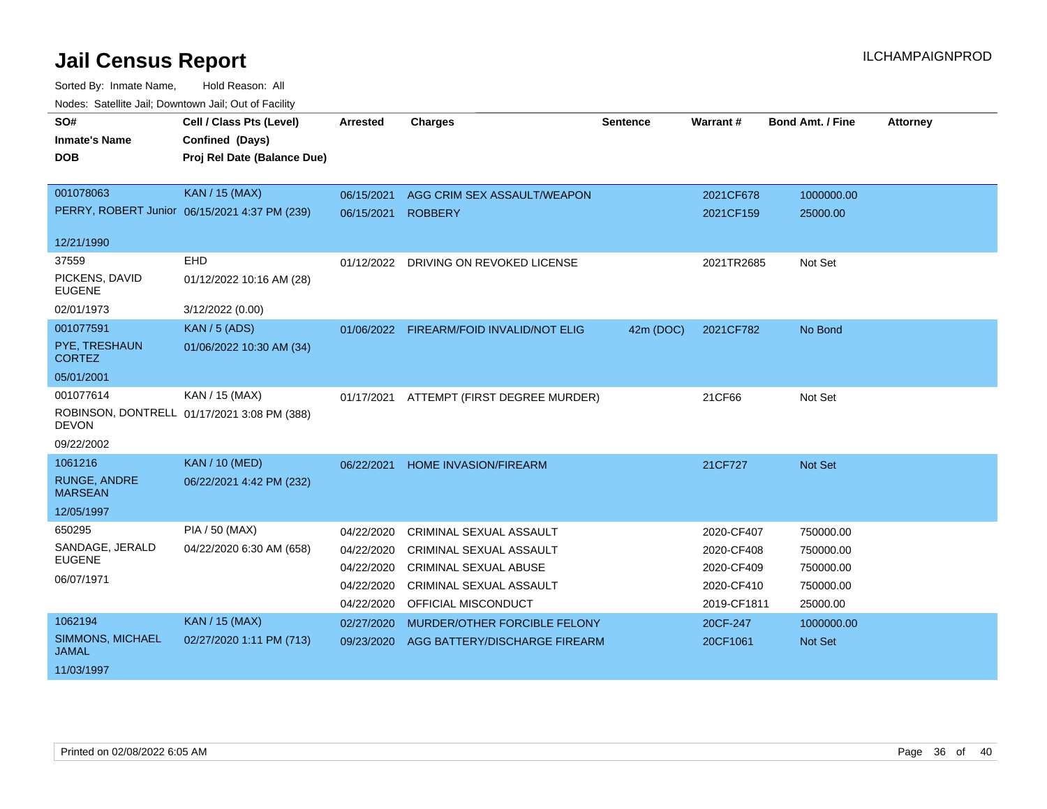# Jail Census Report

ILCHAMPAIGNPROD

Sorted By: Inmate Name, Hold Reason: All

Nodes: Satellite Jail; Downtown Jail; Out of Facility

| SO# / Inmate's Name / DOB | Cell / Class Pts (Level) / Confined (Days) / Proj Rel Date (Balance Due) | Arrested | Charges | Sentence | Warrant # | Bond Amt. / Fine | Attorney |
|---|---|---|---|---|---|---|---|
| 001078063<br>PERRY, ROBERT Junior<br>12/21/1990 | KAN / 15 (MAX)<br>06/15/2021 4:37 PM (239) | 06/15/2021<br>06/15/2021 | AGG CRIM SEX ASSAULT/WEAPON<br>ROBBERY | | 2021CF678<br>2021CF159 | 1000000.00<br>25000.00 | |
| 37559<br>PICKENS, DAVID EUGENE<br>02/01/1973 | EHD<br>01/12/2022 10:16 AM (28)<br>3/12/2022 (0.00) | 01/12/2022 | DRIVING ON REVOKED LICENSE | | 2021TR2685 | Not Set | |
| 001077591<br>PYE, TRESHAUN CORTEZ<br>05/01/2001 | KAN / 5 (ADS)<br>01/06/2022 10:30 AM (34) | 01/06/2022 | FIREARM/FOID INVALID/NOT ELIG | 42m (DOC) | 2021CF782 | No Bond | |
| 001077614<br>ROBINSON, DONTRELL DEVON<br>09/22/2002 | KAN / 15 (MAX)<br>01/17/2021 3:08 PM (388) | 01/17/2021 | ATTEMPT (FIRST DEGREE MURDER) | | 21CF66 | Not Set | |
| 1061216<br>RUNGE, ANDRE MARSEAN<br>12/05/1997 | KAN / 10 (MED)<br>06/22/2021 4:42 PM (232) | 06/22/2021 | HOME INVASION/FIREARM | | 21CF727 | Not Set | |
| 650295<br>SANDAGE, JERALD EUGENE<br>06/07/1971 | PIA / 50 (MAX)<br>04/22/2020 6:30 AM (658) | 04/22/2020<br>04/22/2020<br>04/22/2020<br>04/22/2020<br>04/22/2020 | CRIMINAL SEXUAL ASSAULT<br>CRIMINAL SEXUAL ASSAULT<br>CRIMINAL SEXUAL ABUSE<br>CRIMINAL SEXUAL ASSAULT<br>OFFICIAL MISCONDUCT | | 2020-CF407<br>2020-CF408<br>2020-CF409<br>2020-CF410<br>2019-CF1811 | 750000.00<br>750000.00<br>750000.00<br>750000.00<br>25000.00 | |
| 1062194<br>SIMMONS, MICHAEL JAMAL<br>11/03/1997 | KAN / 15 (MAX)<br>02/27/2020 1:11 PM (713) | 02/27/2020<br>09/23/2020 | MURDER/OTHER FORCIBLE FELONY<br>AGG BATTERY/DISCHARGE FIREARM | | 20CF-247<br>20CF1061 | 1000000.00<br>Not Set | |

Printed on 02/08/2022 6:05 AM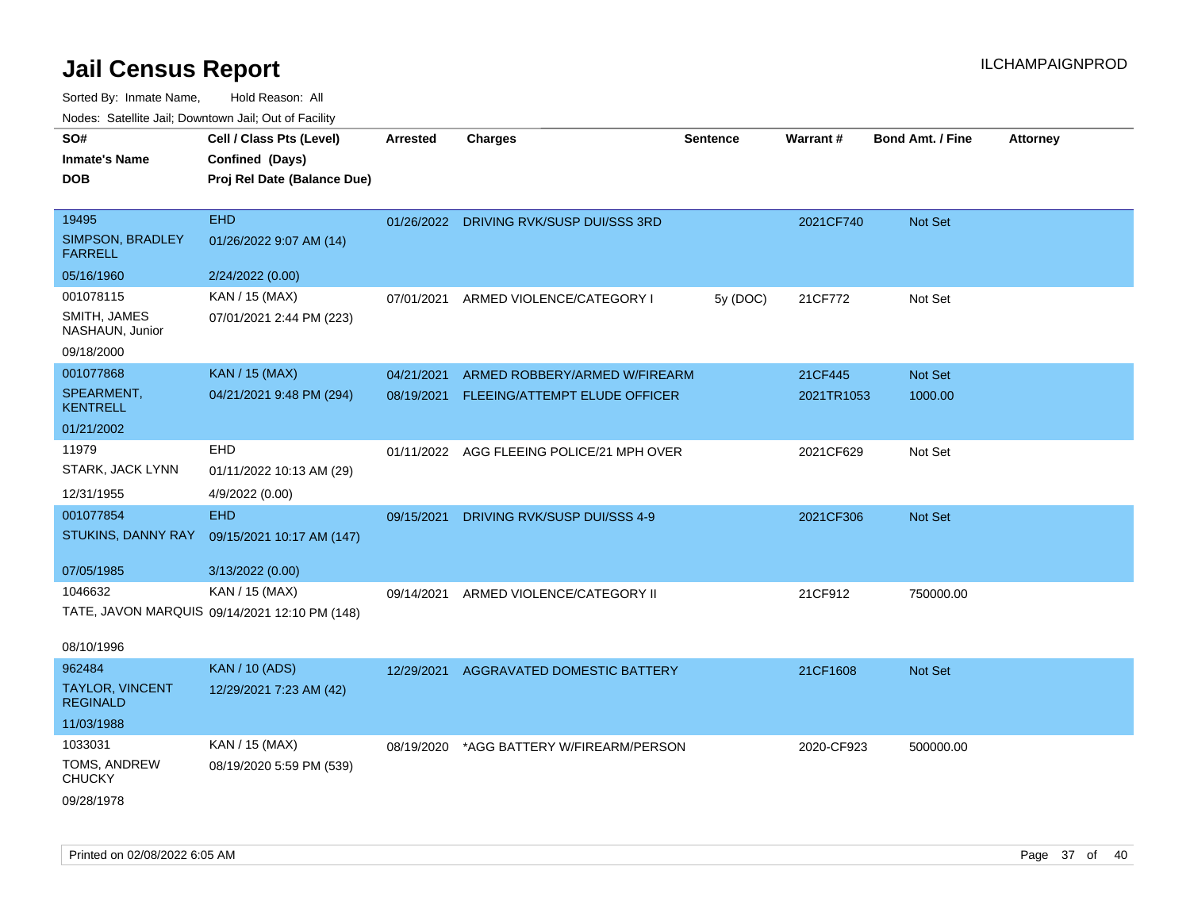# Jail Census Report

ILCHAMPAIGNPROD

Sorted By: Inmate Name, Hold Reason: All

Nodes: Satellite Jail; Downtown Jail; Out of Facility

| SO# / Inmate's Name / DOB | Cell / Class Pts (Level) / Confined (Days) / Proj Rel Date (Balance Due) | Arrested | Charges | Sentence | Warrant # | Bond Amt. / Fine | Attorney |
|---|---|---|---|---|---|---|---|
| 19495<br>SIMPSON, BRADLEY FARRELL<br>05/16/1960 | EHD<br>01/26/2022 9:07 AM (14)<br>2/24/2022 (0.00) | 01/26/2022 | DRIVING RVK/SUSP DUI/SSS 3RD | | 2021CF740 | Not Set | |
| 001078115<br>SMITH, JAMES NASHAUN, Junior<br>09/18/2000 | KAN / 15 (MAX)<br>07/01/2021 2:44 PM (223) | 07/01/2021 | ARMED VIOLENCE/CATEGORY I | 5y (DOC) | 21CF772 | Not Set | |
| 001077868<br>SPEARMENT, KENTRELL<br>01/21/2002 | KAN / 15 (MAX)<br>04/21/2021 9:48 PM (294) | 04/21/2021<br>08/19/2021 | ARMED ROBBERY/ARMED W/FIREARM<br>FLEEING/ATTEMPT ELUDE OFFICER | | 21CF445<br>2021TR1053 | Not Set<br>1000.00 | |
| 11979<br>STARK, JACK LYNN<br>12/31/1955 | EHD<br>01/11/2022 10:13 AM (29)<br>4/9/2022 (0.00) | 01/11/2022 | AGG FLEEING POLICE/21 MPH OVER | | 2021CF629 | Not Set | |
| 001077854<br>STUKINS, DANNY RAY<br>07/05/1985 | EHD<br>09/15/2021 10:17 AM (147)<br>3/13/2022 (0.00) | 09/15/2021 | DRIVING RVK/SUSP DUI/SSS 4-9 | | 2021CF306 | Not Set | |
| 1046632<br>TATE, JAVON MARQUIS<br>08/10/1996 | KAN / 15 (MAX)<br>09/14/2021 12:10 PM (148) | 09/14/2021 | ARMED VIOLENCE/CATEGORY II | | 21CF912 | 750000.00 | |
| 962484<br>TAYLOR, VINCENT REGINALD<br>11/03/1988 | KAN / 10 (ADS)<br>12/29/2021 7:23 AM (42) | 12/29/2021 | AGGRAVATED DOMESTIC BATTERY | | 21CF1608 | Not Set | |
| 1033031<br>TOMS, ANDREW CHUCKY<br>09/28/1978 | KAN / 15 (MAX)<br>08/19/2020 5:59 PM (539) | 08/19/2020 | *AGG BATTERY W/FIREARM/PERSON | | 2020-CF923 | 500000.00 | |

Printed on 02/08/2022 6:05 AM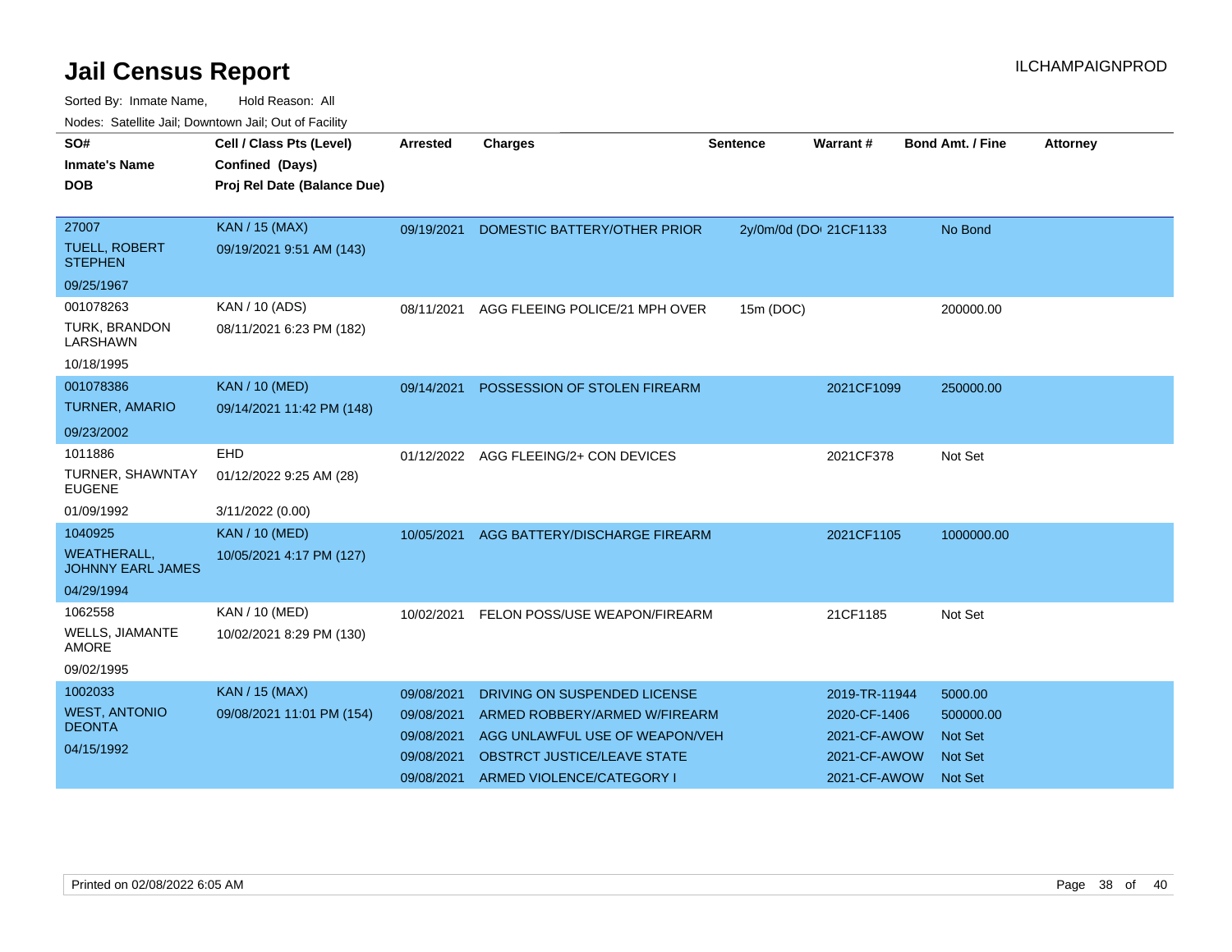# Jail Census Report

ILCHAMPAIGNPROD

Sorted By: Inmate Name, Hold Reason: All

Nodes: Satellite Jail; Downtown Jail; Out of Facility

| SO# / Inmate's Name / DOB | Cell / Class Pts (Level) / Confined (Days) / Proj Rel Date (Balance Due) | Arrested | Charges | Sentence | Warrant # | Bond Amt. / Fine | Attorney |
|---|---|---|---|---|---|---|---|
| 27007<br>TUELL, ROBERT STEPHEN<br>09/25/1967 | KAN / 15 (MAX)<br>09/19/2021 9:51 AM (143) | 09/19/2021 | DOMESTIC BATTERY/OTHER PRIOR | 2y/0m/0d (DOI | 21CF1133 | No Bond | |
| 001078263<br>TURK, BRANDON LARSHAWN<br>10/18/1995 | KAN / 10 (ADS)<br>08/11/2021 6:23 PM (182) | 08/11/2021 | AGG FLEEING POLICE/21 MPH OVER | 15m (DOC) | | 200000.00 | |
| 001078386<br>TURNER, AMARIO<br>09/23/2002 | KAN / 10 (MED)<br>09/14/2021 11:42 PM (148) | 09/14/2021 | POSSESSION OF STOLEN FIREARM | | 2021CF1099 | 250000.00 | |
| 1011886<br>TURNER, SHAWNTAY EUGENE<br>01/09/1992 | EHD<br>01/12/2022 9:25 AM (28)<br>3/11/2022 (0.00) | 01/12/2022 | AGG FLEEING/2+ CON DEVICES | | 2021CF378 | Not Set | |
| 1040925<br>WEATHERALL, JOHNNY EARL JAMES<br>04/29/1994 | KAN / 10 (MED)<br>10/05/2021 4:17 PM (127) | 10/05/2021 | AGG BATTERY/DISCHARGE FIREARM | | 2021CF1105 | 1000000.00 | |
| 1062558<br>WELLS, JIAMANTE AMORE<br>09/02/1995 | KAN / 10 (MED)<br>10/02/2021 8:29 PM (130) | 10/02/2021 | FELON POSS/USE WEAPON/FIREARM | | 21CF1185 | Not Set | |
| 1002033<br>WEST, ANTONIO DEONTA<br>04/15/1992 | KAN / 15 (MAX)<br>09/08/2021 11:01 PM (154) | 09/08/2021 | DRIVING ON SUSPENDED LICENSE | | 2019-TR-11944 | 5000.00 | |
| | | 09/08/2021 | ARMED ROBBERY/ARMED W/FIREARM | | 2020-CF-1406 | 500000.00 | |
| | | 09/08/2021 | AGG UNLAWFUL USE OF WEAPON/VEH | | 2021-CF-AWOW | Not Set | |
| | | 09/08/2021 | OBSTRCT JUSTICE/LEAVE STATE | | 2021-CF-AWOW | Not Set | |
| | | 09/08/2021 | ARMED VIOLENCE/CATEGORY I | | 2021-CF-AWOW | Not Set | |

Printed on 02/08/2022 6:05 AM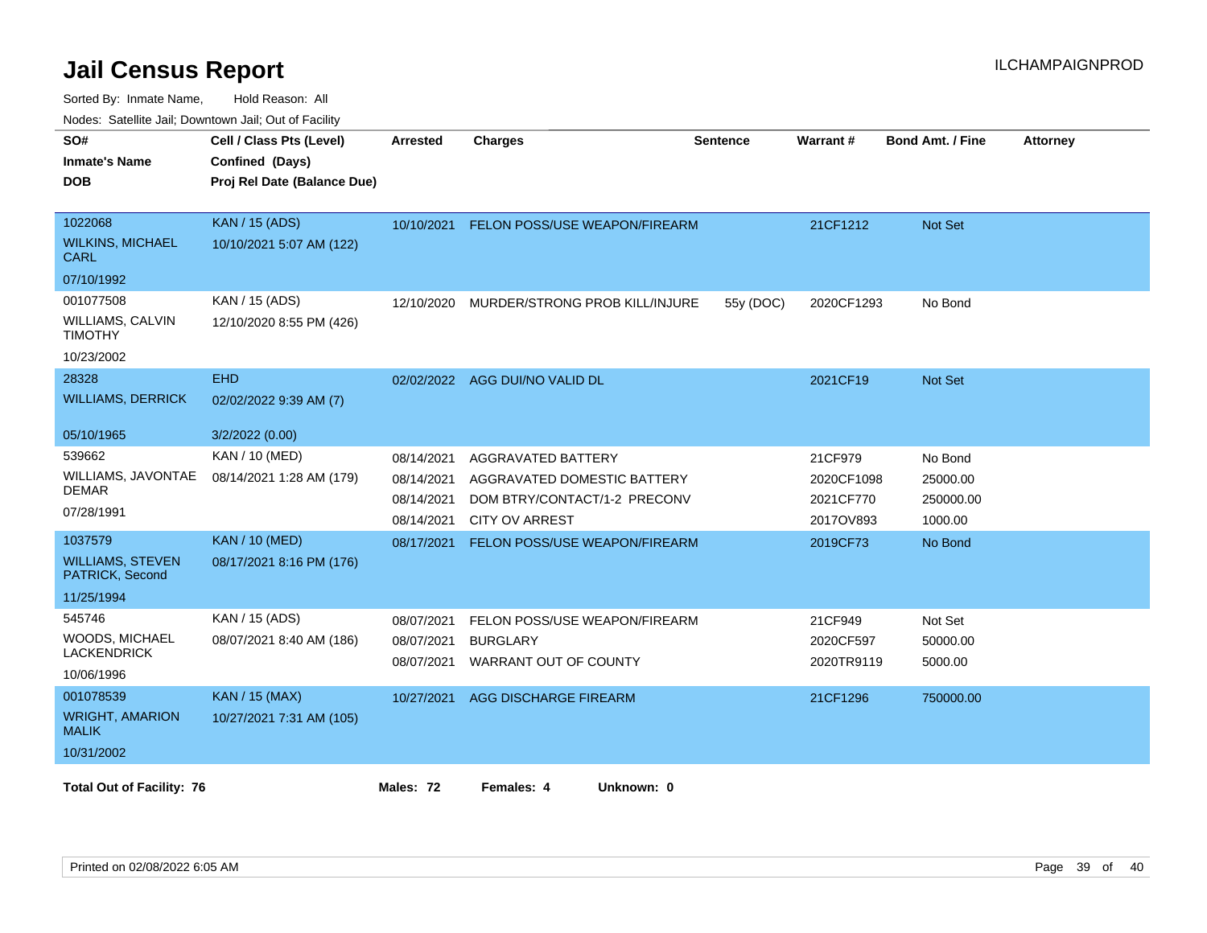# Jail Census Report

ILCHAMPAIGNPROD

Sorted By: Inmate Name, Hold Reason: All

Nodes: Satellite Jail; Downtown Jail; Out of Facility

| SO# / Inmate's Name / DOB | Cell / Class Pts (Level) / Confined (Days) / Proj Rel Date (Balance Due) | Arrested | Charges | Sentence | Warrant # | Bond Amt. / Fine | Attorney |
|---|---|---|---|---|---|---|---|
| 1022068<br>WILKINS, MICHAEL CARL<br>07/10/1992 | KAN / 15 (ADS)<br>10/10/2021 5:07 AM (122) | 10/10/2021 | FELON POSS/USE WEAPON/FIREARM | | 21CF1212 | Not Set | |
| 001077508<br>WILLIAMS, CALVIN TIMOTHY<br>10/23/2002 | KAN / 15 (ADS)<br>12/10/2020 8:55 PM (426) | 12/10/2020 | MURDER/STRONG PROB KILL/INJURE | 55y (DOC) | 2020CF1293 | No Bond | |
| 28328<br>WILLIAMS, DERRICK<br>05/10/1965 | EHD<br>02/02/2022 9:39 AM (7)<br>3/2/2022 (0.00) | 02/02/2022 | AGG DUI/NO VALID DL | | 2021CF19 | Not Set | |
| 539662<br>WILLIAMS, JAVONTAE DEMAR<br>07/28/1991 | KAN / 10 (MED)<br>08/14/2021 1:28 AM (179) | 08/14/2021 | AGGRAVATED BATTERY | | 21CF979 | No Bond | |
| | | 08/14/2021 | AGGRAVATED DOMESTIC BATTERY | | 2020CF1098 | 25000.00 | |
| | | 08/14/2021 | DOM BTRY/CONTACT/1-2 PRECONV | | 2021CF770 | 250000.00 | |
| | | 08/14/2021 | CITY OV ARREST | | 2017OV893 | 1000.00 | |
| 1037579<br>WILLIAMS, STEVEN PATRICK, Second<br>11/25/1994 | KAN / 10 (MED)<br>08/17/2021 8:16 PM (176) | 08/17/2021 | FELON POSS/USE WEAPON/FIREARM | | 2019CF73 | No Bond | |
| 545746<br>WOODS, MICHAEL LACKENDRICK<br>10/06/1996 | KAN / 15 (ADS)<br>08/07/2021 8:40 AM (186) | 08/07/2021 | FELON POSS/USE WEAPON/FIREARM | | 21CF949 | Not Set | |
| | | 08/07/2021 | BURGLARY | | 2020CF597 | 50000.00 | |
| | | 08/07/2021 | WARRANT OUT OF COUNTY | | 2020TR9119 | 5000.00 | |
| 001078539<br>WRIGHT, AMARION MALIK<br>10/31/2002 | KAN / 15 (MAX)<br>10/27/2021 7:31 AM (105) | 10/27/2021 | AGG DISCHARGE FIREARM | | 21CF1296 | 750000.00 | |

**Total Out of Facility: 76** **Males: 72** **Females: 4** **Unknown: 0**

Printed on 02/08/2022 6:05 AM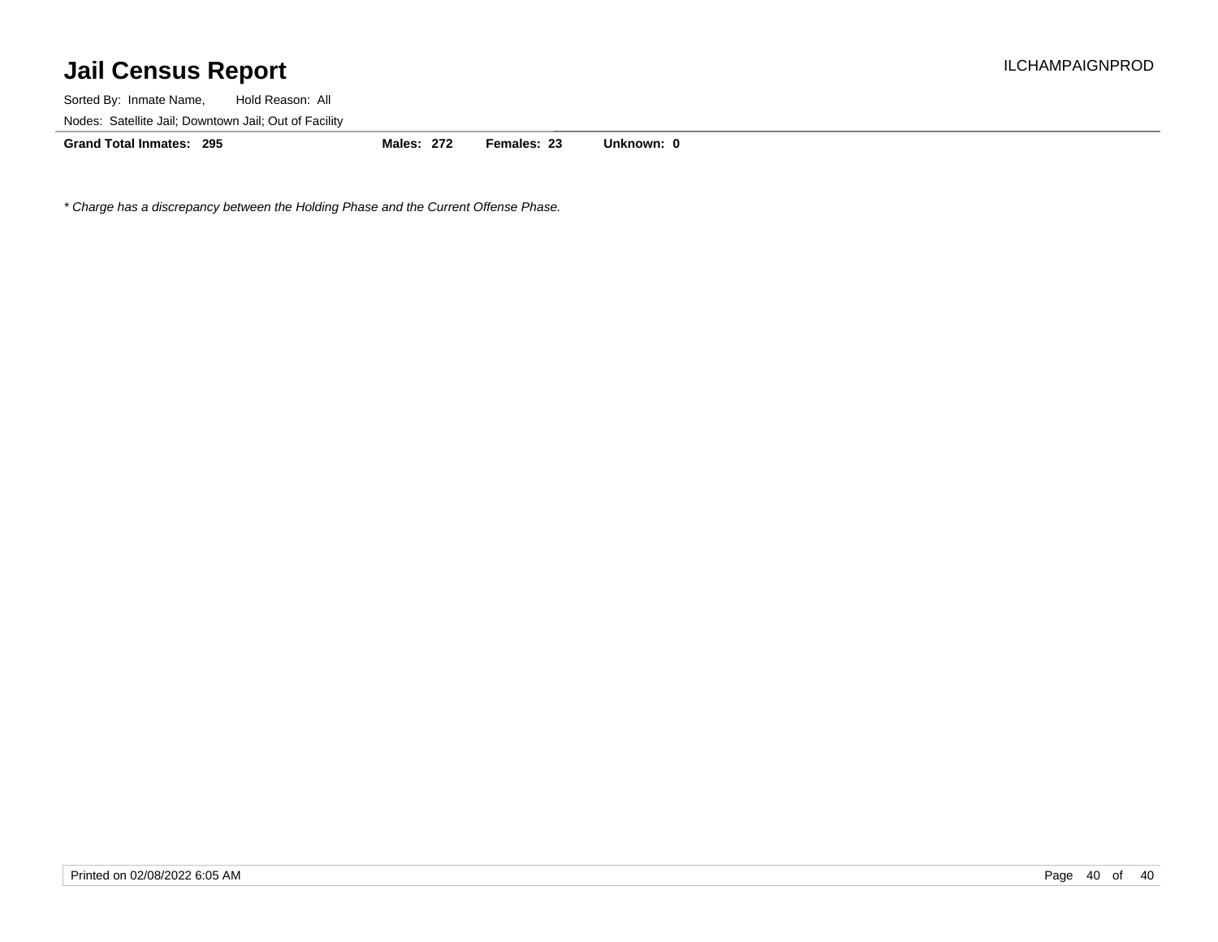# Jail Census Report

ILCHAMPAIGNPROD

Sorted By: Inmate Name, Hold Reason: All

Nodes: Satellite Jail; Downtown Jail; Out of Facility

**Grand Total Inmates: 295** **Males: 272** **Females: 23** **Unknown: 0**

*\* Charge has a discrepancy between the Holding Phase and the Current Offense Phase.*

Printed on 02/08/2022 6:05 AM